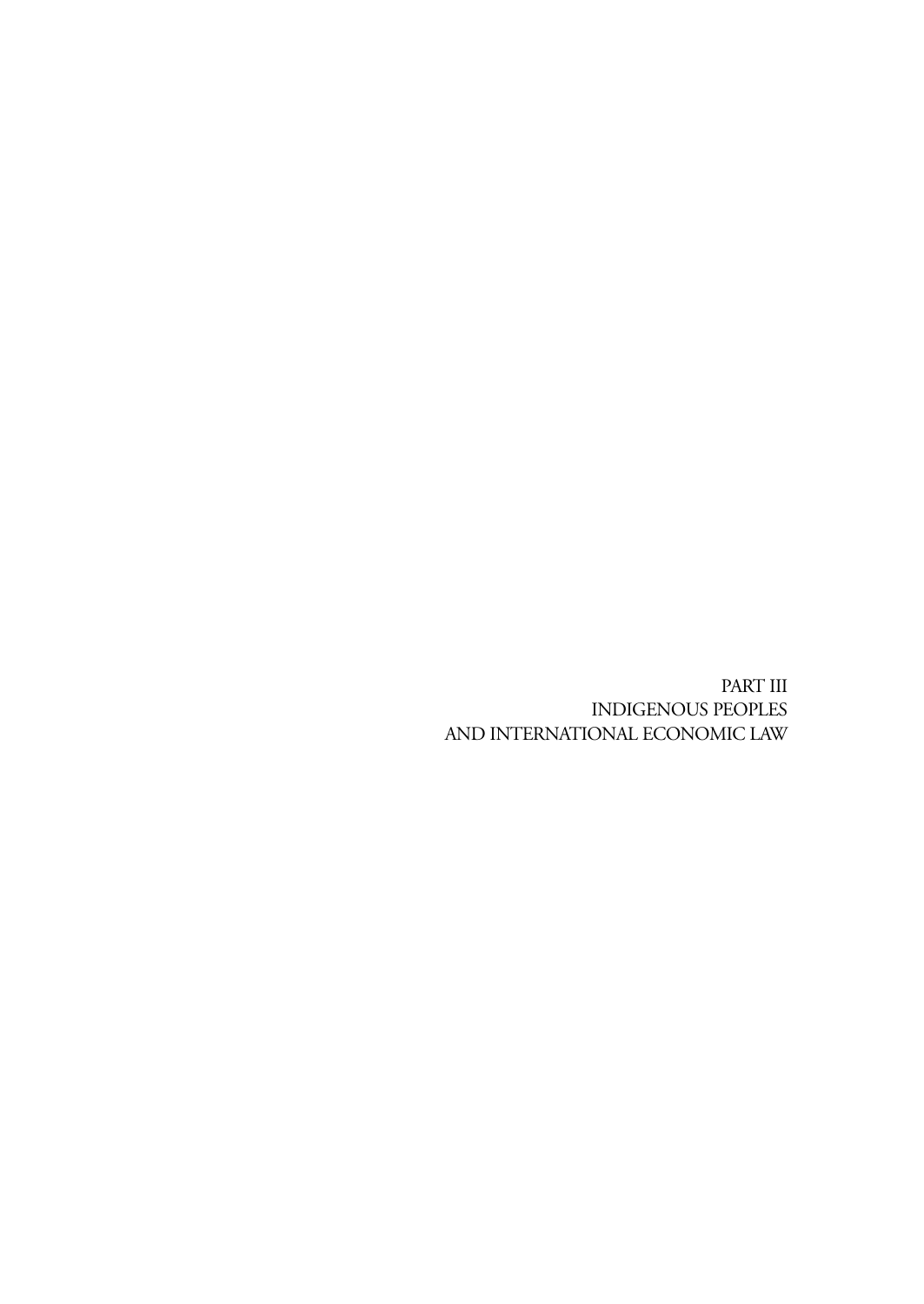# PART III
# INDIGENOUS PEOPLES AND INTERNATIONAL ECONOMIC LAW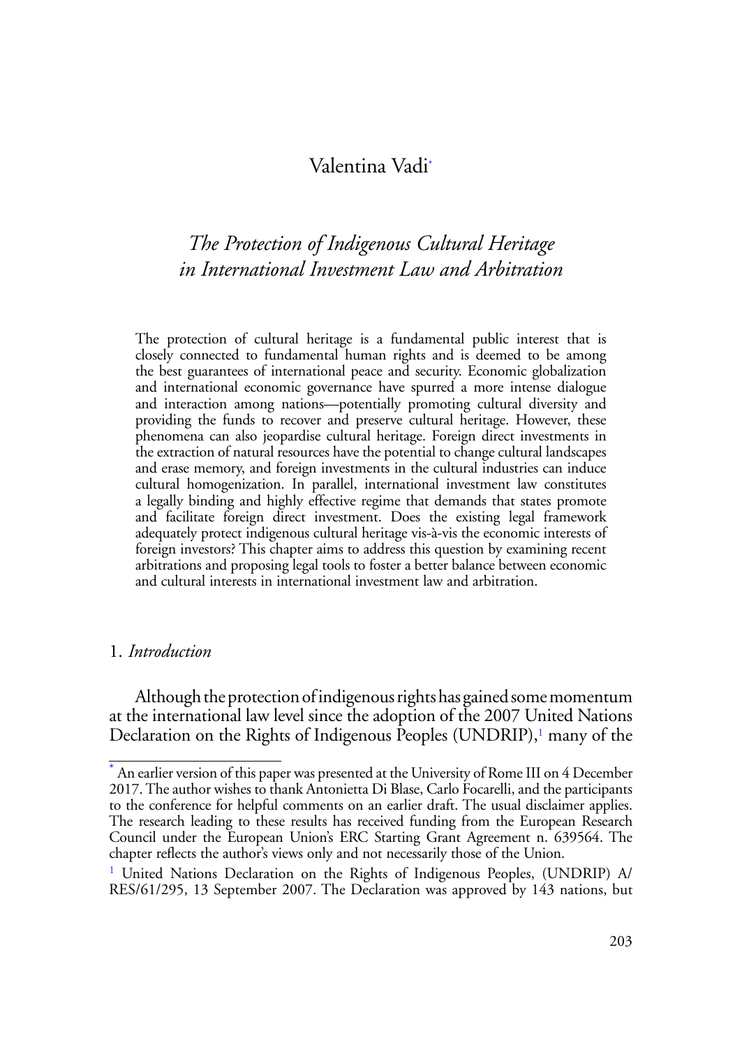Valentina Vadi[*]

## *The Protection of Indigenous Cultural Heritage in International Investment Law and Arbitration*

The protection of cultural heritage is a fundamental public interest that is closely connected to fundamental human rights and is deemed to be among the best guarantees of international peace and security. Economic globalization and international economic governance have spurred a more intense dialogue and interaction among nations—potentially promoting cultural diversity and providing the funds to recover and preserve cultural heritage. However, these phenomena can also jeopardise cultural heritage. Foreign direct investments in the extraction of natural resources have the potential to change cultural landscapes and erase memory, and foreign investments in the cultural industries can induce cultural homogenization. In parallel, international investment law constitutes a legally binding and highly effective regime that demands that states promote and facilitate foreign direct investment. Does the existing legal framework adequately protect indigenous cultural heritage vis-à-vis the economic interests of foreign investors? This chapter aims to address this question by examining recent arbitrations and proposing legal tools to foster a better balance between economic and cultural interests in international investment law and arbitration.

### 1. *Introduction*

Although the protection of indigenous rights has gained some momentum at the international law level since the adoption of the 2007 United Nations Declaration on the Rights of Indigenous Peoples (UNDRIP),[1] many of the

---

[*] An earlier version of this paper was presented at the University of Rome III on 4 December 2017. The author wishes to thank Antonietta Di Blase, Carlo Focarelli, and the participants to the conference for helpful comments on an earlier draft. The usual disclaimer applies. The research leading to these results has received funding from the European Research Council under the European Union's ERC Starting Grant Agreement n. 639564. The chapter reflects the author's views only and not necessarily those of the Union.

[1] United Nations Declaration on the Rights of Indigenous Peoples, (UNDRIP) A/RES/61/295, 13 September 2007. The Declaration was approved by 143 nations, but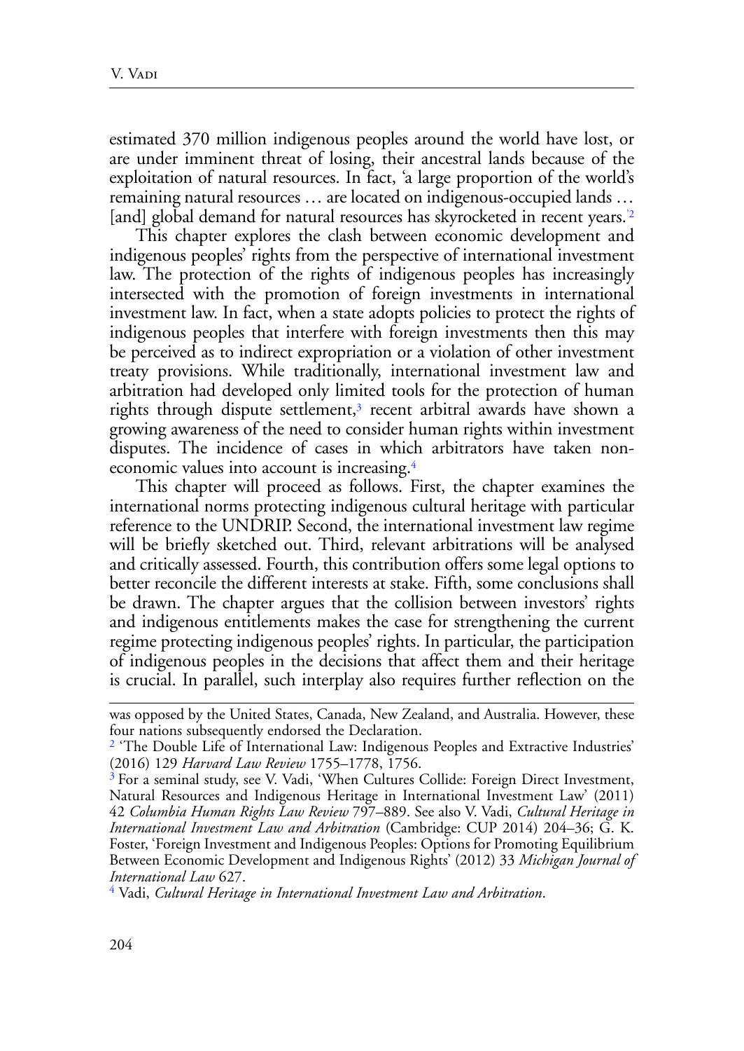estimated 370 million indigenous peoples around the world have lost, or are under imminent threat of losing, their ancestral lands because of the exploitation of natural resources. In fact, 'a large proportion of the world's remaining natural resources … are located on indigenous-occupied lands … [and] global demand for natural resources has skyrocketed in recent years.'[2]

This chapter explores the clash between economic development and indigenous peoples' rights from the perspective of international investment law. The protection of the rights of indigenous peoples has increasingly intersected with the promotion of foreign investments in international investment law. In fact, when a state adopts policies to protect the rights of indigenous peoples that interfere with foreign investments then this may be perceived as to indirect expropriation or a violation of other investment treaty provisions. While traditionally, international investment law and arbitration had developed only limited tools for the protection of human rights through dispute settlement,[3] recent arbitral awards have shown a growing awareness of the need to consider human rights within investment disputes. The incidence of cases in which arbitrators have taken non-economic values into account is increasing.[4]

This chapter will proceed as follows. First, the chapter examines the international norms protecting indigenous cultural heritage with particular reference to the UNDRIP. Second, the international investment law regime will be briefly sketched out. Third, relevant arbitrations will be analysed and critically assessed. Fourth, this contribution offers some legal options to better reconcile the different interests at stake. Fifth, some conclusions shall be drawn. The chapter argues that the collision between investors' rights and indigenous entitlements makes the case for strengthening the current regime protecting indigenous peoples' rights. In particular, the participation of indigenous peoples in the decisions that affect them and their heritage is crucial. In parallel, such interplay also requires further reflection on the

---

was opposed by the United States, Canada, New Zealand, and Australia. However, these four nations subsequently endorsed the Declaration.

[2] 'The Double Life of International Law: Indigenous Peoples and Extractive Industries' (2016) 129 *Harvard Law Review* 1755–1778, 1756.

[3] For a seminal study, see V. Vadi, 'When Cultures Collide: Foreign Direct Investment, Natural Resources and Indigenous Heritage in International Investment Law' (2011) 42 *Columbia Human Rights Law Review* 797–889. See also V. Vadi, *Cultural Heritage in International Investment Law and Arbitration* (Cambridge: CUP 2014) 204–36; G. K. Foster, 'Foreign Investment and Indigenous Peoples: Options for Promoting Equilibrium Between Economic Development and Indigenous Rights' (2012) 33 *Michigan Journal of International Law* 627.

[4] Vadi, *Cultural Heritage in International Investment Law and Arbitration*.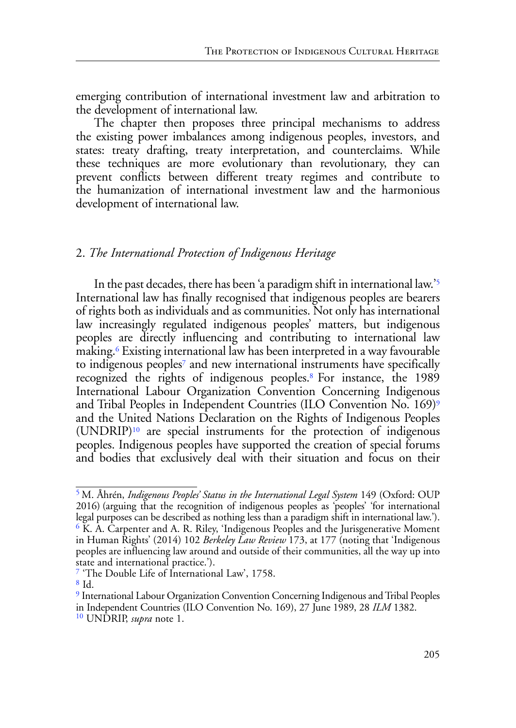emerging contribution of international investment law and arbitration to the development of international law.

The chapter then proposes three principal mechanisms to address the existing power imbalances among indigenous peoples, investors, and states: treaty drafting, treaty interpretation, and counterclaims. While these techniques are more evolutionary than revolutionary, they can prevent conflicts between different treaty regimes and contribute to the humanization of international investment law and the harmonious development of international law.

## 2. *The International Protection of Indigenous Heritage*

In the past decades, there has been 'a paradigm shift in international law.'[5] International law has finally recognised that indigenous peoples are bearers of rights both as individuals and as communities. Not only has international law increasingly regulated indigenous peoples' matters, but indigenous peoples are directly influencing and contributing to international law making.[6] Existing international law has been interpreted in a way favourable to indigenous peoples[7] and new international instruments have specifically recognized the rights of indigenous peoples.[8] For instance, the 1989 International Labour Organization Convention Concerning Indigenous and Tribal Peoples in Independent Countries (ILO Convention No. 169)[9] and the United Nations Declaration on the Rights of Indigenous Peoples (UNDRIP)[10] are special instruments for the protection of indigenous peoples. Indigenous peoples have supported the creation of special forums and bodies that exclusively deal with their situation and focus on their

---

[5] M. Åhrén, *Indigenous Peoples' Status in the International Legal System* 149 (Oxford: OUP 2016) (arguing that the recognition of indigenous peoples as 'peoples' 'for international legal purposes can be described as nothing less than a paradigm shift in international law.').

[6] K. A. Carpenter and A. R. Riley, 'Indigenous Peoples and the Jurisgenerative Moment in Human Rights' (2014) 102 *Berkeley Law Review* 173, at 177 (noting that 'Indigenous peoples are influencing law around and outside of their communities, all the way up into state and international practice.').

[7] 'The Double Life of International Law', 1758.

[8] Id.

[9] International Labour Organization Convention Concerning Indigenous and Tribal Peoples in Independent Countries (ILO Convention No. 169), 27 June 1989, 28 *ILM* 1382.

[10] UNDRIP, *supra* note 1.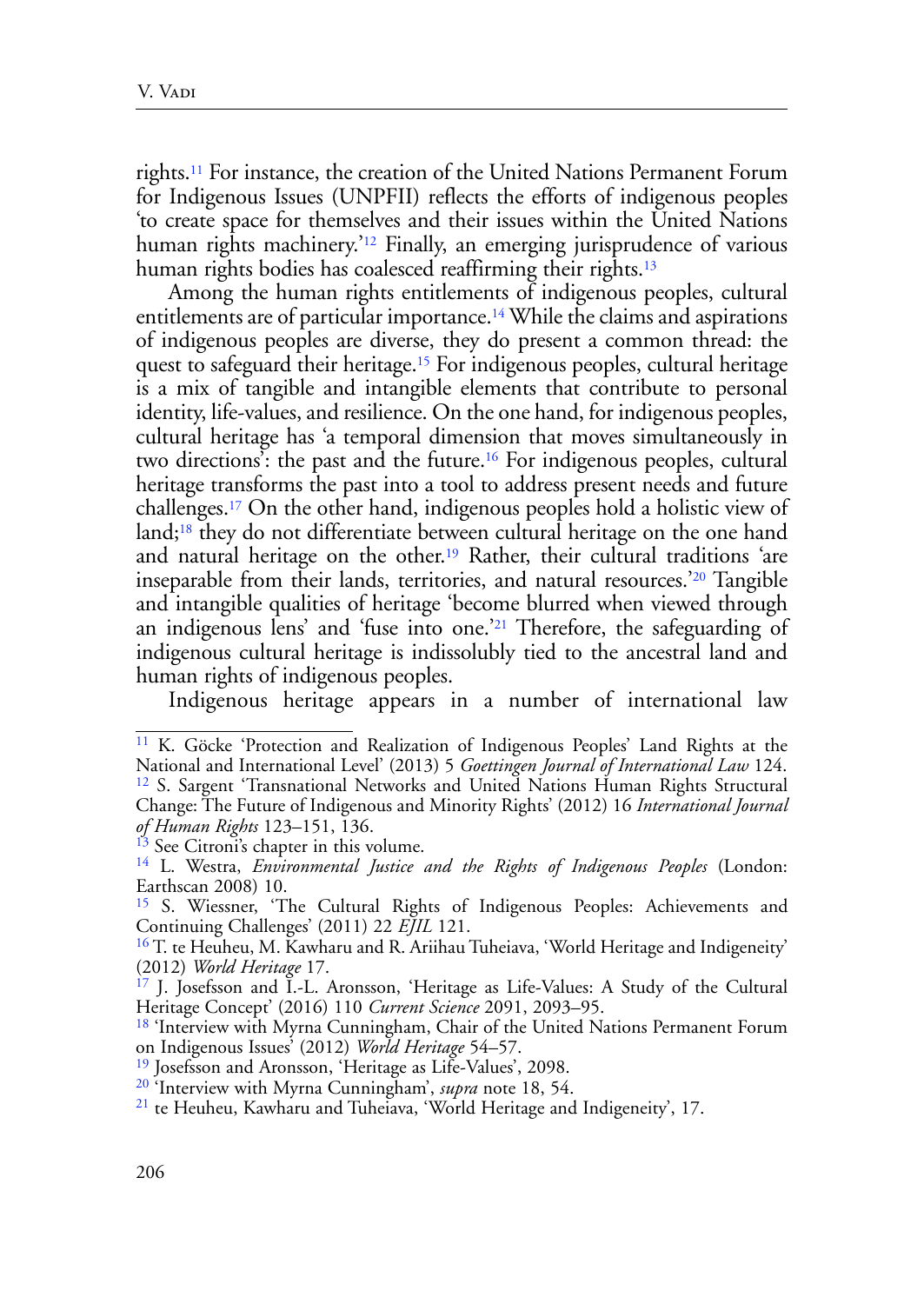rights.[11] For instance, the creation of the United Nations Permanent Forum for Indigenous Issues (UNPFII) reflects the efforts of indigenous peoples 'to create space for themselves and their issues within the United Nations human rights machinery.'[12] Finally, an emerging jurisprudence of various human rights bodies has coalesced reaffirming their rights.[13]

Among the human rights entitlements of indigenous peoples, cultural entitlements are of particular importance.[14] While the claims and aspirations of indigenous peoples are diverse, they do present a common thread: the quest to safeguard their heritage.[15] For indigenous peoples, cultural heritage is a mix of tangible and intangible elements that contribute to personal identity, life-values, and resilience. On the one hand, for indigenous peoples, cultural heritage has 'a temporal dimension that moves simultaneously in two directions': the past and the future.[16] For indigenous peoples, cultural heritage transforms the past into a tool to address present needs and future challenges.[17] On the other hand, indigenous peoples hold a holistic view of land;[18] they do not differentiate between cultural heritage on the one hand and natural heritage on the other.[19] Rather, their cultural traditions 'are inseparable from their lands, territories, and natural resources.'[20] Tangible and intangible qualities of heritage 'become blurred when viewed through an indigenous lens' and 'fuse into one.'[21] Therefore, the safeguarding of indigenous cultural heritage is indissolubly tied to the ancestral land and human rights of indigenous peoples.

Indigenous heritage appears in a number of international law

---

[11] K. Göcke 'Protection and Realization of Indigenous Peoples' Land Rights at the National and International Level' (2013) 5 *Goettingen Journal of International Law* 124.

[12] S. Sargent 'Transnational Networks and United Nations Human Rights Structural Change: The Future of Indigenous and Minority Rights' (2012) 16 *International Journal of Human Rights* 123–151, 136.

[13] See Citroni's chapter in this volume.

[14] L. Westra, *Environmental Justice and the Rights of Indigenous Peoples* (London: Earthscan 2008) 10.

[15] S. Wiessner, 'The Cultural Rights of Indigenous Peoples: Achievements and Continuing Challenges' (2011) 22 *EJIL* 121.

[16] T. te Heuheu, M. Kawharu and R. Ariihau Tuheiava, 'World Heritage and Indigeneity' (2012) *World Heritage* 17.

[17] J. Josefsson and I.-L. Aronsson, 'Heritage as Life-Values: A Study of the Cultural Heritage Concept' (2016) 110 *Current Science* 2091, 2093–95.

[18] 'Interview with Myrna Cunningham, Chair of the United Nations Permanent Forum on Indigenous Issues' (2012) *World Heritage* 54–57.

[19] Josefsson and Aronsson, 'Heritage as Life-Values', 2098.

[20] 'Interview with Myrna Cunningham', *supra* note 18, 54.

[21] te Heuheu, Kawharu and Tuheiava, 'World Heritage and Indigeneity', 17.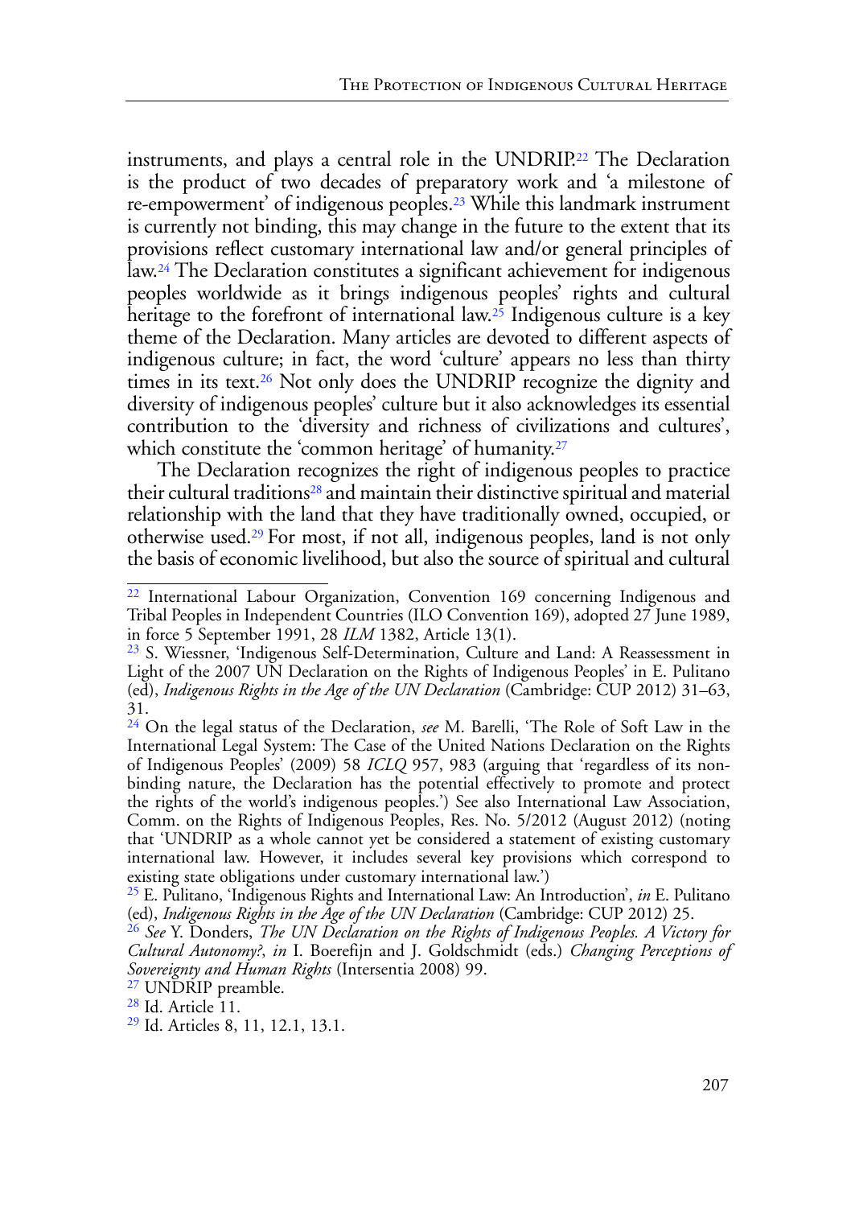instruments, and plays a central role in the UNDRIP.[22] The Declaration is the product of two decades of preparatory work and 'a milestone of re-empowerment' of indigenous peoples.[23] While this landmark instrument is currently not binding, this may change in the future to the extent that its provisions reflect customary international law and/or general principles of law.[24] The Declaration constitutes a significant achievement for indigenous peoples worldwide as it brings indigenous peoples' rights and cultural heritage to the forefront of international law.[25] Indigenous culture is a key theme of the Declaration. Many articles are devoted to different aspects of indigenous culture; in fact, the word 'culture' appears no less than thirty times in its text.[26] Not only does the UNDRIP recognize the dignity and diversity of indigenous peoples' culture but it also acknowledges its essential contribution to the 'diversity and richness of civilizations and cultures', which constitute the 'common heritage' of humanity.[27]

The Declaration recognizes the right of indigenous peoples to practice their cultural traditions[28] and maintain their distinctive spiritual and material relationship with the land that they have traditionally owned, occupied, or otherwise used.[29] For most, if not all, indigenous peoples, land is not only the basis of economic livelihood, but also the source of spiritual and cultural

---

[22] International Labour Organization, Convention 169 concerning Indigenous and Tribal Peoples in Independent Countries (ILO Convention 169), adopted 27 June 1989, in force 5 September 1991, 28 *ILM* 1382, Article 13(1).

[23] S. Wiessner, 'Indigenous Self-Determination, Culture and Land: A Reassessment in Light of the 2007 UN Declaration on the Rights of Indigenous Peoples' in E. Pulitano (ed), *Indigenous Rights in the Age of the UN Declaration* (Cambridge: CUP 2012) 31–63, 31.

[24] On the legal status of the Declaration, *see* M. Barelli, 'The Role of Soft Law in the International Legal System: The Case of the United Nations Declaration on the Rights of Indigenous Peoples' (2009) 58 *ICLQ* 957, 983 (arguing that 'regardless of its non-binding nature, the Declaration has the potential effectively to promote and protect the rights of the world's indigenous peoples.') See also International Law Association, Comm. on the Rights of Indigenous Peoples, Res. No. 5/2012 (August 2012) (noting that 'UNDRIP as a whole cannot yet be considered a statement of existing customary international law. However, it includes several key provisions which correspond to existing state obligations under customary international law.')

[25] E. Pulitano, 'Indigenous Rights and International Law: An Introduction', *in* E. Pulitano (ed), *Indigenous Rights in the Age of the UN Declaration* (Cambridge: CUP 2012) 25.

[26] *See* Y. Donders, *The UN Declaration on the Rights of Indigenous Peoples. A Victory for Cultural Autonomy?*, *in* I. Boerefijn and J. Goldschmidt (eds.) *Changing Perceptions of Sovereignty and Human Rights* (Intersentia 2008) 99.

[27] UNDRIP preamble.

[28] Id. Article 11.

[29] Id. Articles 8, 11, 12.1, 13.1.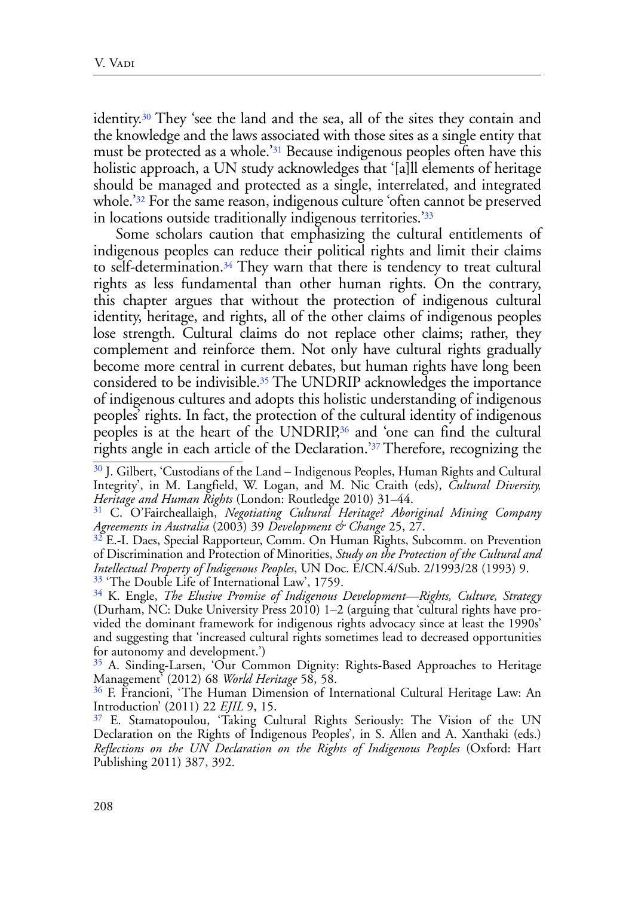identity.[30] They 'see the land and the sea, all of the sites they contain and the knowledge and the laws associated with those sites as a single entity that must be protected as a whole.'[31] Because indigenous peoples often have this holistic approach, a UN study acknowledges that '[a]ll elements of heritage should be managed and protected as a single, interrelated, and integrated whole.'[32] For the same reason, indigenous culture 'often cannot be preserved in locations outside traditionally indigenous territories.'[33]

Some scholars caution that emphasizing the cultural entitlements of indigenous peoples can reduce their political rights and limit their claims to self-determination.[34] They warn that there is tendency to treat cultural rights as less fundamental than other human rights. On the contrary, this chapter argues that without the protection of indigenous cultural identity, heritage, and rights, all of the other claims of indigenous peoples lose strength. Cultural claims do not replace other claims; rather, they complement and reinforce them. Not only have cultural rights gradually become more central in current debates, but human rights have long been considered to be indivisible.[35] The UNDRIP acknowledges the importance of indigenous cultures and adopts this holistic understanding of indigenous peoples' rights. In fact, the protection of the cultural identity of indigenous peoples is at the heart of the UNDRIP,[36] and 'one can find the cultural rights angle in each article of the Declaration.'[37] Therefore, recognizing the

---

[30] J. Gilbert, 'Custodians of the Land – Indigenous Peoples, Human Rights and Cultural Integrity', in M. Langfield, W. Logan, and M. Nic Craith (eds), *Cultural Diversity, Heritage and Human Rights* (London: Routledge 2010) 31–44.

[31] C. O'Faircheallaigh, *Negotiating Cultural Heritage? Aboriginal Mining Company Agreements in Australia* (2003) 39 *Development & Change* 25, 27.

[32] E.-I. Daes, Special Rapporteur, Comm. On Human Rights, Subcomm. on Prevention of Discrimination and Protection of Minorities, *Study on the Protection of the Cultural and Intellectual Property of Indigenous Peoples*, UN Doc. E/CN.4/Sub. 2/1993/28 (1993) 9.

[33] 'The Double Life of International Law', 1759.

[34] K. Engle, *The Elusive Promise of Indigenous Development—Rights, Culture, Strategy* (Durham, NC: Duke University Press 2010) 1–2 (arguing that 'cultural rights have provided the dominant framework for indigenous rights advocacy since at least the 1990s' and suggesting that 'increased cultural rights sometimes lead to decreased opportunities for autonomy and development.')

[35] A. Sinding-Larsen, 'Our Common Dignity: Rights-Based Approaches to Heritage Management' (2012) 68 *World Heritage* 58, 58.

[36] F. Francioni, 'The Human Dimension of International Cultural Heritage Law: An Introduction' (2011) 22 *EJIL* 9, 15.

[37] E. Stamatopoulou, 'Taking Cultural Rights Seriously: The Vision of the UN Declaration on the Rights of Indigenous Peoples', in S. Allen and A. Xanthaki (eds.) *Reflections on the UN Declaration on the Rights of Indigenous Peoples* (Oxford: Hart Publishing 2011) 387, 392.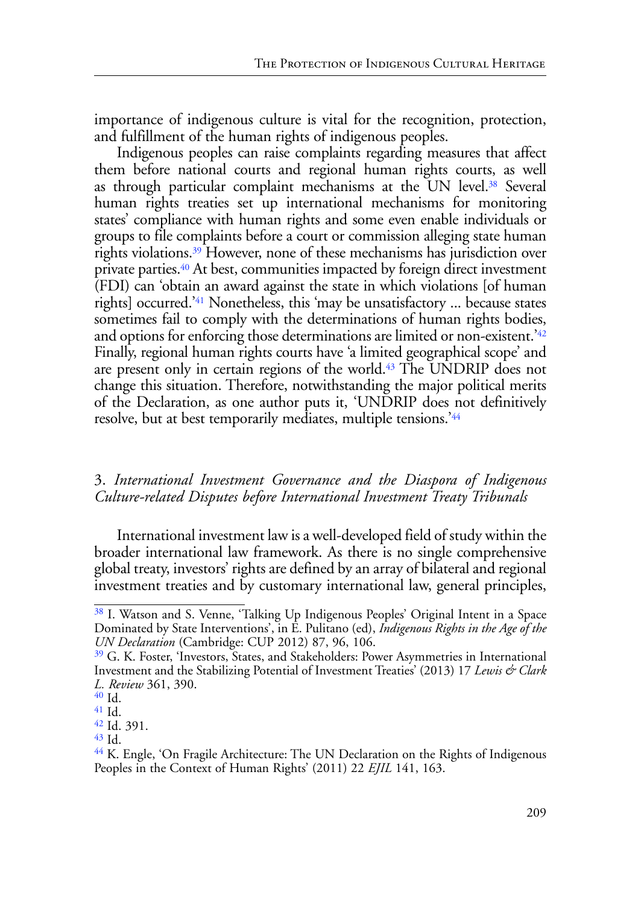importance of indigenous culture is vital for the recognition, protection, and fulfillment of the human rights of indigenous peoples.

Indigenous peoples can raise complaints regarding measures that affect them before national courts and regional human rights courts, as well as through particular complaint mechanisms at the UN level.[38] Several human rights treaties set up international mechanisms for monitoring states' compliance with human rights and some even enable individuals or groups to file complaints before a court or commission alleging state human rights violations.[39] However, none of these mechanisms has jurisdiction over private parties.[40] At best, communities impacted by foreign direct investment (FDI) can 'obtain an award against the state in which violations [of human rights] occurred.'[41] Nonetheless, this 'may be unsatisfactory ... because states sometimes fail to comply with the determinations of human rights bodies, and options for enforcing those determinations are limited or non-existent.'[42] Finally, regional human rights courts have 'a limited geographical scope' and are present only in certain regions of the world.[43] The UNDRIP does not change this situation. Therefore, notwithstanding the major political merits of the Declaration, as one author puts it, 'UNDRIP does not definitively resolve, but at best temporarily mediates, multiple tensions.'[44]

### 3. *International Investment Governance and the Diaspora of Indigenous Culture-related Disputes before International Investment Treaty Tribunals*

International investment law is a well-developed field of study within the broader international law framework. As there is no single comprehensive global treaty, investors' rights are defined by an array of bilateral and regional investment treaties and by customary international law, general principles,

---

[38] I. Watson and S. Venne, 'Talking Up Indigenous Peoples' Original Intent in a Space Dominated by State Interventions', in E. Pulitano (ed), *Indigenous Rights in the Age of the UN Declaration* (Cambridge: CUP 2012) 87, 96, 106.

[39] G. K. Foster, 'Investors, States, and Stakeholders: Power Asymmetries in International Investment and the Stabilizing Potential of Investment Treaties' (2013) 17 *Lewis & Clark L. Review* 361, 390.

[40] Id.

[41] Id.

[42] Id. 391.

[43] Id.

[44] K. Engle, 'On Fragile Architecture: The UN Declaration on the Rights of Indigenous Peoples in the Context of Human Rights' (2011) 22 *EJIL* 141, 163.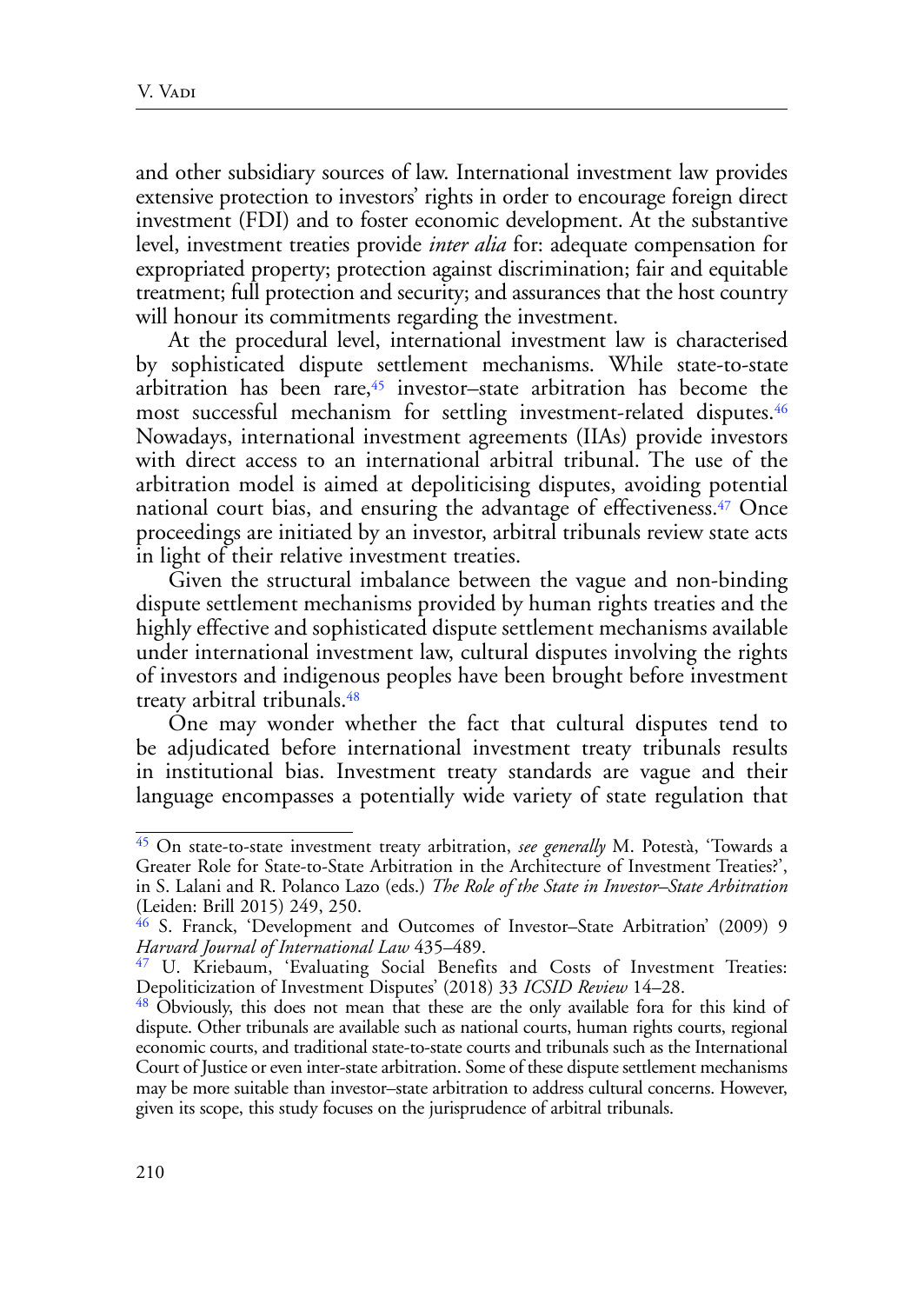and other subsidiary sources of law. International investment law provides extensive protection to investors' rights in order to encourage foreign direct investment (FDI) and to foster economic development. At the substantive level, investment treaties provide *inter alia* for: adequate compensation for expropriated property; protection against discrimination; fair and equitable treatment; full protection and security; and assurances that the host country will honour its commitments regarding the investment.

At the procedural level, international investment law is characterised by sophisticated dispute settlement mechanisms. While state-to-state arbitration has been rare,[45] investor–state arbitration has become the most successful mechanism for settling investment-related disputes.[46] Nowadays, international investment agreements (IIAs) provide investors with direct access to an international arbitral tribunal. The use of the arbitration model is aimed at depoliticising disputes, avoiding potential national court bias, and ensuring the advantage of effectiveness.[47] Once proceedings are initiated by an investor, arbitral tribunals review state acts in light of their relative investment treaties.

Given the structural imbalance between the vague and non-binding dispute settlement mechanisms provided by human rights treaties and the highly effective and sophisticated dispute settlement mechanisms available under international investment law, cultural disputes involving the rights of investors and indigenous peoples have been brought before investment treaty arbitral tribunals.[48]

One may wonder whether the fact that cultural disputes tend to be adjudicated before international investment treaty tribunals results in institutional bias. Investment treaty standards are vague and their language encompasses a potentially wide variety of state regulation that

---

[45] On state-to-state investment treaty arbitration, *see generally* M. Potestà, 'Towards a Greater Role for State-to-State Arbitration in the Architecture of Investment Treaties?', in S. Lalani and R. Polanco Lazo (eds.) *The Role of the State in Investor–State Arbitration* (Leiden: Brill 2015) 249, 250.

[46] S. Franck, 'Development and Outcomes of Investor–State Arbitration' (2009) 9 *Harvard Journal of International Law* 435–489.

[47] U. Kriebaum, 'Evaluating Social Benefits and Costs of Investment Treaties: Depoliticization of Investment Disputes' (2018) 33 *ICSID Review* 14–28.

[48] Obviously, this does not mean that these are the only available fora for this kind of dispute. Other tribunals are available such as national courts, human rights courts, regional economic courts, and traditional state-to-state courts and tribunals such as the International Court of Justice or even inter-state arbitration. Some of these dispute settlement mechanisms may be more suitable than investor–state arbitration to address cultural concerns. However, given its scope, this study focuses on the jurisprudence of arbitral tribunals.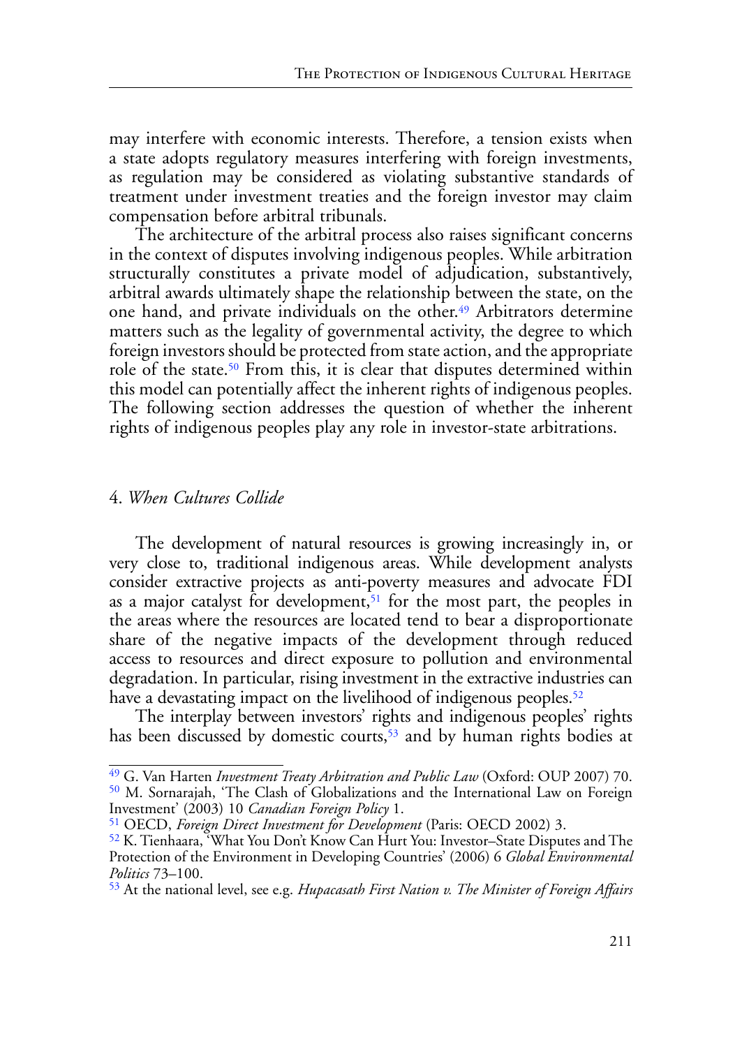may interfere with economic interests. Therefore, a tension exists when a state adopts regulatory measures interfering with foreign investments, as regulation may be considered as violating substantive standards of treatment under investment treaties and the foreign investor may claim compensation before arbitral tribunals.

The architecture of the arbitral process also raises significant concerns in the context of disputes involving indigenous peoples. While arbitration structurally constitutes a private model of adjudication, substantively, arbitral awards ultimately shape the relationship between the state, on the one hand, and private individuals on the other.[49] Arbitrators determine matters such as the legality of governmental activity, the degree to which foreign investors should be protected from state action, and the appropriate role of the state.[50] From this, it is clear that disputes determined within this model can potentially affect the inherent rights of indigenous peoples. The following section addresses the question of whether the inherent rights of indigenous peoples play any role in investor-state arbitrations.

## 4. *When Cultures Collide*

The development of natural resources is growing increasingly in, or very close to, traditional indigenous areas. While development analysts consider extractive projects as anti-poverty measures and advocate FDI as a major catalyst for development,[51] for the most part, the peoples in the areas where the resources are located tend to bear a disproportionate share of the negative impacts of the development through reduced access to resources and direct exposure to pollution and environmental degradation. In particular, rising investment in the extractive industries can have a devastating impact on the livelihood of indigenous peoples.[52]

The interplay between investors' rights and indigenous peoples' rights has been discussed by domestic courts,[53] and by human rights bodies at

---

[49] G. Van Harten *Investment Treaty Arbitration and Public Law* (Oxford: OUP 2007) 70.

[50] M. Sornarajah, 'The Clash of Globalizations and the International Law on Foreign Investment' (2003) 10 *Canadian Foreign Policy* 1.

[51] OECD, *Foreign Direct Investment for Development* (Paris: OECD 2002) 3.

[52] K. Tienhaara, 'What You Don't Know Can Hurt You: Investor–State Disputes and The Protection of the Environment in Developing Countries' (2006) 6 *Global Environmental Politics* 73–100.

[53] At the national level, see e.g. *Hupacasath First Nation v. The Minister of Foreign Affairs*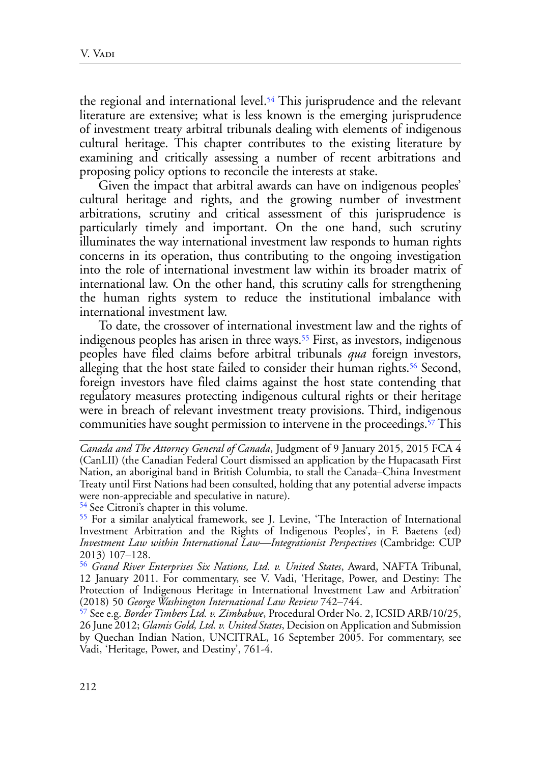the regional and international level.[54] This jurisprudence and the relevant literature are extensive; what is less known is the emerging jurisprudence of investment treaty arbitral tribunals dealing with elements of indigenous cultural heritage. This chapter contributes to the existing literature by examining and critically assessing a number of recent arbitrations and proposing policy options to reconcile the interests at stake.

Given the impact that arbitral awards can have on indigenous peoples' cultural heritage and rights, and the growing number of investment arbitrations, scrutiny and critical assessment of this jurisprudence is particularly timely and important. On the one hand, such scrutiny illuminates the way international investment law responds to human rights concerns in its operation, thus contributing to the ongoing investigation into the role of international investment law within its broader matrix of international law. On the other hand, this scrutiny calls for strengthening the human rights system to reduce the institutional imbalance with international investment law.

To date, the crossover of international investment law and the rights of indigenous peoples has arisen in three ways.[55] First, as investors, indigenous peoples have filed claims before arbitral tribunals *qua* foreign investors, alleging that the host state failed to consider their human rights.[56] Second, foreign investors have filed claims against the host state contending that regulatory measures protecting indigenous cultural rights or their heritage were in breach of relevant investment treaty provisions. Third, indigenous communities have sought permission to intervene in the proceedings.[57] This

---

*Canada and The Attorney General of Canada*, Judgment of 9 January 2015, 2015 FCA 4 (CanLII) (the Canadian Federal Court dismissed an application by the Hupacasath First Nation, an aboriginal band in British Columbia, to stall the Canada–China Investment Treaty until First Nations had been consulted, holding that any potential adverse impacts were non-appreciable and speculative in nature).

[54] See Citroni's chapter in this volume.

[55] For a similar analytical framework, see J. Levine, 'The Interaction of International Investment Arbitration and the Rights of Indigenous Peoples', in F. Baetens (ed) *Investment Law within International Law—Integrationist Perspectives* (Cambridge: CUP 2013) 107–128.

[56] *Grand River Enterprises Six Nations, Ltd. v. United States*, Award, NAFTA Tribunal, 12 January 2011. For commentary, see V. Vadi, 'Heritage, Power, and Destiny: The Protection of Indigenous Heritage in International Investment Law and Arbitration' (2018) 50 *George Washington International Law Review* 742–744.

[57] See e.g. *Border Timbers Ltd. v. Zimbabwe*, Procedural Order No. 2, ICSID ARB/10/25, 26 June 2012; *Glamis Gold, Ltd. v. United States*, Decision on Application and Submission by Quechan Indian Nation, UNCITRAL, 16 September 2005. For commentary, see Vadi, 'Heritage, Power, and Destiny', 761-4.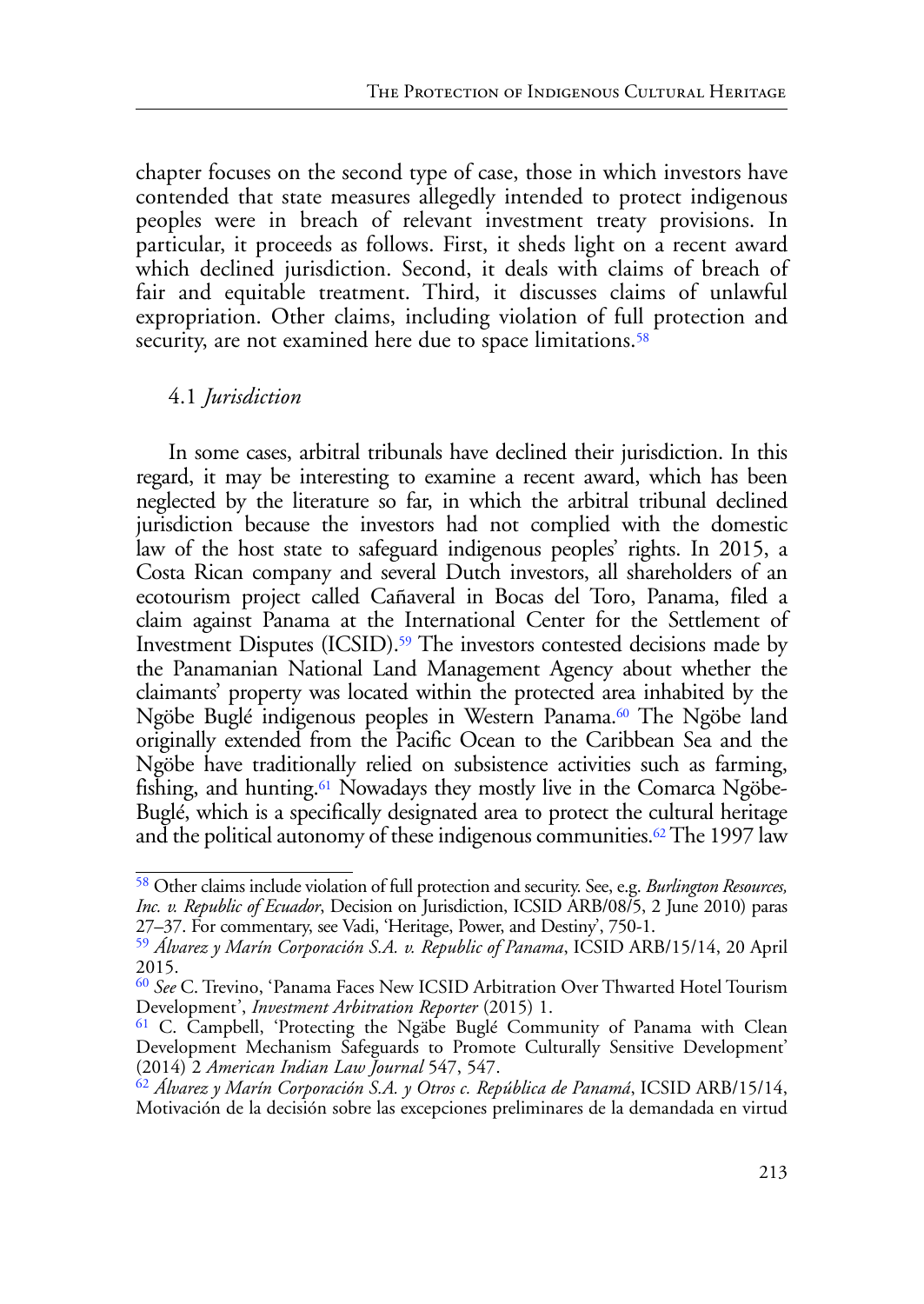chapter focuses on the second type of case, those in which investors have contended that state measures allegedly intended to protect indigenous peoples were in breach of relevant investment treaty provisions. In particular, it proceeds as follows. First, it sheds light on a recent award which declined jurisdiction. Second, it deals with claims of breach of fair and equitable treatment. Third, it discusses claims of unlawful expropriation. Other claims, including violation of full protection and security, are not examined here due to space limitations.[58]

### 4.1 *Jurisdiction*

In some cases, arbitral tribunals have declined their jurisdiction. In this regard, it may be interesting to examine a recent award, which has been neglected by the literature so far, in which the arbitral tribunal declined jurisdiction because the investors had not complied with the domestic law of the host state to safeguard indigenous peoples' rights. In 2015, a Costa Rican company and several Dutch investors, all shareholders of an ecotourism project called Cañaveral in Bocas del Toro, Panama, filed a claim against Panama at the International Center for the Settlement of Investment Disputes (ICSID).[59] The investors contested decisions made by the Panamanian National Land Management Agency about whether the claimants' property was located within the protected area inhabited by the Ngöbe Buglé indigenous peoples in Western Panama.[60] The Ngöbe land originally extended from the Pacific Ocean to the Caribbean Sea and the Ngöbe have traditionally relied on subsistence activities such as farming, fishing, and hunting.[61] Nowadays they mostly live in the Comarca Ngöbe-Buglé, which is a specifically designated area to protect the cultural heritage and the political autonomy of these indigenous communities.[62] The 1997 law

---

[58] Other claims include violation of full protection and security. See, e.g. *Burlington Resources, Inc. v. Republic of Ecuador*, Decision on Jurisdiction, ICSID ARB/08/5, 2 June 2010) paras 27–37. For commentary, see Vadi, 'Heritage, Power, and Destiny', 750-1.

[59] *Álvarez y Marín Corporación S.A. v. Republic of Panama*, ICSID ARB/15/14, 20 April 2015.

[60] *See* C. Trevino, 'Panama Faces New ICSID Arbitration Over Thwarted Hotel Tourism Development', *Investment Arbitration Reporter* (2015) 1.

[61] C. Campbell, 'Protecting the Ngäbe Buglé Community of Panama with Clean Development Mechanism Safeguards to Promote Culturally Sensitive Development' (2014) 2 *American Indian Law Journal* 547, 547.

[62] *Álvarez y Marín Corporación S.A. y Otros c. República de Panamá*, ICSID ARB/15/14, Motivación de la decisión sobre las excepciones preliminares de la demandada en virtud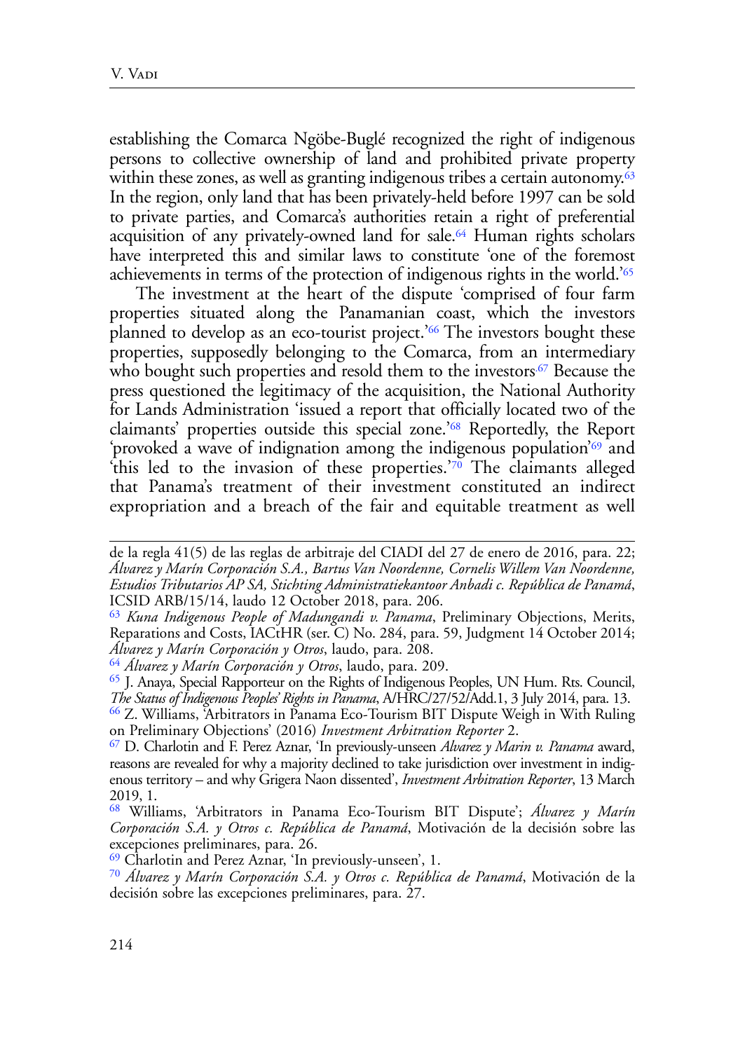establishing the Comarca Ngöbe-Buglé recognized the right of indigenous persons to collective ownership of land and prohibited private property within these zones, as well as granting indigenous tribes a certain autonomy.[63] In the region, only land that has been privately-held before 1997 can be sold to private parties, and Comarca's authorities retain a right of preferential acquisition of any privately-owned land for sale.[64] Human rights scholars have interpreted this and similar laws to constitute 'one of the foremost achievements in terms of the protection of indigenous rights in the world.'[65]

The investment at the heart of the dispute 'comprised of four farm properties situated along the Panamanian coast, which the investors planned to develop as an eco-tourist project.'[66] The investors bought these properties, supposedly belonging to the Comarca, from an intermediary who bought such properties and resold them to the investors.[67] Because the press questioned the legitimacy of the acquisition, the National Authority for Lands Administration 'issued a report that officially located two of the claimants' properties outside this special zone.'[68] Reportedly, the Report 'provoked a wave of indignation among the indigenous population'[69] and 'this led to the invasion of these properties.'[70] The claimants alleged that Panama's treatment of their investment constituted an indirect expropriation and a breach of the fair and equitable treatment as well

---

de la regla 41(5) de las reglas de arbitraje del CIADI del 27 de enero de 2016, para. 22; *Álvarez y Marín Corporación S.A., Bartus Van Noordenne, Cornelis Willem Van Noordenne, Estudios Tributarios AP SA, Stichting Administratiekantoor Anbadi c. República de Panamá*, ICSID ARB/15/14, laudo 12 October 2018, para. 206.

[63] *Kuna Indigenous People of Madungandi v. Panama*, Preliminary Objections, Merits, Reparations and Costs, IACtHR (ser. C) No. 284, para. 59, Judgment 14 October 2014; *Álvarez y Marín Corporación y Otros*, laudo, para. 208.

[64] *Álvarez y Marín Corporación y Otros*, laudo, para. 209.

[65] J. Anaya, Special Rapporteur on the Rights of Indigenous Peoples, UN Hum. Rts. Council, *The Status of Indigenous Peoples' Rights in Panama*, A/HRC/27/52/Add.1, 3 July 2014, para. 13.

[66] Z. Williams, 'Arbitrators in Panama Eco-Tourism BIT Dispute Weigh in With Ruling on Preliminary Objections' (2016) *Investment Arbitration Reporter* 2.

[67] D. Charlotin and F. Perez Aznar, 'In previously-unseen *Alvarez y Marin v. Panama* award, reasons are revealed for why a majority declined to take jurisdiction over investment in indigenous territory – and why Grigera Naon dissented', *Investment Arbitration Reporter*, 13 March 2019, 1.

[68] Williams, 'Arbitrators in Panama Eco-Tourism BIT Dispute'; *Álvarez y Marín Corporación S.A. y Otros c. República de Panamá*, Motivación de la decisión sobre las excepciones preliminares, para. 26.

[69] Charlotin and Perez Aznar, 'In previously-unseen', 1.

[70] *Álvarez y Marín Corporación S.A. y Otros c. República de Panamá*, Motivación de la decisión sobre las excepciones preliminares, para. 27.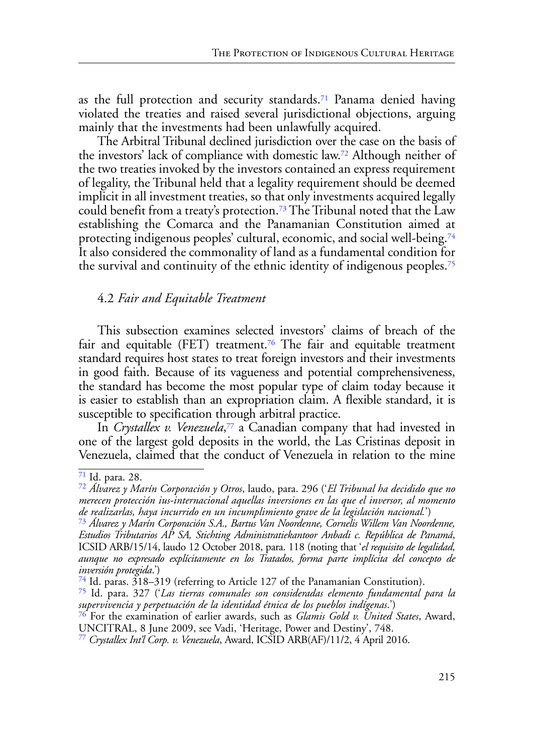as the full protection and security standards.[71] Panama denied having violated the treaties and raised several jurisdictional objections, arguing mainly that the investments had been unlawfully acquired.

The Arbitral Tribunal declined jurisdiction over the case on the basis of the investors' lack of compliance with domestic law.[72] Although neither of the two treaties invoked by the investors contained an express requirement of legality, the Tribunal held that a legality requirement should be deemed implicit in all investment treaties, so that only investments acquired legally could benefit from a treaty's protection.[73] The Tribunal noted that the Law establishing the Comarca and the Panamanian Constitution aimed at protecting indigenous peoples' cultural, economic, and social well-being.[74] It also considered the commonality of land as a fundamental condition for the survival and continuity of the ethnic identity of indigenous peoples.[75]

### 4.2 *Fair and Equitable Treatment*

This subsection examines selected investors' claims of breach of the fair and equitable (FET) treatment.[76] The fair and equitable treatment standard requires host states to treat foreign investors and their investments in good faith. Because of its vagueness and potential comprehensiveness, the standard has become the most popular type of claim today because it is easier to establish than an expropriation claim. A flexible standard, it is susceptible to specification through arbitral practice.

In *Crystallex v. Venezuela*,[77] a Canadian company that had invested in one of the largest gold deposits in the world, the Las Cristinas deposit in Venezuela, claimed that the conduct of Venezuela in relation to the mine

---

[71] Id. para. 28.

[72] *Álvarez y Marín Corporación y Otros*, laudo, para. 296 ('*El Tribunal ha decidido que no merecen protección ius-internacional aquellas inversiones en las que el inversor, al momento de realizarlas, haya incurrido en un incumplimiento grave de la legislación nacional.*')

[73] *Álvarez y Marín Corporación S.A., Bartus Van Noordenne, Cornelis Willem Van Noordenne, Estudios Tributarios AP SA, Stichting Administratiekantoor Anbadi c. República de Panamá*, ICSID ARB/15/14, laudo 12 October 2018, para. 118 (noting that '*el requisito de legalidad, aunque no expresado explícitamente en los Tratados, forma parte implícita del concepto de inversión protegida*.')

[74] Id. paras. 318–319 (referring to Article 127 of the Panamanian Constitution).

[75] Id. para. 327 ('*Las tierras comunales son consideradas elemento fundamental para la supervivencia y perpetuación de la identidad étnica de los pueblos indígenas*.')

[76] For the examination of earlier awards, such as *Glamis Gold v. United States*, Award, UNCITRAL, 8 June 2009, see Vadi, 'Heritage, Power and Destiny', 748.

[77] *Crystallex Int'l Corp. v. Venezuela*, Award, ICSID ARB(AF)/11/2, 4 April 2016.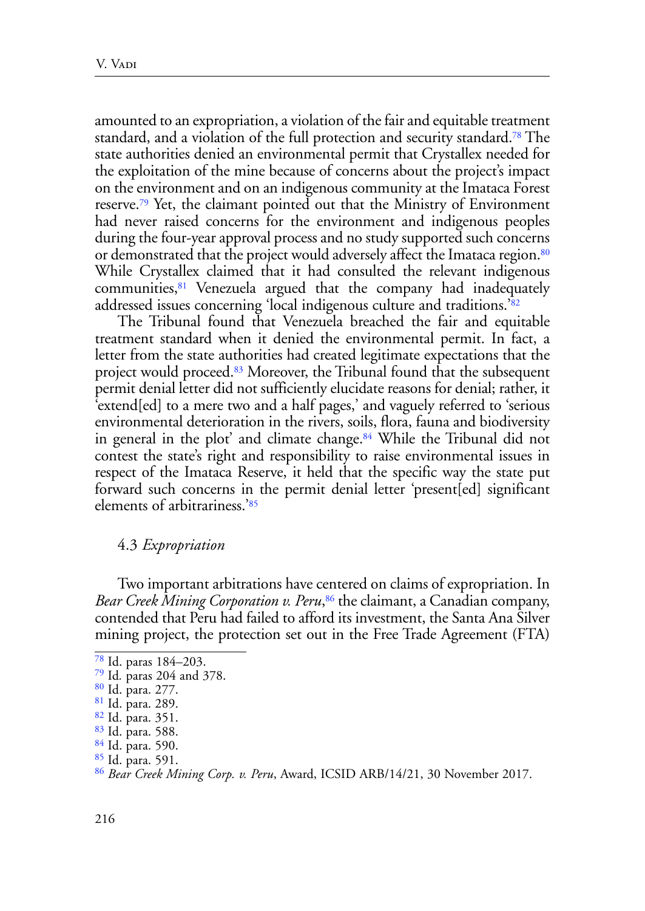amounted to an expropriation, a violation of the fair and equitable treatment standard, and a violation of the full protection and security standard.[78] The state authorities denied an environmental permit that Crystallex needed for the exploitation of the mine because of concerns about the project's impact on the environment and on an indigenous community at the Imataca Forest reserve.[79] Yet, the claimant pointed out that the Ministry of Environment had never raised concerns for the environment and indigenous peoples during the four-year approval process and no study supported such concerns or demonstrated that the project would adversely affect the Imataca region.[80] While Crystallex claimed that it had consulted the relevant indigenous communities,[81] Venezuela argued that the company had inadequately addressed issues concerning 'local indigenous culture and traditions.'[82]

The Tribunal found that Venezuela breached the fair and equitable treatment standard when it denied the environmental permit. In fact, a letter from the state authorities had created legitimate expectations that the project would proceed.[83] Moreover, the Tribunal found that the subsequent permit denial letter did not sufficiently elucidate reasons for denial; rather, it 'extend[ed] to a mere two and a half pages,' and vaguely referred to 'serious environmental deterioration in the rivers, soils, flora, fauna and biodiversity in general in the plot' and climate change.[84] While the Tribunal did not contest the state's right and responsibility to raise environmental issues in respect of the Imataca Reserve, it held that the specific way the state put forward such concerns in the permit denial letter 'present[ed] significant elements of arbitrariness.'[85]

### 4.3 *Expropriation*

Two important arbitrations have centered on claims of expropriation. In *Bear Creek Mining Corporation v. Peru*,[86] the claimant, a Canadian company, contended that Peru had failed to afford its investment, the Santa Ana Silver mining project, the protection set out in the Free Trade Agreement (FTA)

---

[78] Id. paras 184–203.
[79] Id. paras 204 and 378.
[80] Id. para. 277.
[81] Id. para. 289.
[82] Id. para. 351.
[83] Id. para. 588.
[84] Id. para. 590.
[85] Id. para. 591.
[86] *Bear Creek Mining Corp. v. Peru*, Award, ICSID ARB/14/21, 30 November 2017.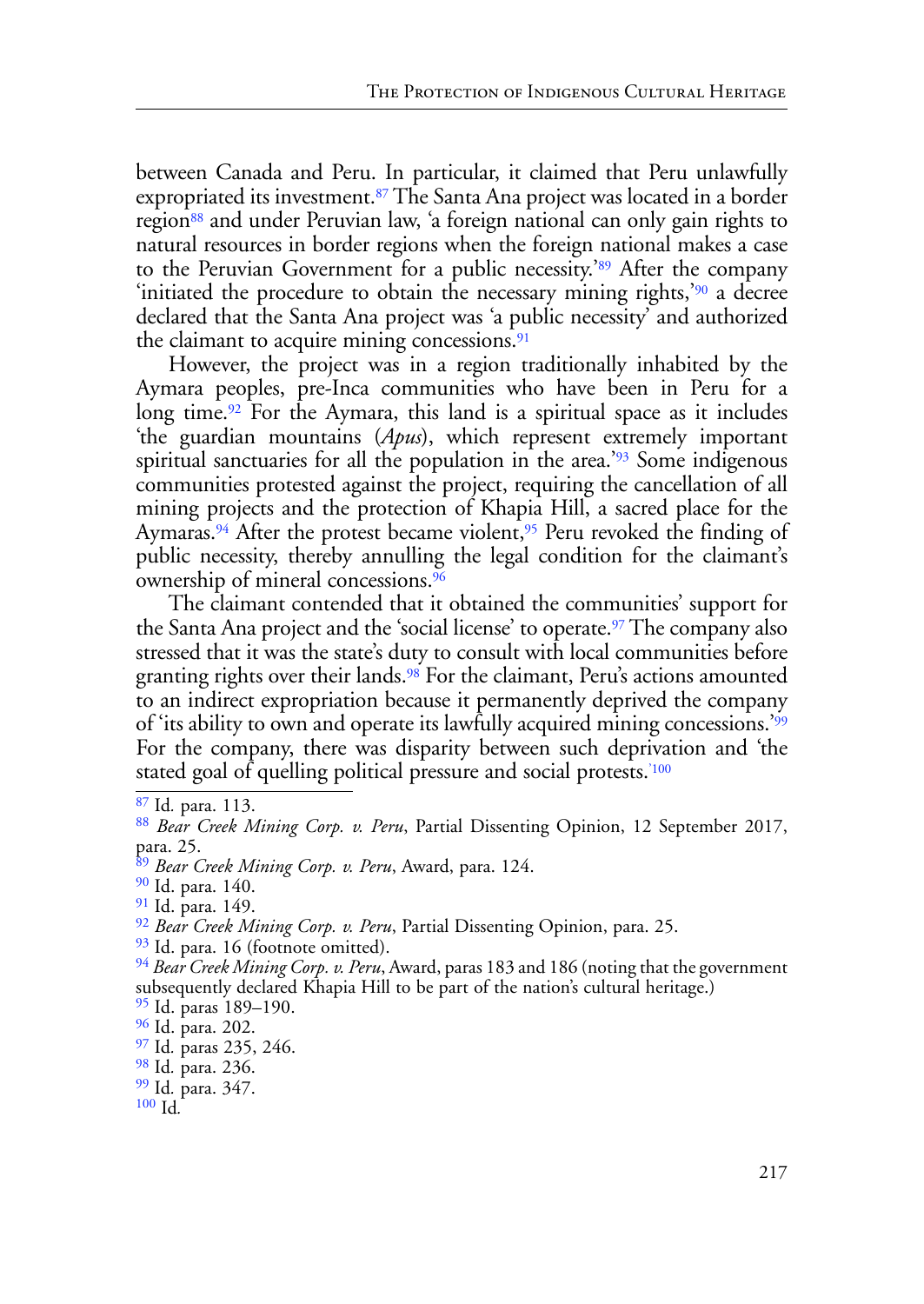between Canada and Peru. In particular, it claimed that Peru unlawfully expropriated its investment.[87] The Santa Ana project was located in a border region[88] and under Peruvian law, 'a foreign national can only gain rights to natural resources in border regions when the foreign national makes a case to the Peruvian Government for a public necessity.'[89] After the company 'initiated the procedure to obtain the necessary mining rights,'[90] a decree declared that the Santa Ana project was 'a public necessity' and authorized the claimant to acquire mining concessions.[91]

However, the project was in a region traditionally inhabited by the Aymara peoples, pre-Inca communities who have been in Peru for a long time.[92] For the Aymara, this land is a spiritual space as it includes 'the guardian mountains (*Apus*), which represent extremely important spiritual sanctuaries for all the population in the area.'[93] Some indigenous communities protested against the project, requiring the cancellation of all mining projects and the protection of Khapia Hill, a sacred place for the Aymaras.[94] After the protest became violent,[95] Peru revoked the finding of public necessity, thereby annulling the legal condition for the claimant's ownership of mineral concessions.[96]

The claimant contended that it obtained the communities' support for the Santa Ana project and the 'social license' to operate.[97] The company also stressed that it was the state's duty to consult with local communities before granting rights over their lands.[98] For the claimant, Peru's actions amounted to an indirect expropriation because it permanently deprived the company of 'its ability to own and operate its lawfully acquired mining concessions.'[99] For the company, there was disparity between such deprivation and 'the stated goal of quelling political pressure and social protests.'[100]

---

[87] Id. para. 113.

[88] *Bear Creek Mining Corp. v. Peru*, Partial Dissenting Opinion, 12 September 2017, para. 25.

[89] *Bear Creek Mining Corp. v. Peru*, Award, para. 124.

[90] Id. para. 140.

[91] Id. para. 149.

[92] *Bear Creek Mining Corp. v. Peru*, Partial Dissenting Opinion, para. 25.

[93] Id. para. 16 (footnote omitted).

[94] *Bear Creek Mining Corp. v. Peru*, Award, paras 183 and 186 (noting that the government subsequently declared Khapia Hill to be part of the nation's cultural heritage.)

[95] Id. paras 189–190.

[96] Id. para. 202.

[97] Id. paras 235, 246.

[98] Id. para. 236.

[99] Id. para. 347.

[100] Id.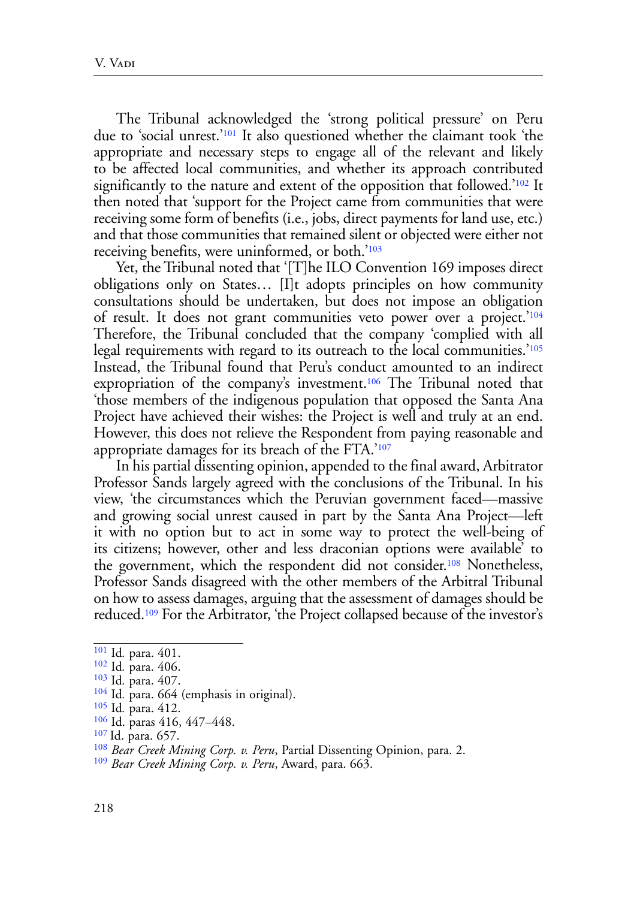The Tribunal acknowledged the 'strong political pressure' on Peru due to 'social unrest.'[101] It also questioned whether the claimant took 'the appropriate and necessary steps to engage all of the relevant and likely to be affected local communities, and whether its approach contributed significantly to the nature and extent of the opposition that followed.'[102] It then noted that 'support for the Project came from communities that were receiving some form of benefits (i.e., jobs, direct payments for land use, etc.) and that those communities that remained silent or objected were either not receiving benefits, were uninformed, or both.'[103]

Yet, the Tribunal noted that '[T]he ILO Convention 169 imposes direct obligations only on States… [I]t adopts principles on how community consultations should be undertaken, but does not impose an obligation of result. It does not grant communities veto power over a project.'[104] Therefore, the Tribunal concluded that the company 'complied with all legal requirements with regard to its outreach to the local communities.'[105] Instead, the Tribunal found that Peru's conduct amounted to an indirect expropriation of the company's investment.[106] The Tribunal noted that 'those members of the indigenous population that opposed the Santa Ana Project have achieved their wishes: the Project is well and truly at an end. However, this does not relieve the Respondent from paying reasonable and appropriate damages for its breach of the FTA.'[107]

In his partial dissenting opinion, appended to the final award, Arbitrator Professor Sands largely agreed with the conclusions of the Tribunal. In his view, 'the circumstances which the Peruvian government faced—massive and growing social unrest caused in part by the Santa Ana Project—left it with no option but to act in some way to protect the well-being of its citizens; however, other and less draconian options were available' to the government, which the respondent did not consider.[108] Nonetheless, Professor Sands disagreed with the other members of the Arbitral Tribunal on how to assess damages, arguing that the assessment of damages should be reduced.[109] For the Arbitrator, 'the Project collapsed because of the investor's

---

[101] Id. para. 401.

[102] Id. para. 406.

[103] Id. para. 407.

[104] Id. para. 664 (emphasis in original).

[105] Id. para. 412.

[106] Id. paras 416, 447–448.

[107] Id. para. 657.

[108] *Bear Creek Mining Corp. v. Peru*, Partial Dissenting Opinion, para. 2.

[109] *Bear Creek Mining Corp. v. Peru*, Award, para. 663.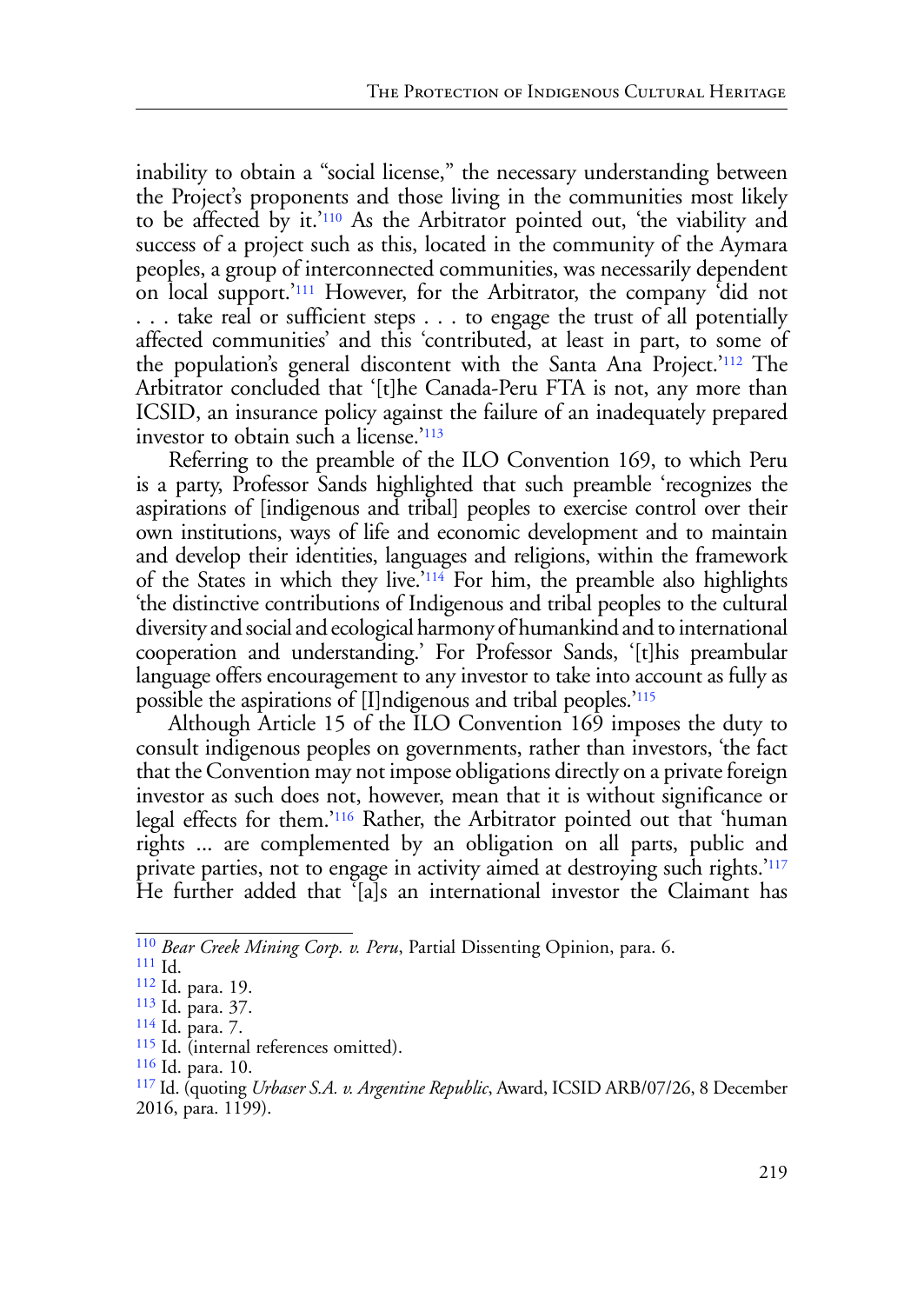inability to obtain a "social license," the necessary understanding between the Project's proponents and those living in the communities most likely to be affected by it.'[110] As the Arbitrator pointed out, 'the viability and success of a project such as this, located in the community of the Aymara peoples, a group of interconnected communities, was necessarily dependent on local support.'[111] However, for the Arbitrator, the company 'did not . . . take real or sufficient steps . . . to engage the trust of all potentially affected communities' and this 'contributed, at least in part, to some of the population's general discontent with the Santa Ana Project.'[112] The Arbitrator concluded that '[t]he Canada-Peru FTA is not, any more than ICSID, an insurance policy against the failure of an inadequately prepared investor to obtain such a license.'[113]

Referring to the preamble of the ILO Convention 169, to which Peru is a party, Professor Sands highlighted that such preamble 'recognizes the aspirations of [indigenous and tribal] peoples to exercise control over their own institutions, ways of life and economic development and to maintain and develop their identities, languages and religions, within the framework of the States in which they live.'[114] For him, the preamble also highlights 'the distinctive contributions of Indigenous and tribal peoples to the cultural diversity and social and ecological harmony of humankind and to international cooperation and understanding.' For Professor Sands, '[t]his preambular language offers encouragement to any investor to take into account as fully as possible the aspirations of [I]ndigenous and tribal peoples.'[115]

Although Article 15 of the ILO Convention 169 imposes the duty to consult indigenous peoples on governments, rather than investors, 'the fact that the Convention may not impose obligations directly on a private foreign investor as such does not, however, mean that it is without significance or legal effects for them.'[116] Rather, the Arbitrator pointed out that 'human rights ... are complemented by an obligation on all parts, public and private parties, not to engage in activity aimed at destroying such rights.'[117] He further added that '[a]s an international investor the Claimant has

---

[110] *Bear Creek Mining Corp. v. Peru*, Partial Dissenting Opinion, para. 6.

[111] Id.

[112] Id. para. 19.

[113] Id. para. 37.

[114] Id. para. 7.

[115] Id. (internal references omitted).

[116] Id. para. 10.

[117] Id. (quoting *Urbaser S.A. v. Argentine Republic*, Award, ICSID ARB/07/26, 8 December 2016, para. 1199).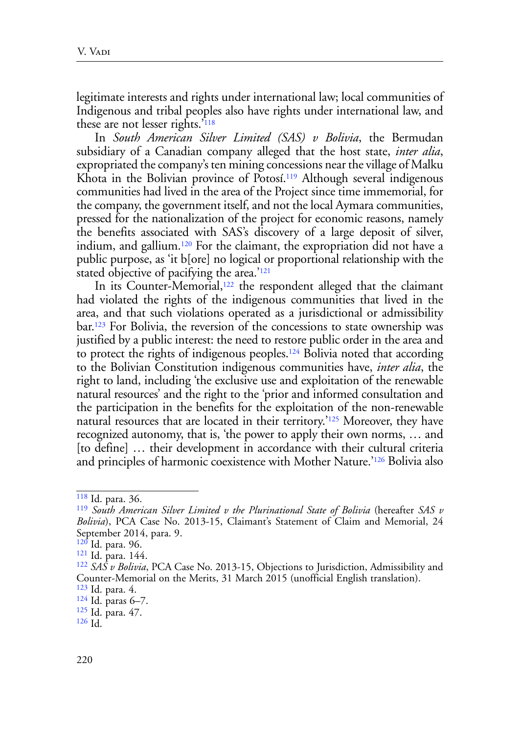legitimate interests and rights under international law; local communities of Indigenous and tribal peoples also have rights under international law, and these are not lesser rights.'[118]

In *South American Silver Limited (SAS) v Bolivia*, the Bermudan subsidiary of a Canadian company alleged that the host state, *inter alia*, expropriated the company's ten mining concessions near the village of Malku Khota in the Bolivian province of Potosí.[119] Although several indigenous communities had lived in the area of the Project since time immemorial, for the company, the government itself, and not the local Aymara communities, pressed for the nationalization of the project for economic reasons, namely the benefits associated with SAS's discovery of a large deposit of silver, indium, and gallium.[120] For the claimant, the expropriation did not have a public purpose, as 'it b[ore] no logical or proportional relationship with the stated objective of pacifying the area.'[121]

In its Counter-Memorial,[122] the respondent alleged that the claimant had violated the rights of the indigenous communities that lived in the area, and that such violations operated as a jurisdictional or admissibility bar.[123] For Bolivia, the reversion of the concessions to state ownership was justified by a public interest: the need to restore public order in the area and to protect the rights of indigenous peoples.[124] Bolivia noted that according to the Bolivian Constitution indigenous communities have, *inter alia*, the right to land, including 'the exclusive use and exploitation of the renewable natural resources' and the right to the 'prior and informed consultation and the participation in the benefits for the exploitation of the non-renewable natural resources that are located in their territory.'[125] Moreover, they have recognized autonomy, that is, 'the power to apply their own norms, … and [to define] … their development in accordance with their cultural criteria and principles of harmonic coexistence with Mother Nature.'[126] Bolivia also

---

[118] Id. para. 36.

[119] *South American Silver Limited v the Plurinational State of Bolivia* (hereafter *SAS v Bolivia*), PCA Case No. 2013-15, Claimant's Statement of Claim and Memorial, 24 September 2014, para. 9.

[120] Id. para. 96.

[121] Id. para. 144.

[122] *SAS v Bolivia*, PCA Case No. 2013-15, Objections to Jurisdiction, Admissibility and Counter-Memorial on the Merits, 31 March 2015 (unofficial English translation).

[123] Id. para. 4.

[124] Id. paras 6–7.

[125] Id. para. 47.

[126] Id.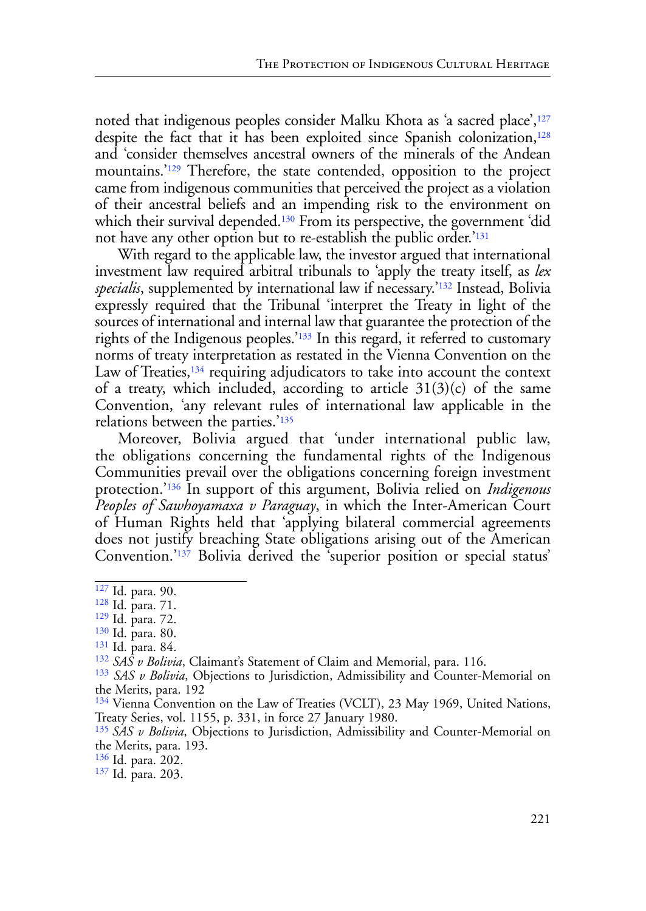noted that indigenous peoples consider Malku Khota as 'a sacred place',[127] despite the fact that it has been exploited since Spanish colonization,[128] and 'consider themselves ancestral owners of the minerals of the Andean mountains.'[129] Therefore, the state contended, opposition to the project came from indigenous communities that perceived the project as a violation of their ancestral beliefs and an impending risk to the environment on which their survival depended.[130] From its perspective, the government 'did not have any other option but to re-establish the public order.'[131]

With regard to the applicable law, the investor argued that international investment law required arbitral tribunals to 'apply the treaty itself, as *lex specialis*, supplemented by international law if necessary.'[132] Instead, Bolivia expressly required that the Tribunal 'interpret the Treaty in light of the sources of international and internal law that guarantee the protection of the rights of the Indigenous peoples.'[133] In this regard, it referred to customary norms of treaty interpretation as restated in the Vienna Convention on the Law of Treaties,[134] requiring adjudicators to take into account the context of a treaty, which included, according to article 31(3)(c) of the same Convention, 'any relevant rules of international law applicable in the relations between the parties.'[135]

Moreover, Bolivia argued that 'under international public law, the obligations concerning the fundamental rights of the Indigenous Communities prevail over the obligations concerning foreign investment protection.'[136] In support of this argument, Bolivia relied on *Indigenous Peoples of Sawhoyamaxa v Paraguay*, in which the Inter-American Court of Human Rights held that 'applying bilateral commercial agreements does not justify breaching State obligations arising out of the American Convention.'[137] Bolivia derived the 'superior position or special status'

---

[127] Id. para. 90.
[128] Id. para. 71.
[129] Id. para. 72.
[130] Id. para. 80.
[131] Id. para. 84.
[132] *SAS v Bolivia*, Claimant's Statement of Claim and Memorial, para. 116.
[133] *SAS v Bolivia*, Objections to Jurisdiction, Admissibility and Counter-Memorial on the Merits, para. 192
[134] Vienna Convention on the Law of Treaties (VCLT), 23 May 1969, United Nations, Treaty Series, vol. 1155, p. 331, in force 27 January 1980.
[135] *SAS v Bolivia*, Objections to Jurisdiction, Admissibility and Counter-Memorial on the Merits, para. 193.
[136] Id. para. 202.
[137] Id. para. 203.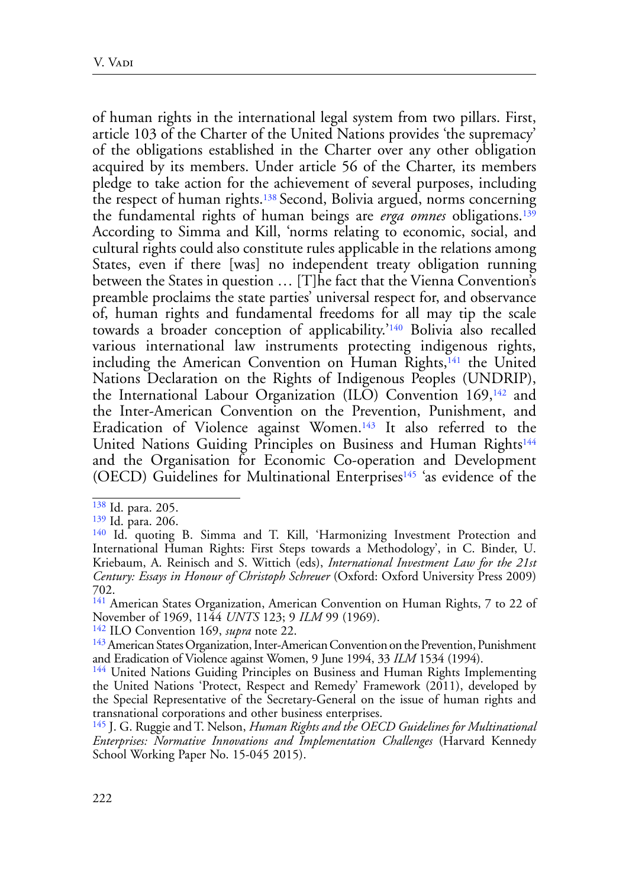of human rights in the international legal system from two pillars. First, article 103 of the Charter of the United Nations provides 'the supremacy' of the obligations established in the Charter over any other obligation acquired by its members. Under article 56 of the Charter, its members pledge to take action for the achievement of several purposes, including the respect of human rights.[138] Second, Bolivia argued, norms concerning the fundamental rights of human beings are *erga omnes* obligations.[139] According to Simma and Kill, 'norms relating to economic, social, and cultural rights could also constitute rules applicable in the relations among States, even if there [was] no independent treaty obligation running between the States in question … [T]he fact that the Vienna Convention's preamble proclaims the state parties' universal respect for, and observance of, human rights and fundamental freedoms for all may tip the scale towards a broader conception of applicability.'[140] Bolivia also recalled various international law instruments protecting indigenous rights, including the American Convention on Human Rights,[141] the United Nations Declaration on the Rights of Indigenous Peoples (UNDRIP), the International Labour Organization (ILO) Convention 169,[142] and the Inter-American Convention on the Prevention, Punishment, and Eradication of Violence against Women.[143] It also referred to the United Nations Guiding Principles on Business and Human Rights[144] and the Organisation for Economic Co-operation and Development (OECD) Guidelines for Multinational Enterprises[145] 'as evidence of the

---

[138] Id. para. 205.

[139] Id. para. 206.

[140] Id. quoting B. Simma and T. Kill, 'Harmonizing Investment Protection and International Human Rights: First Steps towards a Methodology', in C. Binder, U. Kriebaum, A. Reinisch and S. Wittich (eds), *International Investment Law for the 21st Century: Essays in Honour of Christoph Schreuer* (Oxford: Oxford University Press 2009) 702.

[141] American States Organization, American Convention on Human Rights, 7 to 22 of November of 1969, 1144 *UNTS* 123; 9 *ILM* 99 (1969).

[142] ILO Convention 169, *supra* note 22.

[143] American States Organization, Inter-American Convention on the Prevention, Punishment and Eradication of Violence against Women, 9 June 1994, 33 *ILM* 1534 (1994).

[144] United Nations Guiding Principles on Business and Human Rights Implementing the United Nations 'Protect, Respect and Remedy' Framework (2011), developed by the Special Representative of the Secretary-General on the issue of human rights and transnational corporations and other business enterprises.

[145] J. G. Ruggie and T. Nelson, *Human Rights and the OECD Guidelines for Multinational Enterprises: Normative Innovations and Implementation Challenges* (Harvard Kennedy School Working Paper No. 15-045 2015).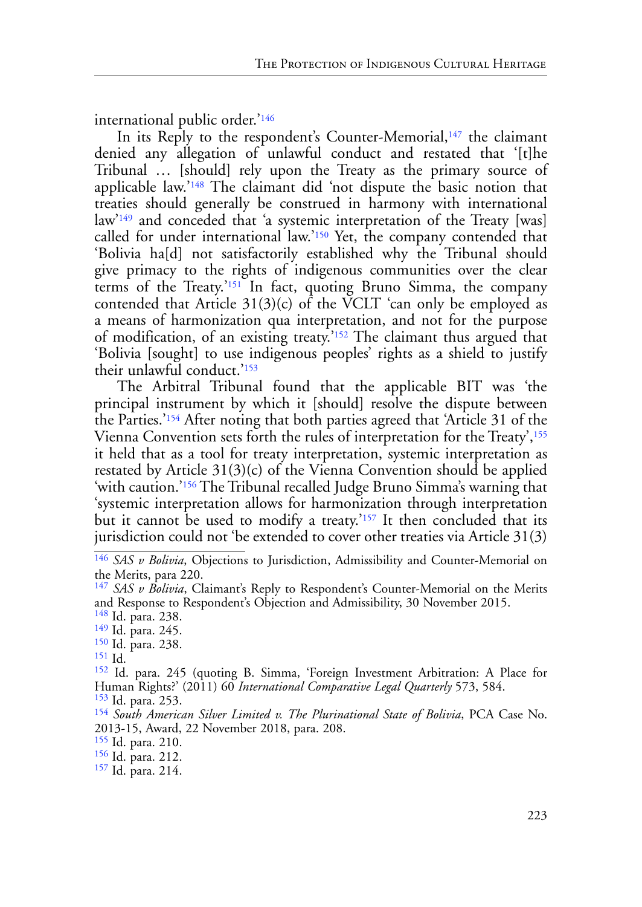international public order.'[146]

In its Reply to the respondent's Counter-Memorial,[147] the claimant denied any allegation of unlawful conduct and restated that '[t]he Tribunal … [should] rely upon the Treaty as the primary source of applicable law.'[148] The claimant did 'not dispute the basic notion that treaties should generally be construed in harmony with international law'[149] and conceded that 'a systemic interpretation of the Treaty [was] called for under international law.'[150] Yet, the company contended that 'Bolivia ha[d] not satisfactorily established why the Tribunal should give primacy to the rights of indigenous communities over the clear terms of the Treaty.'[151] In fact, quoting Bruno Simma, the company contended that Article 31(3)(c) of the VCLT 'can only be employed as a means of harmonization qua interpretation, and not for the purpose of modification, of an existing treaty.'[152] The claimant thus argued that 'Bolivia [sought] to use indigenous peoples' rights as a shield to justify their unlawful conduct.'[153]

The Arbitral Tribunal found that the applicable BIT was 'the principal instrument by which it [should] resolve the dispute between the Parties.'[154] After noting that both parties agreed that 'Article 31 of the Vienna Convention sets forth the rules of interpretation for the Treaty',[155] it held that as a tool for treaty interpretation, systemic interpretation as restated by Article 31(3)(c) of the Vienna Convention should be applied 'with caution.'[156] The Tribunal recalled Judge Bruno Simma's warning that 'systemic interpretation allows for harmonization through interpretation but it cannot be used to modify a treaty.'[157] It then concluded that its jurisdiction could not 'be extended to cover other treaties via Article 31(3)

---

[146] *SAS v Bolivia*, Objections to Jurisdiction, Admissibility and Counter-Memorial on the Merits, para 220.

[147] *SAS v Bolivia*, Claimant's Reply to Respondent's Counter-Memorial on the Merits and Response to Respondent's Objection and Admissibility, 30 November 2015.

[148] Id. para. 238.

[149] Id. para. 245.

[150] Id. para. 238.

[151] Id.

[152] Id. para. 245 (quoting B. Simma, 'Foreign Investment Arbitration: A Place for Human Rights?' (2011) 60 *International Comparative Legal Quarterly* 573, 584.

[153] Id. para. 253.

[154] *South American Silver Limited v. The Plurinational State of Bolivia*, PCA Case No. 2013-15, Award, 22 November 2018, para. 208.

[155] Id. para. 210.

[156] Id. para. 212.

[157] Id. para. 214.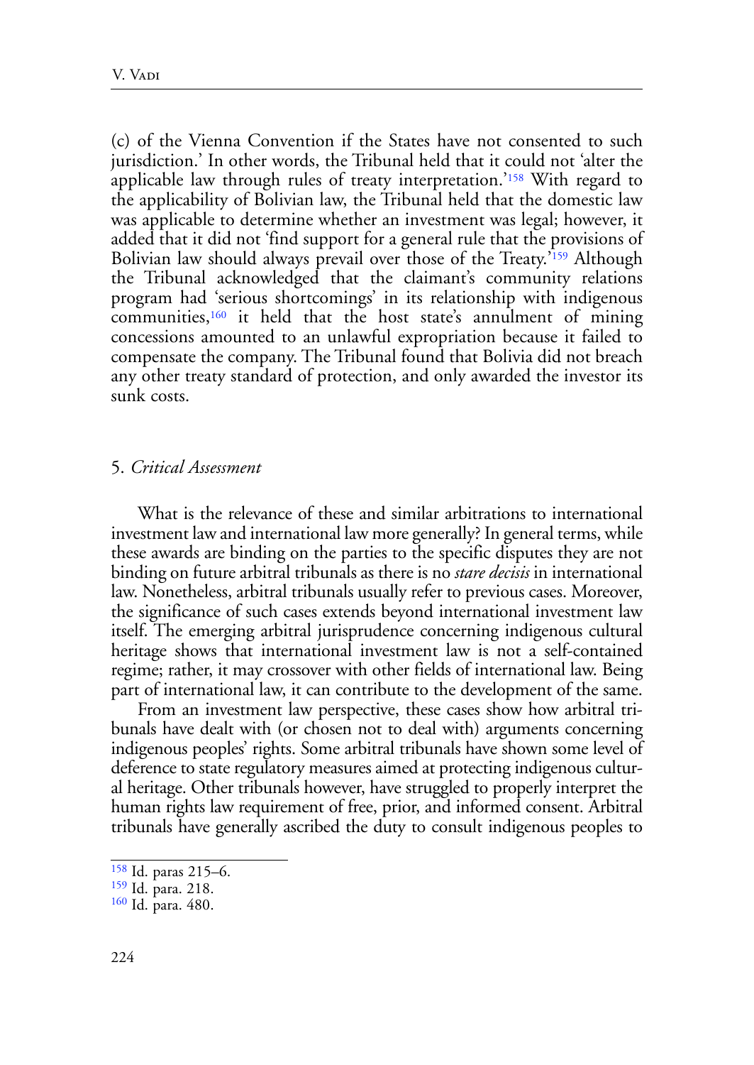(c) of the Vienna Convention if the States have not consented to such jurisdiction.' In other words, the Tribunal held that it could not 'alter the applicable law through rules of treaty interpretation.'[158] With regard to the applicability of Bolivian law, the Tribunal held that the domestic law was applicable to determine whether an investment was legal; however, it added that it did not 'find support for a general rule that the provisions of Bolivian law should always prevail over those of the Treaty.'[159] Although the Tribunal acknowledged that the claimant's community relations program had 'serious shortcomings' in its relationship with indigenous communities,[160] it held that the host state's annulment of mining concessions amounted to an unlawful expropriation because it failed to compensate the company. The Tribunal found that Bolivia did not breach any other treaty standard of protection, and only awarded the investor its sunk costs.

## 5. *Critical Assessment*

What is the relevance of these and similar arbitrations to international investment law and international law more generally? In general terms, while these awards are binding on the parties to the specific disputes they are not binding on future arbitral tribunals as there is no *stare decisis* in international law. Nonetheless, arbitral tribunals usually refer to previous cases. Moreover, the significance of such cases extends beyond international investment law itself. The emerging arbitral jurisprudence concerning indigenous cultural heritage shows that international investment law is not a self-contained regime; rather, it may crossover with other fields of international law. Being part of international law, it can contribute to the development of the same.

From an investment law perspective, these cases show how arbitral tribunals have dealt with (or chosen not to deal with) arguments concerning indigenous peoples' rights. Some arbitral tribunals have shown some level of deference to state regulatory measures aimed at protecting indigenous cultural heritage. Other tribunals however, have struggled to properly interpret the human rights law requirement of free, prior, and informed consent. Arbitral tribunals have generally ascribed the duty to consult indigenous peoples to

---

[158] Id. paras 215–6.

[159] Id. para. 218.

[160] Id. para. 480.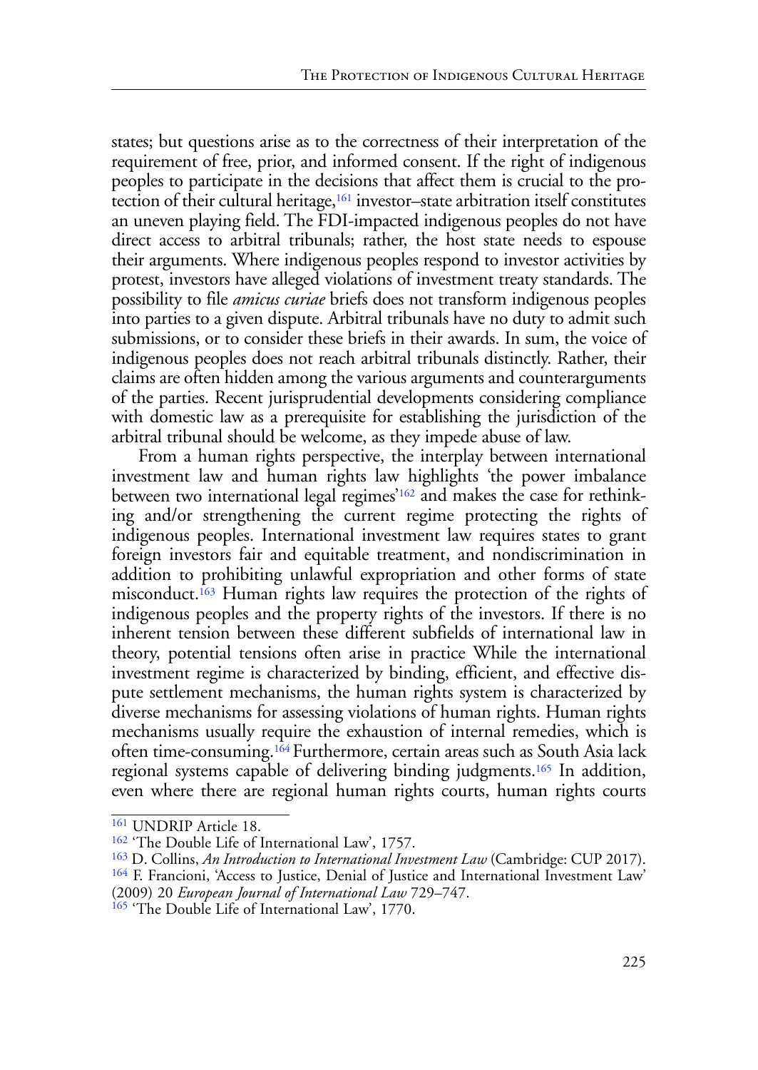states; but questions arise as to the correctness of their interpretation of the requirement of free, prior, and informed consent. If the right of indigenous peoples to participate in the decisions that affect them is crucial to the protection of their cultural heritage,[161] investor–state arbitration itself constitutes an uneven playing field. The FDI-impacted indigenous peoples do not have direct access to arbitral tribunals; rather, the host state needs to espouse their arguments. Where indigenous peoples respond to investor activities by protest, investors have alleged violations of investment treaty standards. The possibility to file *amicus curiae* briefs does not transform indigenous peoples into parties to a given dispute. Arbitral tribunals have no duty to admit such submissions, or to consider these briefs in their awards. In sum, the voice of indigenous peoples does not reach arbitral tribunals distinctly. Rather, their claims are often hidden among the various arguments and counterarguments of the parties. Recent jurisprudential developments considering compliance with domestic law as a prerequisite for establishing the jurisdiction of the arbitral tribunal should be welcome, as they impede abuse of law.

From a human rights perspective, the interplay between international investment law and human rights law highlights 'the power imbalance between two international legal regimes'[162] and makes the case for rethinking and/or strengthening the current regime protecting the rights of indigenous peoples. International investment law requires states to grant foreign investors fair and equitable treatment, and nondiscrimination in addition to prohibiting unlawful expropriation and other forms of state misconduct.[163] Human rights law requires the protection of the rights of indigenous peoples and the property rights of the investors. If there is no inherent tension between these different subfields of international law in theory, potential tensions often arise in practice While the international investment regime is characterized by binding, efficient, and effective dispute settlement mechanisms, the human rights system is characterized by diverse mechanisms for assessing violations of human rights. Human rights mechanisms usually require the exhaustion of internal remedies, which is often time-consuming.[164] Furthermore, certain areas such as South Asia lack regional systems capable of delivering binding judgments.[165] In addition, even where there are regional human rights courts, human rights courts

---

[161] UNDRIP Article 18.

[162] 'The Double Life of International Law', 1757.

[163] D. Collins, *An Introduction to International Investment Law* (Cambridge: CUP 2017).

[164] F. Francioni, 'Access to Justice, Denial of Justice and International Investment Law' (2009) 20 *European Journal of International Law* 729–747.

[165] 'The Double Life of International Law', 1770.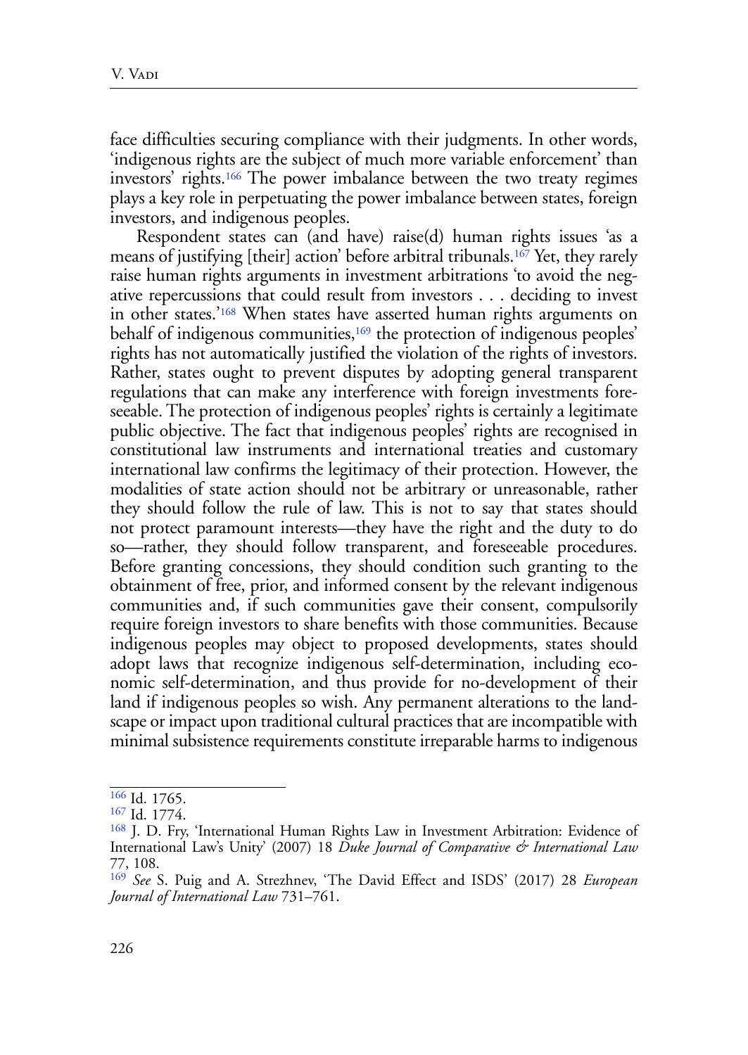face difficulties securing compliance with their judgments. In other words, 'indigenous rights are the subject of much more variable enforcement' than investors' rights.[166] The power imbalance between the two treaty regimes plays a key role in perpetuating the power imbalance between states, foreign investors, and indigenous peoples.

Respondent states can (and have) raise(d) human rights issues 'as a means of justifying [their] action' before arbitral tribunals.[167] Yet, they rarely raise human rights arguments in investment arbitrations 'to avoid the negative repercussions that could result from investors . . . deciding to invest in other states.'[168] When states have asserted human rights arguments on behalf of indigenous communities,[169] the protection of indigenous peoples' rights has not automatically justified the violation of the rights of investors. Rather, states ought to prevent disputes by adopting general transparent regulations that can make any interference with foreign investments foreseeable. The protection of indigenous peoples' rights is certainly a legitimate public objective. The fact that indigenous peoples' rights are recognised in constitutional law instruments and international treaties and customary international law confirms the legitimacy of their protection. However, the modalities of state action should not be arbitrary or unreasonable, rather they should follow the rule of law. This is not to say that states should not protect paramount interests—they have the right and the duty to do so—rather, they should follow transparent, and foreseeable procedures. Before granting concessions, they should condition such granting to the obtainment of free, prior, and informed consent by the relevant indigenous communities and, if such communities gave their consent, compulsorily require foreign investors to share benefits with those communities. Because indigenous peoples may object to proposed developments, states should adopt laws that recognize indigenous self-determination, including economic self-determination, and thus provide for no-development of their land if indigenous peoples so wish. Any permanent alterations to the landscape or impact upon traditional cultural practices that are incompatible with minimal subsistence requirements constitute irreparable harms to indigenous

[166] Id. 1765.

[167] Id. 1774.

[168] J. D. Fry, 'International Human Rights Law in Investment Arbitration: Evidence of International Law's Unity' (2007) 18 *Duke Journal of Comparative & International Law* 77, 108.

[169] *See* S. Puig and A. Strezhnev, 'The David Effect and ISDS' (2017) 28 *European Journal of International Law* 731–761.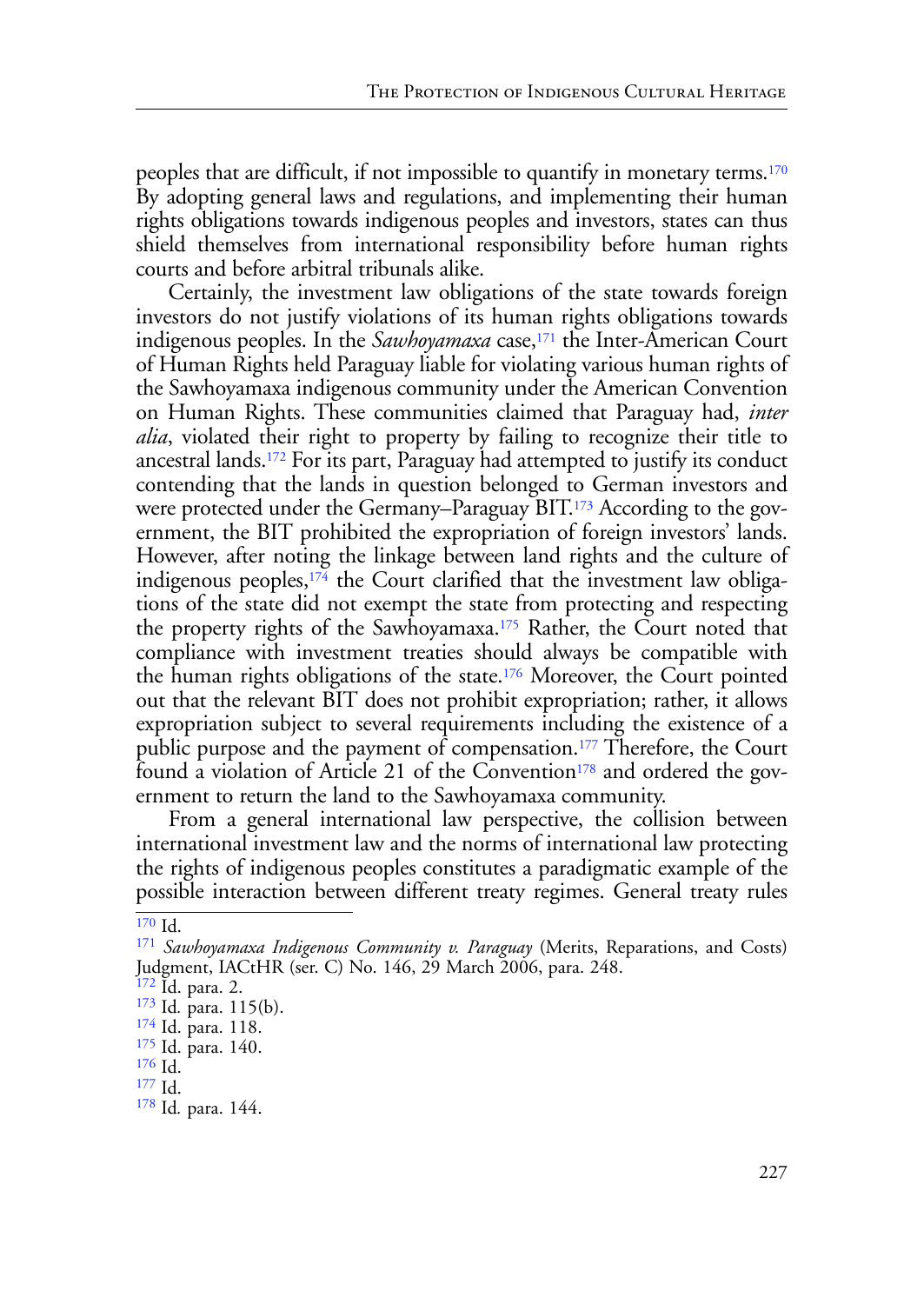peoples that are difficult, if not impossible to quantify in monetary terms.[170] By adopting general laws and regulations, and implementing their human rights obligations towards indigenous peoples and investors, states can thus shield themselves from international responsibility before human rights courts and before arbitral tribunals alike.

Certainly, the investment law obligations of the state towards foreign investors do not justify violations of its human rights obligations towards indigenous peoples. In the *Sawhoyamaxa* case,[171] the Inter-American Court of Human Rights held Paraguay liable for violating various human rights of the Sawhoyamaxa indigenous community under the American Convention on Human Rights. These communities claimed that Paraguay had, *inter alia*, violated their right to property by failing to recognize their title to ancestral lands.[172] For its part, Paraguay had attempted to justify its conduct contending that the lands in question belonged to German investors and were protected under the Germany–Paraguay BIT.[173] According to the government, the BIT prohibited the expropriation of foreign investors' lands. However, after noting the linkage between land rights and the culture of indigenous peoples,[174] the Court clarified that the investment law obligations of the state did not exempt the state from protecting and respecting the property rights of the Sawhoyamaxa.[175] Rather, the Court noted that compliance with investment treaties should always be compatible with the human rights obligations of the state.[176] Moreover, the Court pointed out that the relevant BIT does not prohibit expropriation; rather, it allows expropriation subject to several requirements including the existence of a public purpose and the payment of compensation.[177] Therefore, the Court found a violation of Article 21 of the Convention[178] and ordered the government to return the land to the Sawhoyamaxa community.

From a general international law perspective, the collision between international investment law and the norms of international law protecting the rights of indigenous peoples constitutes a paradigmatic example of the possible interaction between different treaty regimes. General treaty rules

---

[170] Id.

[171] *Sawhoyamaxa Indigenous Community v. Paraguay* (Merits, Reparations, and Costs) Judgment, IACtHR (ser. C) No. 146, 29 March 2006, para. 248.

[172] Id. para. 2.

[173] Id. para. 115(b).

[174] Id. para. 118.

[175] Id. para. 140.

[176] Id.

[177] Id.

[178] Id. para. 144.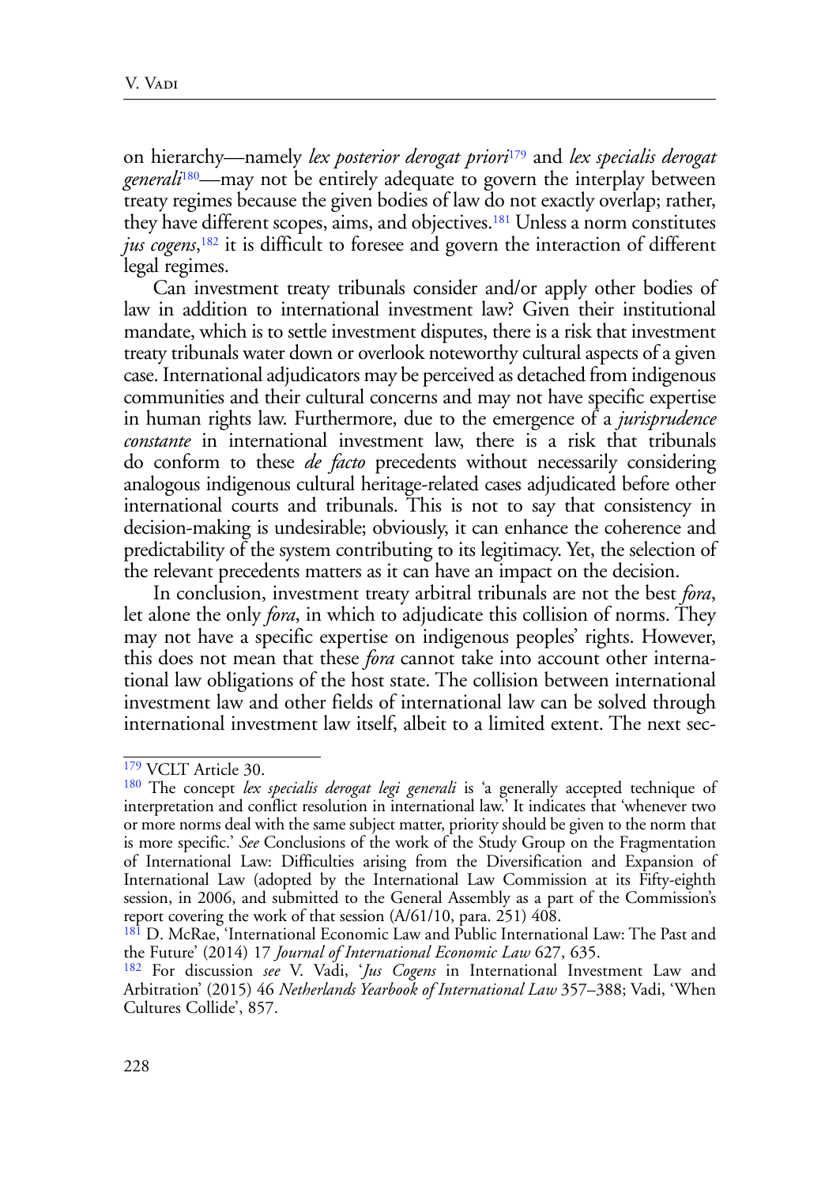on hierarchy—namely *lex posterior derogat priori*[179] and *lex specialis derogat generali*[180]—may not be entirely adequate to govern the interplay between treaty regimes because the given bodies of law do not exactly overlap; rather, they have different scopes, aims, and objectives.[181] Unless a norm constitutes *jus cogens*,[182] it is difficult to foresee and govern the interaction of different legal regimes.

Can investment treaty tribunals consider and/or apply other bodies of law in addition to international investment law? Given their institutional mandate, which is to settle investment disputes, there is a risk that investment treaty tribunals water down or overlook noteworthy cultural aspects of a given case. International adjudicators may be perceived as detached from indigenous communities and their cultural concerns and may not have specific expertise in human rights law. Furthermore, due to the emergence of a *jurisprudence constante* in international investment law, there is a risk that tribunals do conform to these *de facto* precedents without necessarily considering analogous indigenous cultural heritage-related cases adjudicated before other international courts and tribunals. This is not to say that consistency in decision-making is undesirable; obviously, it can enhance the coherence and predictability of the system contributing to its legitimacy. Yet, the selection of the relevant precedents matters as it can have an impact on the decision.

In conclusion, investment treaty arbitral tribunals are not the best *fora*, let alone the only *fora*, in which to adjudicate this collision of norms. They may not have a specific expertise on indigenous peoples' rights. However, this does not mean that these *fora* cannot take into account other international law obligations of the host state. The collision between international investment law and other fields of international law can be solved through international investment law itself, albeit to a limited extent. The next sec-

---

[179] VCLT Article 30.

[180] The concept *lex specialis derogat legi generali* is 'a generally accepted technique of interpretation and conflict resolution in international law.' It indicates that 'whenever two or more norms deal with the same subject matter, priority should be given to the norm that is more specific.' *See* Conclusions of the work of the Study Group on the Fragmentation of International Law: Difficulties arising from the Diversification and Expansion of International Law (adopted by the International Law Commission at its Fifty-eighth session, in 2006, and submitted to the General Assembly as a part of the Commission's report covering the work of that session (A/61/10, para. 251) 408.

[181] D. McRae, 'International Economic Law and Public International Law: The Past and the Future' (2014) 17 *Journal of International Economic Law* 627, 635.

[182] For discussion *see* V. Vadi, '*Jus Cogens* in International Investment Law and Arbitration' (2015) 46 *Netherlands Yearbook of International Law* 357–388; Vadi, 'When Cultures Collide', 857.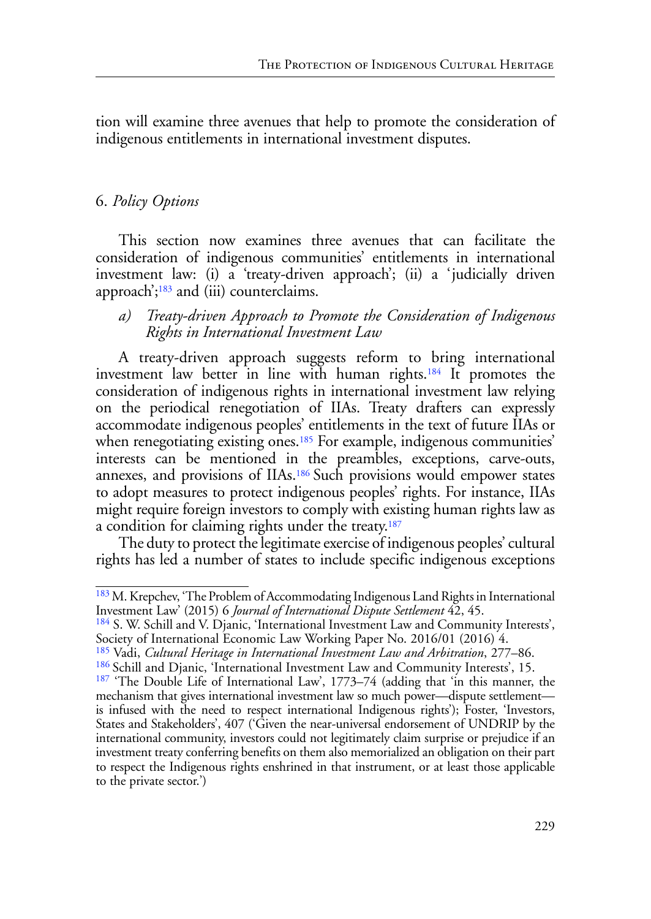tion will examine three avenues that help to promote the consideration of indigenous entitlements in international investment disputes.

## 6. *Policy Options*

This section now examines three avenues that can facilitate the consideration of indigenous communities' entitlements in international investment law: (i) a 'treaty-driven approach'; (ii) a 'judicially driven approach';[183] and (iii) counterclaims.

### *a) Treaty-driven Approach to Promote the Consideration of Indigenous Rights in International Investment Law*

A treaty-driven approach suggests reform to bring international investment law better in line with human rights.[184] It promotes the consideration of indigenous rights in international investment law relying on the periodical renegotiation of IIAs. Treaty drafters can expressly accommodate indigenous peoples' entitlements in the text of future IIAs or when renegotiating existing ones.[185] For example, indigenous communities' interests can be mentioned in the preambles, exceptions, carve-outs, annexes, and provisions of IIAs.[186] Such provisions would empower states to adopt measures to protect indigenous peoples' rights. For instance, IIAs might require foreign investors to comply with existing human rights law as a condition for claiming rights under the treaty.[187]

The duty to protect the legitimate exercise of indigenous peoples' cultural rights has led a number of states to include specific indigenous exceptions

---

[183] M. Krepchev, 'The Problem of Accommodating Indigenous Land Rights in International Investment Law' (2015) 6 *Journal of International Dispute Settlement* 42, 45.

[184] S. W. Schill and V. Djanic, 'International Investment Law and Community Interests', Society of International Economic Law Working Paper No. 2016/01 (2016) 4.

[185] Vadi, *Cultural Heritage in International Investment Law and Arbitration*, 277–86.

[186] Schill and Djanic, 'International Investment Law and Community Interests', 15.

[187] 'The Double Life of International Law', 1773–74 (adding that 'in this manner, the mechanism that gives international investment law so much power—dispute settlement—is infused with the need to respect international Indigenous rights'); Foster, 'Investors, States and Stakeholders', 407 ('Given the near-universal endorsement of UNDRIP by the international community, investors could not legitimately claim surprise or prejudice if an investment treaty conferring benefits on them also memorialized an obligation on their part to respect the Indigenous rights enshrined in that instrument, or at least those applicable to the private sector.')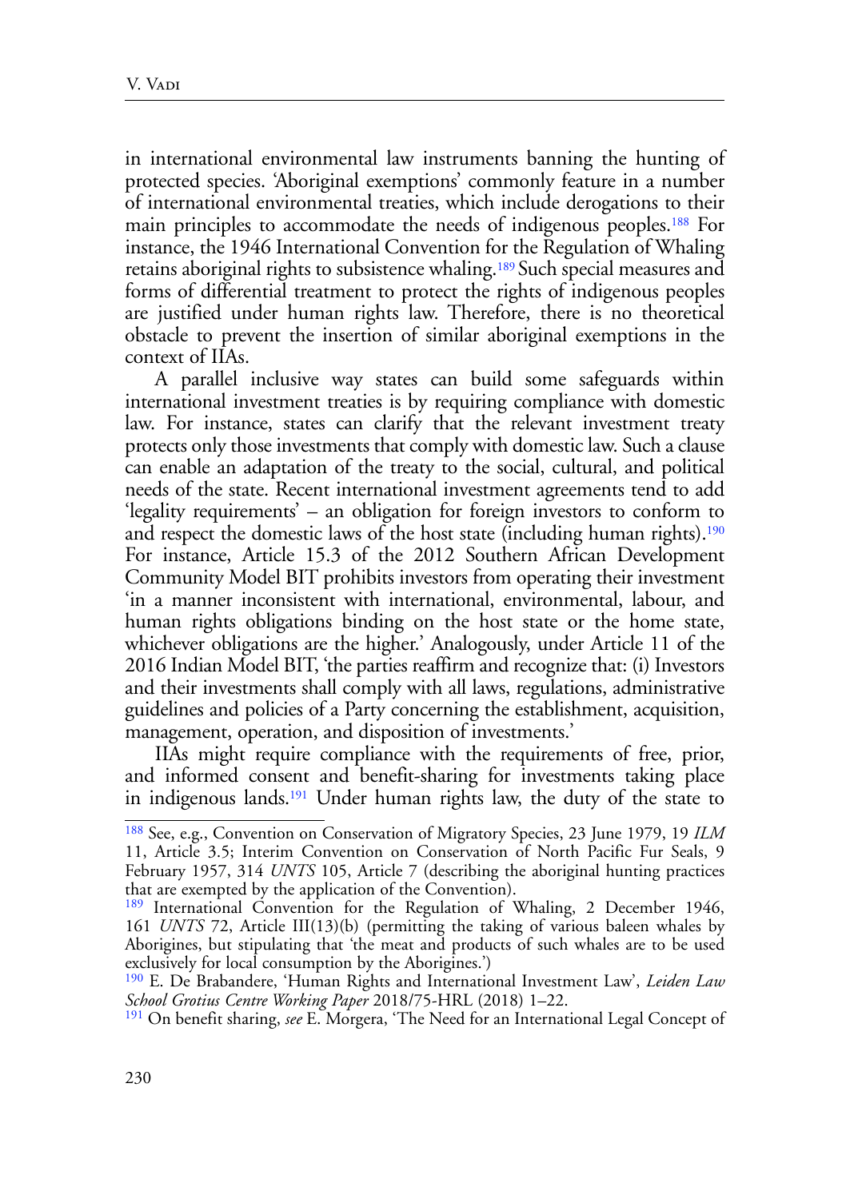in international environmental law instruments banning the hunting of protected species. 'Aboriginal exemptions' commonly feature in a number of international environmental treaties, which include derogations to their main principles to accommodate the needs of indigenous peoples.[188] For instance, the 1946 International Convention for the Regulation of Whaling retains aboriginal rights to subsistence whaling.[189] Such special measures and forms of differential treatment to protect the rights of indigenous peoples are justified under human rights law. Therefore, there is no theoretical obstacle to prevent the insertion of similar aboriginal exemptions in the context of IIAs.

A parallel inclusive way states can build some safeguards within international investment treaties is by requiring compliance with domestic law. For instance, states can clarify that the relevant investment treaty protects only those investments that comply with domestic law. Such a clause can enable an adaptation of the treaty to the social, cultural, and political needs of the state. Recent international investment agreements tend to add 'legality requirements' – an obligation for foreign investors to conform to and respect the domestic laws of the host state (including human rights).[190] For instance, Article 15.3 of the 2012 Southern African Development Community Model BIT prohibits investors from operating their investment 'in a manner inconsistent with international, environmental, labour, and human rights obligations binding on the host state or the home state, whichever obligations are the higher.' Analogously, under Article 11 of the 2016 Indian Model BIT, 'the parties reaffirm and recognize that: (i) Investors and their investments shall comply with all laws, regulations, administrative guidelines and policies of a Party concerning the establishment, acquisition, management, operation, and disposition of investments.'

IIAs might require compliance with the requirements of free, prior, and informed consent and benefit-sharing for investments taking place in indigenous lands.[191] Under human rights law, the duty of the state to

---

[188] See, e.g., Convention on Conservation of Migratory Species, 23 June 1979, 19 *ILM* 11, Article 3.5; Interim Convention on Conservation of North Pacific Fur Seals, 9 February 1957, 314 *UNTS* 105, Article 7 (describing the aboriginal hunting practices that are exempted by the application of the Convention).

[189] International Convention for the Regulation of Whaling, 2 December 1946, 161 *UNTS* 72, Article III(13)(b) (permitting the taking of various baleen whales by Aborigines, but stipulating that 'the meat and products of such whales are to be used exclusively for local consumption by the Aborigines.')

[190] E. De Brabandere, 'Human Rights and International Investment Law', *Leiden Law School Grotius Centre Working Paper* 2018/75-HRL (2018) 1–22.

[191] On benefit sharing, *see* E. Morgera, 'The Need for an International Legal Concept of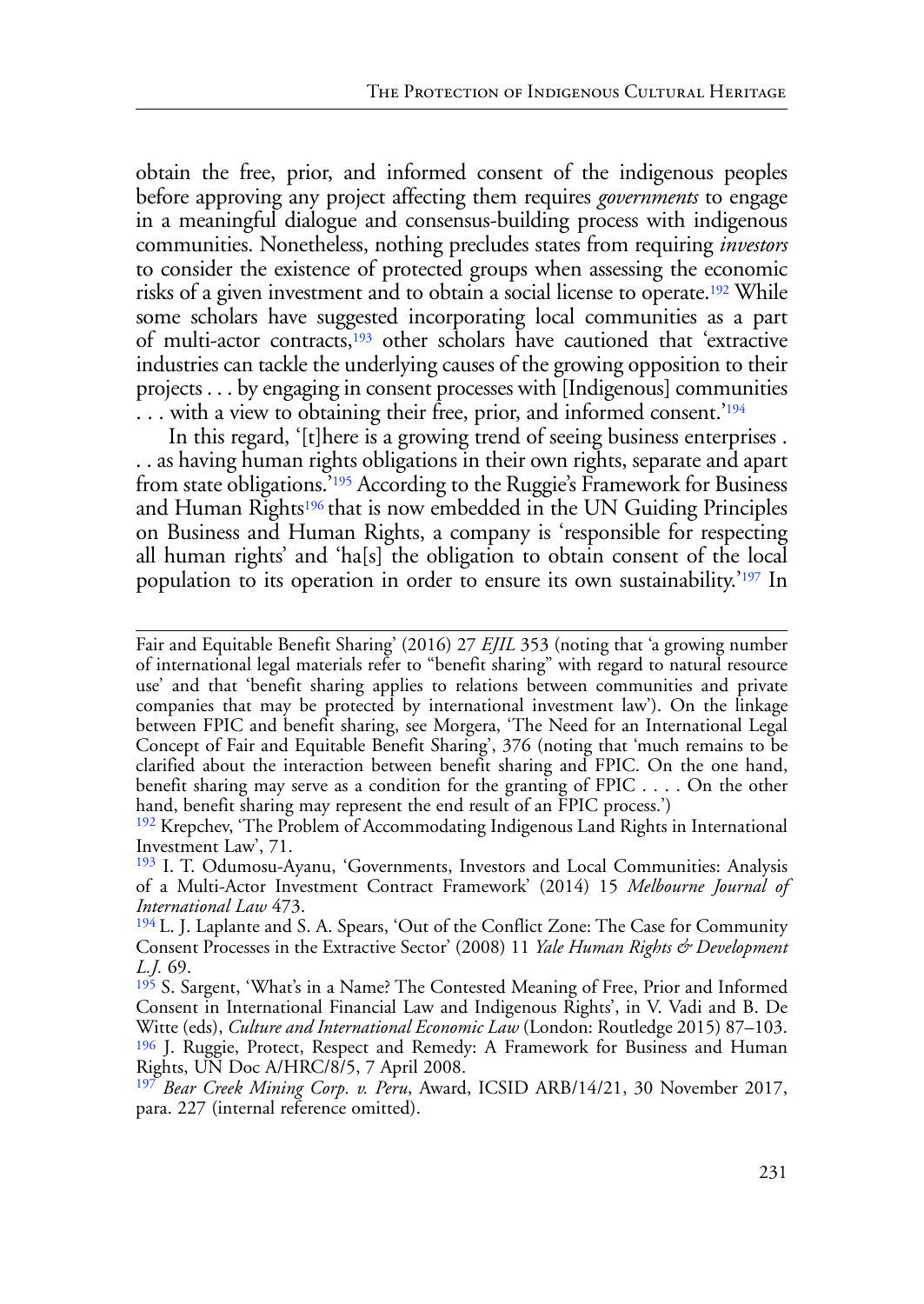obtain the free, prior, and informed consent of the indigenous peoples before approving any project affecting them requires *governments* to engage in a meaningful dialogue and consensus-building process with indigenous communities. Nonetheless, nothing precludes states from requiring *investors* to consider the existence of protected groups when assessing the economic risks of a given investment and to obtain a social license to operate.[192] While some scholars have suggested incorporating local communities as a part of multi-actor contracts,[193] other scholars have cautioned that 'extractive industries can tackle the underlying causes of the growing opposition to their projects . . . by engaging in consent processes with [Indigenous] communities . . . with a view to obtaining their free, prior, and informed consent.'[194]

In this regard, '[t]here is a growing trend of seeing business enterprises . . . as having human rights obligations in their own rights, separate and apart from state obligations.'[195] According to the Ruggie's Framework for Business and Human Rights[196] that is now embedded in the UN Guiding Principles on Business and Human Rights, a company is 'responsible for respecting all human rights' and 'ha[s] the obligation to obtain consent of the local population to its operation in order to ensure its own sustainability.'[197] In

---

Fair and Equitable Benefit Sharing' (2016) 27 *EJIL* 353 (noting that 'a growing number of international legal materials refer to "benefit sharing" with regard to natural resource use' and that 'benefit sharing applies to relations between communities and private companies that may be protected by international investment law'). On the linkage between FPIC and benefit sharing, see Morgera, 'The Need for an International Legal Concept of Fair and Equitable Benefit Sharing', 376 (noting that 'much remains to be clarified about the interaction between benefit sharing and FPIC. On the one hand, benefit sharing may serve as a condition for the granting of FPIC . . . . On the other hand, benefit sharing may represent the end result of an FPIC process.')

[192] Krepchev, 'The Problem of Accommodating Indigenous Land Rights in International Investment Law', 71.

[193] I. T. Odumosu-Ayanu, 'Governments, Investors and Local Communities: Analysis of a Multi-Actor Investment Contract Framework' (2014) 15 *Melbourne Journal of International Law* 473.

[194] L. J. Laplante and S. A. Spears, 'Out of the Conflict Zone: The Case for Community Consent Processes in the Extractive Sector' (2008) 11 *Yale Human Rights & Development L.J.* 69.

[195] S. Sargent, 'What's in a Name? The Contested Meaning of Free, Prior and Informed Consent in International Financial Law and Indigenous Rights', in V. Vadi and B. De Witte (eds), *Culture and International Economic Law* (London: Routledge 2015) 87–103.

[196] J. Ruggie, Protect, Respect and Remedy: A Framework for Business and Human Rights, UN Doc A/HRC/8/5, 7 April 2008.

[197] *Bear Creek Mining Corp. v. Peru*, Award, ICSID ARB/14/21, 30 November 2017, para. 227 (internal reference omitted).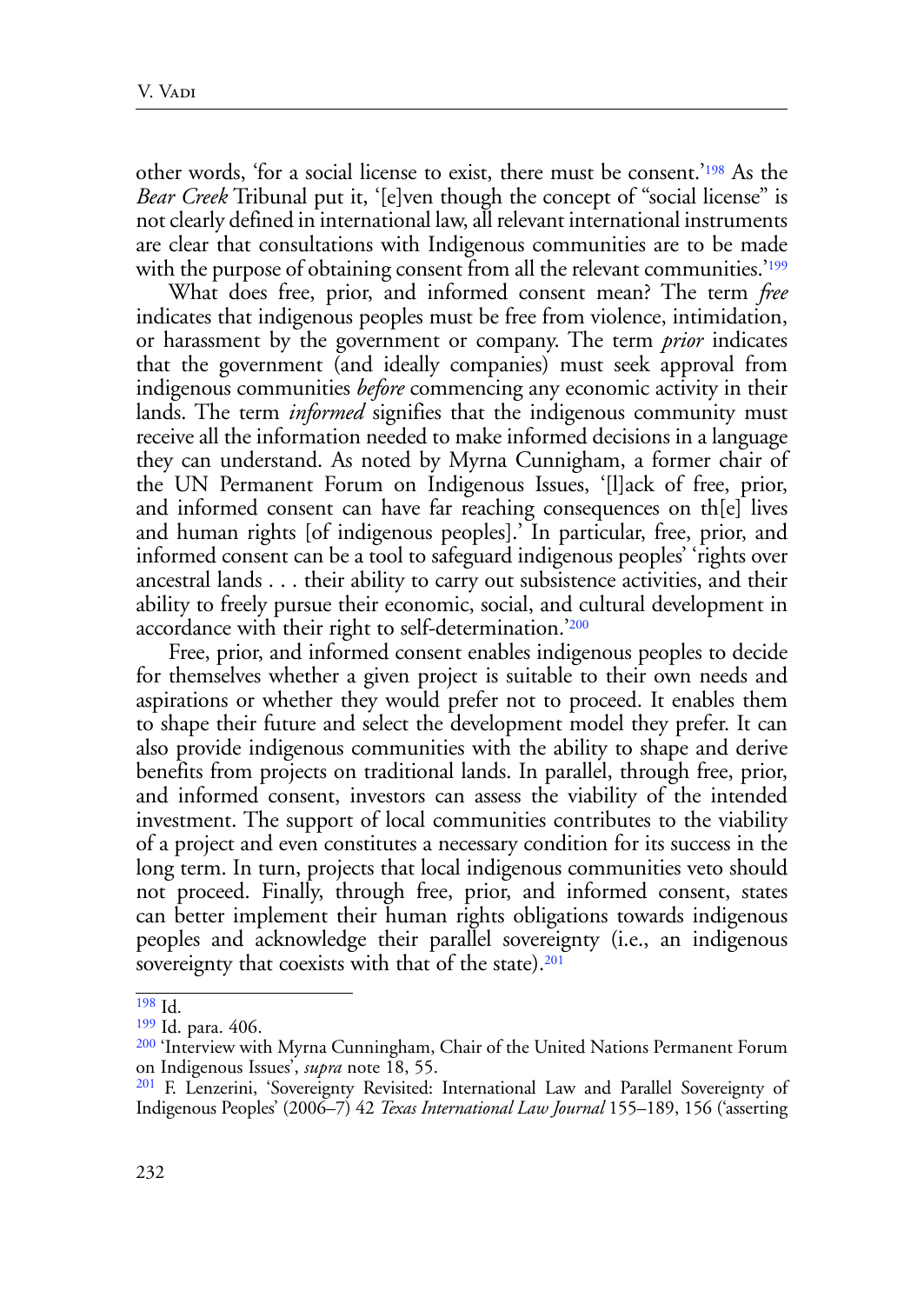other words, 'for a social license to exist, there must be consent.'[198] As the *Bear Creek* Tribunal put it, '[e]ven though the concept of "social license" is not clearly defined in international law, all relevant international instruments are clear that consultations with Indigenous communities are to be made with the purpose of obtaining consent from all the relevant communities.'[199]

What does free, prior, and informed consent mean? The term *free* indicates that indigenous peoples must be free from violence, intimidation, or harassment by the government or company. The term *prior* indicates that the government (and ideally companies) must seek approval from indigenous communities *before* commencing any economic activity in their lands. The term *informed* signifies that the indigenous community must receive all the information needed to make informed decisions in a language they can understand. As noted by Myrna Cunnigham, a former chair of the UN Permanent Forum on Indigenous Issues, '[l]ack of free, prior, and informed consent can have far reaching consequences on th[e] lives and human rights [of indigenous peoples].' In particular, free, prior, and informed consent can be a tool to safeguard indigenous peoples' 'rights over ancestral lands . . . their ability to carry out subsistence activities, and their ability to freely pursue their economic, social, and cultural development in accordance with their right to self-determination.'[200]

Free, prior, and informed consent enables indigenous peoples to decide for themselves whether a given project is suitable to their own needs and aspirations or whether they would prefer not to proceed. It enables them to shape their future and select the development model they prefer. It can also provide indigenous communities with the ability to shape and derive benefits from projects on traditional lands. In parallel, through free, prior, and informed consent, investors can assess the viability of the intended investment. The support of local communities contributes to the viability of a project and even constitutes a necessary condition for its success in the long term. In turn, projects that local indigenous communities veto should not proceed. Finally, through free, prior, and informed consent, states can better implement their human rights obligations towards indigenous peoples and acknowledge their parallel sovereignty (i.e., an indigenous sovereignty that coexists with that of the state).[201]

---

[198] Id.

[199] Id. para. 406.

[200] 'Interview with Myrna Cunningham, Chair of the United Nations Permanent Forum on Indigenous Issues', *supra* note 18, 55.

[201] F. Lenzerini, 'Sovereignty Revisited: International Law and Parallel Sovereignty of Indigenous Peoples' (2006–7) 42 *Texas International Law Journal* 155–189, 156 ('asserting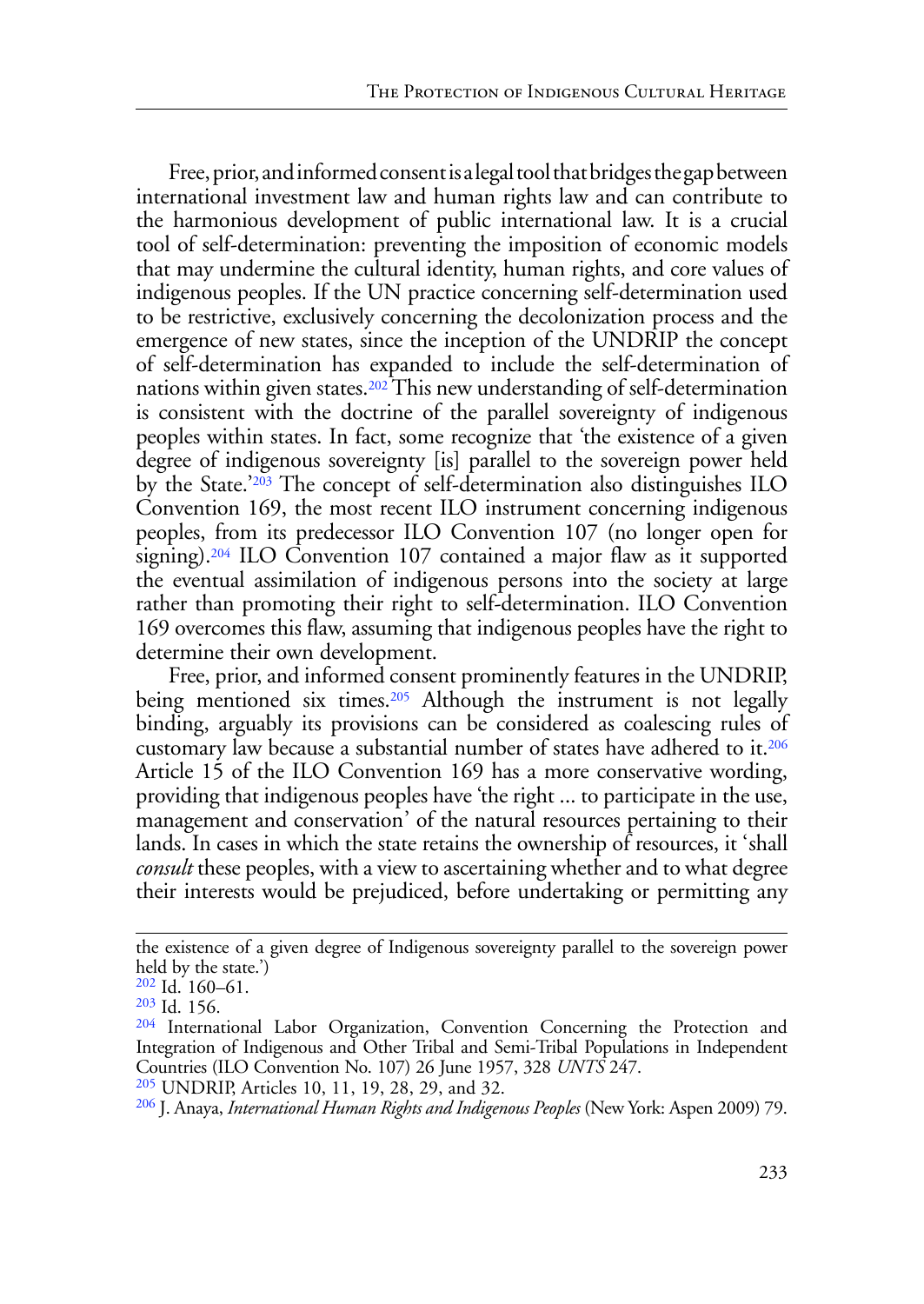Free, prior, and informed consent is a legal tool that bridges the gap between international investment law and human rights law and can contribute to the harmonious development of public international law. It is a crucial tool of self-determination: preventing the imposition of economic models that may undermine the cultural identity, human rights, and core values of indigenous peoples. If the UN practice concerning self-determination used to be restrictive, exclusively concerning the decolonization process and the emergence of new states, since the inception of the UNDRIP the concept of self-determination has expanded to include the self-determination of nations within given states.[202] This new understanding of self-determination is consistent with the doctrine of the parallel sovereignty of indigenous peoples within states. In fact, some recognize that 'the existence of a given degree of indigenous sovereignty [is] parallel to the sovereign power held by the State.'[203] The concept of self-determination also distinguishes ILO Convention 169, the most recent ILO instrument concerning indigenous peoples, from its predecessor ILO Convention 107 (no longer open for signing).[204] ILO Convention 107 contained a major flaw as it supported the eventual assimilation of indigenous persons into the society at large rather than promoting their right to self-determination. ILO Convention 169 overcomes this flaw, assuming that indigenous peoples have the right to determine their own development.

Free, prior, and informed consent prominently features in the UNDRIP, being mentioned six times.[205] Although the instrument is not legally binding, arguably its provisions can be considered as coalescing rules of customary law because a substantial number of states have adhered to it.[206] Article 15 of the ILO Convention 169 has a more conservative wording, providing that indigenous peoples have 'the right ... to participate in the use, management and conservation' of the natural resources pertaining to their lands. In cases in which the state retains the ownership of resources, it 'shall *consult* these peoples, with a view to ascertaining whether and to what degree their interests would be prejudiced, before undertaking or permitting any

---

the existence of a given degree of Indigenous sovereignty parallel to the sovereign power held by the state.')

[202] Id. 160–61.

[203] Id. 156.

[204] International Labor Organization, Convention Concerning the Protection and Integration of Indigenous and Other Tribal and Semi-Tribal Populations in Independent Countries (ILO Convention No. 107) 26 June 1957, 328 *UNTS* 247.

[205] UNDRIP, Articles 10, 11, 19, 28, 29, and 32.

[206] J. Anaya, *International Human Rights and Indigenous Peoples* (New York: Aspen 2009) 79.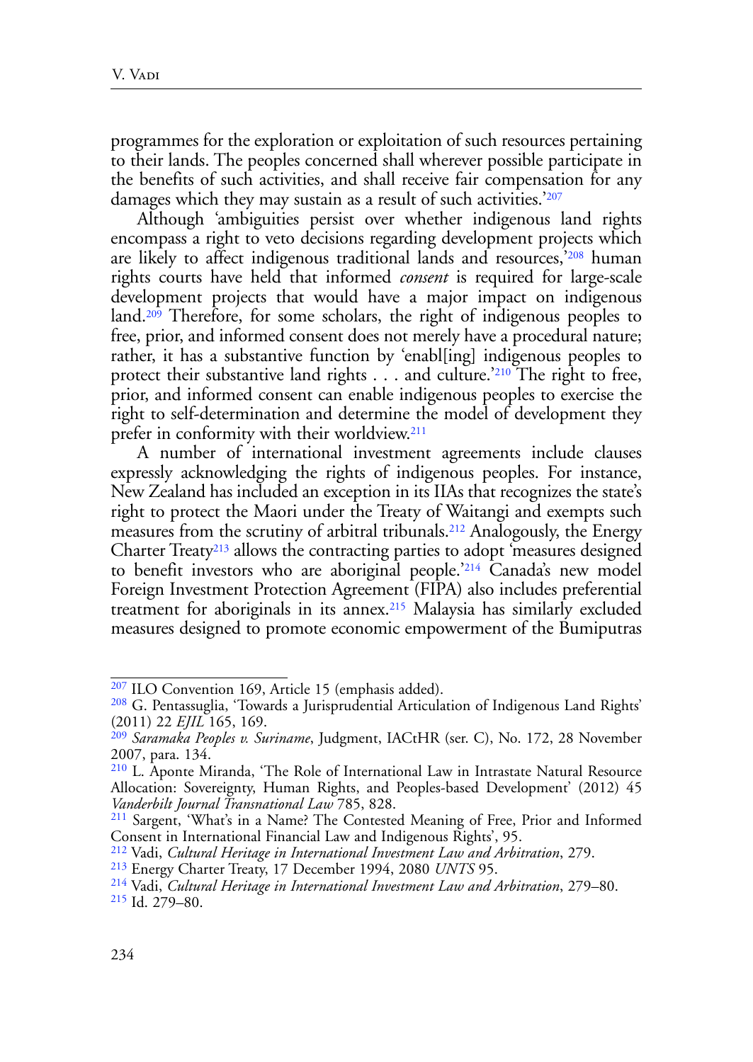programmes for the exploration or exploitation of such resources pertaining to their lands. The peoples concerned shall wherever possible participate in the benefits of such activities, and shall receive fair compensation for any damages which they may sustain as a result of such activities.'[207]

Although 'ambiguities persist over whether indigenous land rights encompass a right to veto decisions regarding development projects which are likely to affect indigenous traditional lands and resources,'[208] human rights courts have held that informed *consent* is required for large-scale development projects that would have a major impact on indigenous land.[209] Therefore, for some scholars, the right of indigenous peoples to free, prior, and informed consent does not merely have a procedural nature; rather, it has a substantive function by 'enabl[ing] indigenous peoples to protect their substantive land rights . . . and culture.'[210] The right to free, prior, and informed consent can enable indigenous peoples to exercise the right to self-determination and determine the model of development they prefer in conformity with their worldview.[211]

A number of international investment agreements include clauses expressly acknowledging the rights of indigenous peoples. For instance, New Zealand has included an exception in its IIAs that recognizes the state's right to protect the Maori under the Treaty of Waitangi and exempts such measures from the scrutiny of arbitral tribunals.[212] Analogously, the Energy Charter Treaty[213] allows the contracting parties to adopt 'measures designed to benefit investors who are aboriginal people.'[214] Canada's new model Foreign Investment Protection Agreement (FIPA) also includes preferential treatment for aboriginals in its annex.[215] Malaysia has similarly excluded measures designed to promote economic empowerment of the Bumiputras

---

[207] ILO Convention 169, Article 15 (emphasis added).

[208] G. Pentassuglia, 'Towards a Jurisprudential Articulation of Indigenous Land Rights' (2011) 22 *EJIL* 165, 169.

[209] *Saramaka Peoples v. Suriname*, Judgment, IACtHR (ser. C), No. 172, 28 November 2007, para. 134.

[210] L. Aponte Miranda, 'The Role of International Law in Intrastate Natural Resource Allocation: Sovereignty, Human Rights, and Peoples-based Development' (2012) 45 *Vanderbilt Journal Transnational Law* 785, 828.

[211] Sargent, 'What's in a Name? The Contested Meaning of Free, Prior and Informed Consent in International Financial Law and Indigenous Rights', 95.

[212] Vadi, *Cultural Heritage in International Investment Law and Arbitration*, 279.

[213] Energy Charter Treaty, 17 December 1994, 2080 *UNTS* 95.

[214] Vadi, *Cultural Heritage in International Investment Law and Arbitration*, 279–80.

[215] Id. 279–80.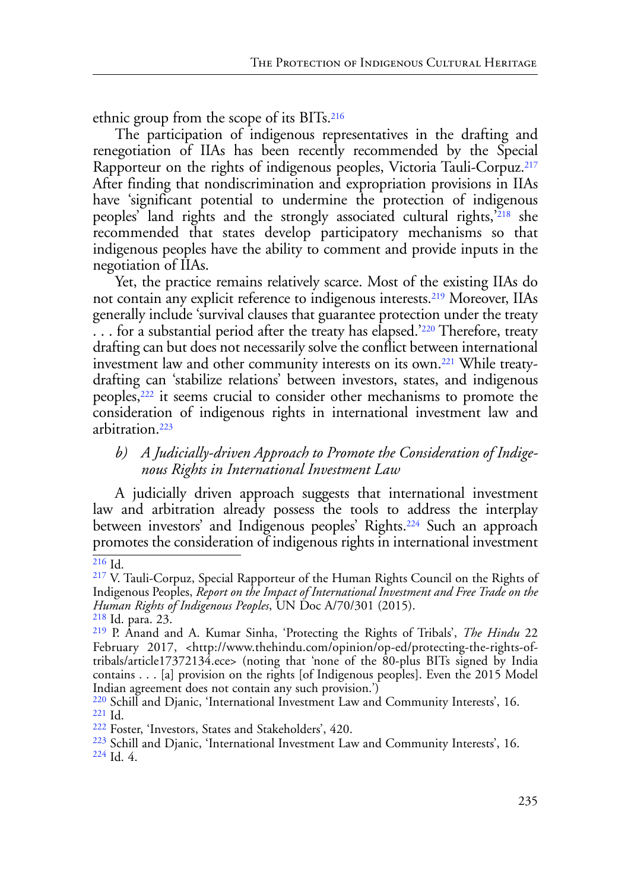ethnic group from the scope of its BITs.[216]

The participation of indigenous representatives in the drafting and renegotiation of IIAs has been recently recommended by the Special Rapporteur on the rights of indigenous peoples, Victoria Tauli-Corpuz.[217] After finding that nondiscrimination and expropriation provisions in IIAs have 'significant potential to undermine the protection of indigenous peoples' land rights and the strongly associated cultural rights,'[218] she recommended that states develop participatory mechanisms so that indigenous peoples have the ability to comment and provide inputs in the negotiation of IIAs.

Yet, the practice remains relatively scarce. Most of the existing IIAs do not contain any explicit reference to indigenous interests.[219] Moreover, IIAs generally include 'survival clauses that guarantee protection under the treaty . . . for a substantial period after the treaty has elapsed.'[220] Therefore, treaty drafting can but does not necessarily solve the conflict between international investment law and other community interests on its own.[221] While treaty-drafting can 'stabilize relations' between investors, states, and indigenous peoples,[222] it seems crucial to consider other mechanisms to promote the consideration of indigenous rights in international investment law and arbitration.[223]

### b) *A Judicially-driven Approach to Promote the Consideration of Indigenous Rights in International Investment Law*

A judicially driven approach suggests that international investment law and arbitration already possess the tools to address the interplay between investors' and Indigenous peoples' Rights.[224] Such an approach promotes the consideration of indigenous rights in international investment

---

[216] Id.

[217] V. Tauli-Corpuz, Special Rapporteur of the Human Rights Council on the Rights of Indigenous Peoples, *Report on the Impact of International Investment and Free Trade on the Human Rights of Indigenous Peoples*, UN Doc A/70/301 (2015).

[218] Id. para. 23.

[219] P. Anand and A. Kumar Sinha, 'Protecting the Rights of Tribals', *The Hindu* 22 February 2017, <http://www.thehindu.com/opinion/op-ed/protecting-the-rights-of-tribals/article17372134.ece> (noting that 'none of the 80-plus BITs signed by India contains . . . [a] provision on the rights [of Indigenous peoples]. Even the 2015 Model Indian agreement does not contain any such provision.')

[220] Schill and Djanic, 'International Investment Law and Community Interests', 16.

[221] Id.

[222] Foster, 'Investors, States and Stakeholders', 420.

[223] Schill and Djanic, 'International Investment Law and Community Interests', 16.

[224] Id. 4.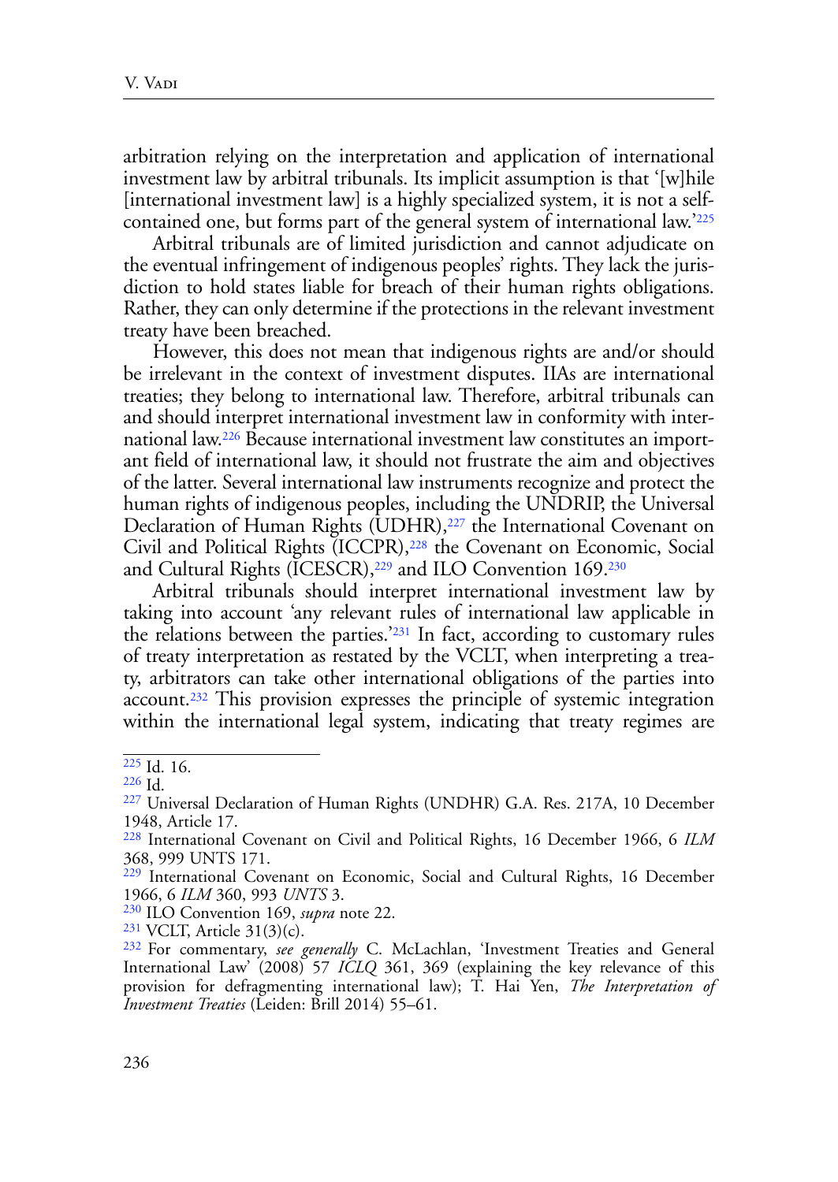arbitration relying on the interpretation and application of international investment law by arbitral tribunals. Its implicit assumption is that '[w]hile [international investment law] is a highly specialized system, it is not a self-contained one, but forms part of the general system of international law.'[225]

Arbitral tribunals are of limited jurisdiction and cannot adjudicate on the eventual infringement of indigenous peoples' rights. They lack the jurisdiction to hold states liable for breach of their human rights obligations. Rather, they can only determine if the protections in the relevant investment treaty have been breached.

However, this does not mean that indigenous rights are and/or should be irrelevant in the context of investment disputes. IIAs are international treaties; they belong to international law. Therefore, arbitral tribunals can and should interpret international investment law in conformity with international law.[226] Because international investment law constitutes an important field of international law, it should not frustrate the aim and objectives of the latter. Several international law instruments recognize and protect the human rights of indigenous peoples, including the UNDRIP, the Universal Declaration of Human Rights (UDHR),[227] the International Covenant on Civil and Political Rights (ICCPR),[228] the Covenant on Economic, Social and Cultural Rights (ICESCR),[229] and ILO Convention 169.[230]

Arbitral tribunals should interpret international investment law by taking into account 'any relevant rules of international law applicable in the relations between the parties.'[231] In fact, according to customary rules of treaty interpretation as restated by the VCLT, when interpreting a treaty, arbitrators can take other international obligations of the parties into account.[232] This provision expresses the principle of systemic integration within the international legal system, indicating that treaty regimes are

---

[225] Id. 16.

[226] Id.

[227] Universal Declaration of Human Rights (UNDHR) G.A. Res. 217A, 10 December 1948, Article 17.

[228] International Covenant on Civil and Political Rights, 16 December 1966, 6 *ILM* 368, 999 UNTS 171.

[229] International Covenant on Economic, Social and Cultural Rights, 16 December 1966, 6 *ILM* 360, 993 *UNTS* 3.

[230] ILO Convention 169, *supra* note 22.

[231] VCLT, Article 31(3)(c).

[232] For commentary, *see generally* C. McLachlan, 'Investment Treaties and General International Law' (2008) 57 *ICLQ* 361, 369 (explaining the key relevance of this provision for defragmenting international law); T. Hai Yen, *The Interpretation of Investment Treaties* (Leiden: Brill 2014) 55–61.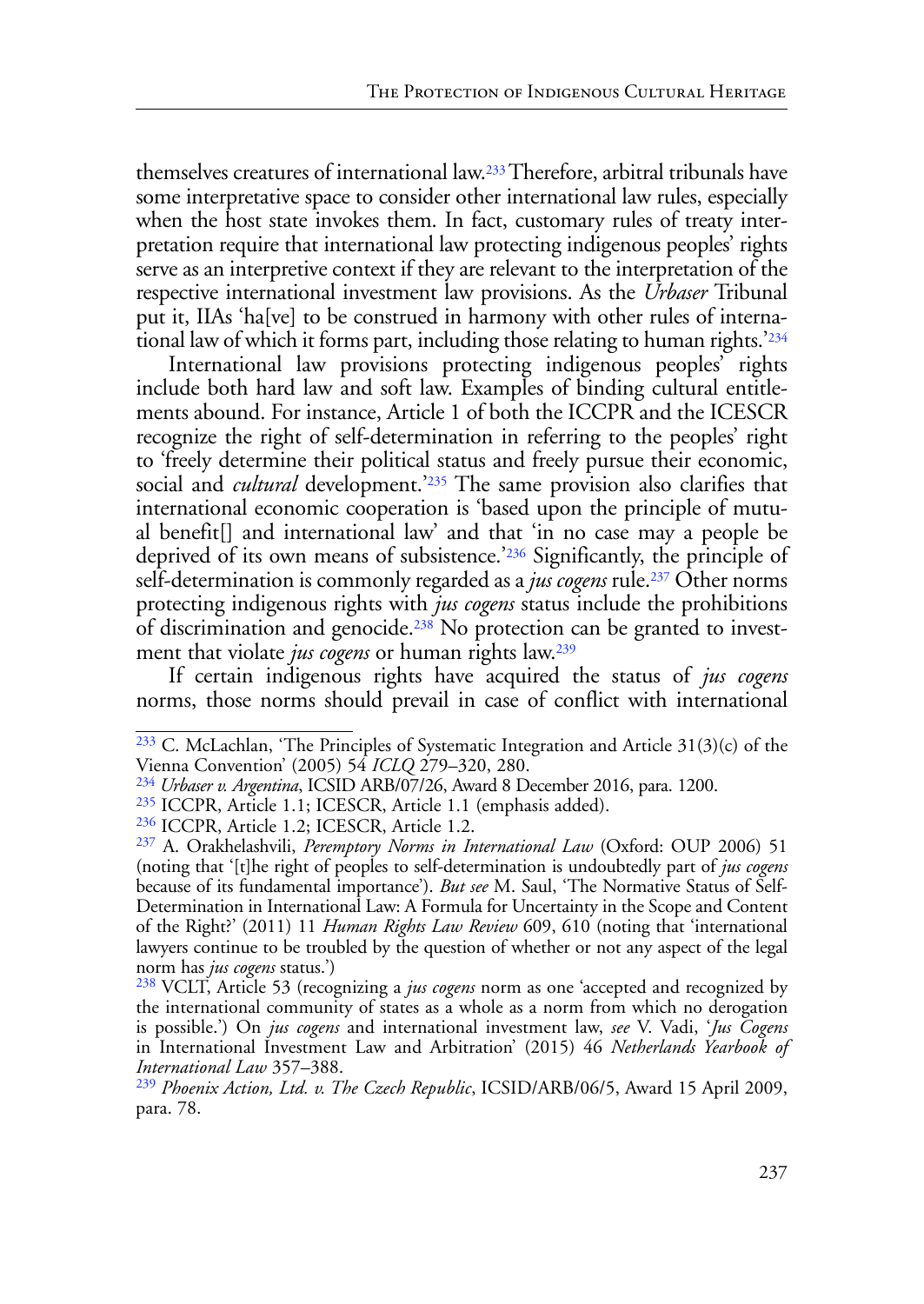themselves creatures of international law.[233] Therefore, arbitral tribunals have some interpretative space to consider other international law rules, especially when the host state invokes them. In fact, customary rules of treaty interpretation require that international law protecting indigenous peoples' rights serve as an interpretive context if they are relevant to the interpretation of the respective international investment law provisions. As the *Urbaser* Tribunal put it, IIAs 'ha[ve] to be construed in harmony with other rules of international law of which it forms part, including those relating to human rights.'[234]

International law provisions protecting indigenous peoples' rights include both hard law and soft law. Examples of binding cultural entitlements abound. For instance, Article 1 of both the ICCPR and the ICESCR recognize the right of self-determination in referring to the peoples' right to 'freely determine their political status and freely pursue their economic, social and *cultural* development.'[235] The same provision also clarifies that international economic cooperation is 'based upon the principle of mutual benefit[] and international law' and that 'in no case may a people be deprived of its own means of subsistence.'[236] Significantly, the principle of self-determination is commonly regarded as a *jus cogens* rule.[237] Other norms protecting indigenous rights with *jus cogens* status include the prohibitions of discrimination and genocide.[238] No protection can be granted to investment that violate *jus cogens* or human rights law.[239]

If certain indigenous rights have acquired the status of *jus cogens* norms, those norms should prevail in case of conflict with international

---

[233] C. McLachlan, 'The Principles of Systematic Integration and Article 31(3)(c) of the Vienna Convention' (2005) 54 *ICLQ* 279–320, 280.

[234] *Urbaser v. Argentina*, ICSID ARB/07/26, Award 8 December 2016, para. 1200.

[235] ICCPR, Article 1.1; ICESCR, Article 1.1 (emphasis added).

[236] ICCPR, Article 1.2; ICESCR, Article 1.2.

[237] A. Orakhelashvili, *Peremptory Norms in International Law* (Oxford: OUP 2006) 51 (noting that '[t]he right of peoples to self-determination is undoubtedly part of *jus cogens* because of its fundamental importance'). *But see* M. Saul, 'The Normative Status of Self-Determination in International Law: A Formula for Uncertainty in the Scope and Content of the Right?' (2011) 11 *Human Rights Law Review* 609, 610 (noting that 'international lawyers continue to be troubled by the question of whether or not any aspect of the legal norm has *jus cogens* status.')

[238] VCLT, Article 53 (recognizing a *jus cogens* norm as one 'accepted and recognized by the international community of states as a whole as a norm from which no derogation is possible.') On *jus cogens* and international investment law, *see* V. Vadi, '*Jus Cogens* in International Investment Law and Arbitration' (2015) 46 *Netherlands Yearbook of International Law* 357–388.

[239] *Phoenix Action, Ltd. v. The Czech Republic*, ICSID/ARB/06/5, Award 15 April 2009, para. 78.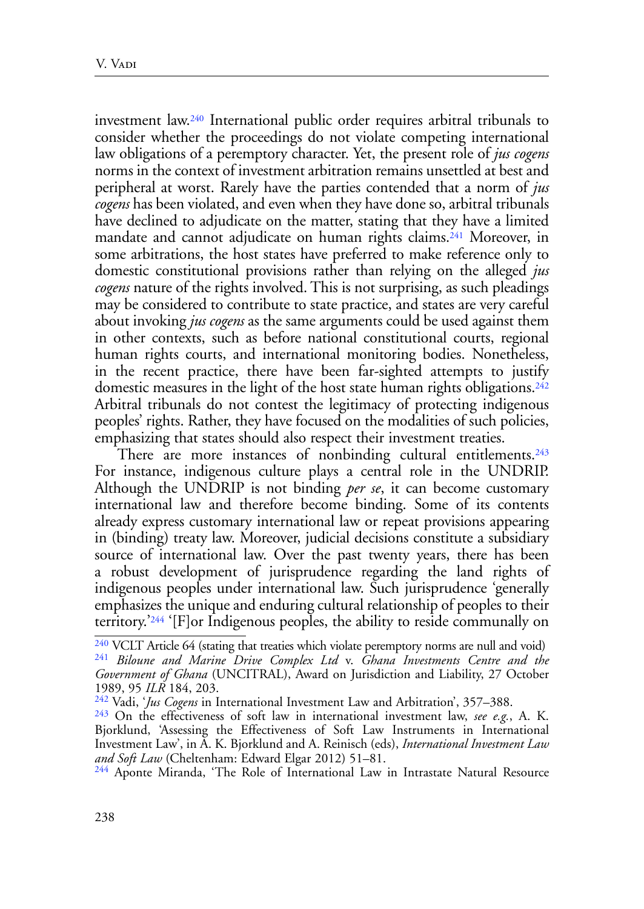investment law.[240] International public order requires arbitral tribunals to consider whether the proceedings do not violate competing international law obligations of a peremptory character. Yet, the present role of *jus cogens* norms in the context of investment arbitration remains unsettled at best and peripheral at worst. Rarely have the parties contended that a norm of *jus cogens* has been violated, and even when they have done so, arbitral tribunals have declined to adjudicate on the matter, stating that they have a limited mandate and cannot adjudicate on human rights claims.[241] Moreover, in some arbitrations, the host states have preferred to make reference only to domestic constitutional provisions rather than relying on the alleged *jus cogens* nature of the rights involved. This is not surprising, as such pleadings may be considered to contribute to state practice, and states are very careful about invoking *jus cogens* as the same arguments could be used against them in other contexts, such as before national constitutional courts, regional human rights courts, and international monitoring bodies. Nonetheless, in the recent practice, there have been far-sighted attempts to justify domestic measures in the light of the host state human rights obligations.[242] Arbitral tribunals do not contest the legitimacy of protecting indigenous peoples' rights. Rather, they have focused on the modalities of such policies, emphasizing that states should also respect their investment treaties.

There are more instances of nonbinding cultural entitlements.[243] For instance, indigenous culture plays a central role in the UNDRIP. Although the UNDRIP is not binding *per se*, it can become customary international law and therefore become binding. Some of its contents already express customary international law or repeat provisions appearing in (binding) treaty law. Moreover, judicial decisions constitute a subsidiary source of international law. Over the past twenty years, there has been a robust development of jurisprudence regarding the land rights of indigenous peoples under international law. Such jurisprudence 'generally emphasizes the unique and enduring cultural relationship of peoples to their territory.'[244] '[F]or Indigenous peoples, the ability to reside communally on

---

[240] VCLT Article 64 (stating that treaties which violate peremptory norms are null and void)

[241] *Biloune and Marine Drive Complex Ltd* v. *Ghana Investments Centre and the Government of Ghana* (UNCITRAL), Award on Jurisdiction and Liability, 27 October 1989, 95 *ILR* 184, 203.

[242] Vadi, '*Jus Cogens* in International Investment Law and Arbitration', 357–388.

[243] On the effectiveness of soft law in international investment law, *see e.g.*, A. K. Bjorklund, 'Assessing the Effectiveness of Soft Law Instruments in International Investment Law', in A. K. Bjorklund and A. Reinisch (eds), *International Investment Law and Soft Law* (Cheltenham: Edward Elgar 2012) 51–81.

[244] Aponte Miranda, 'The Role of International Law in Intrastate Natural Resource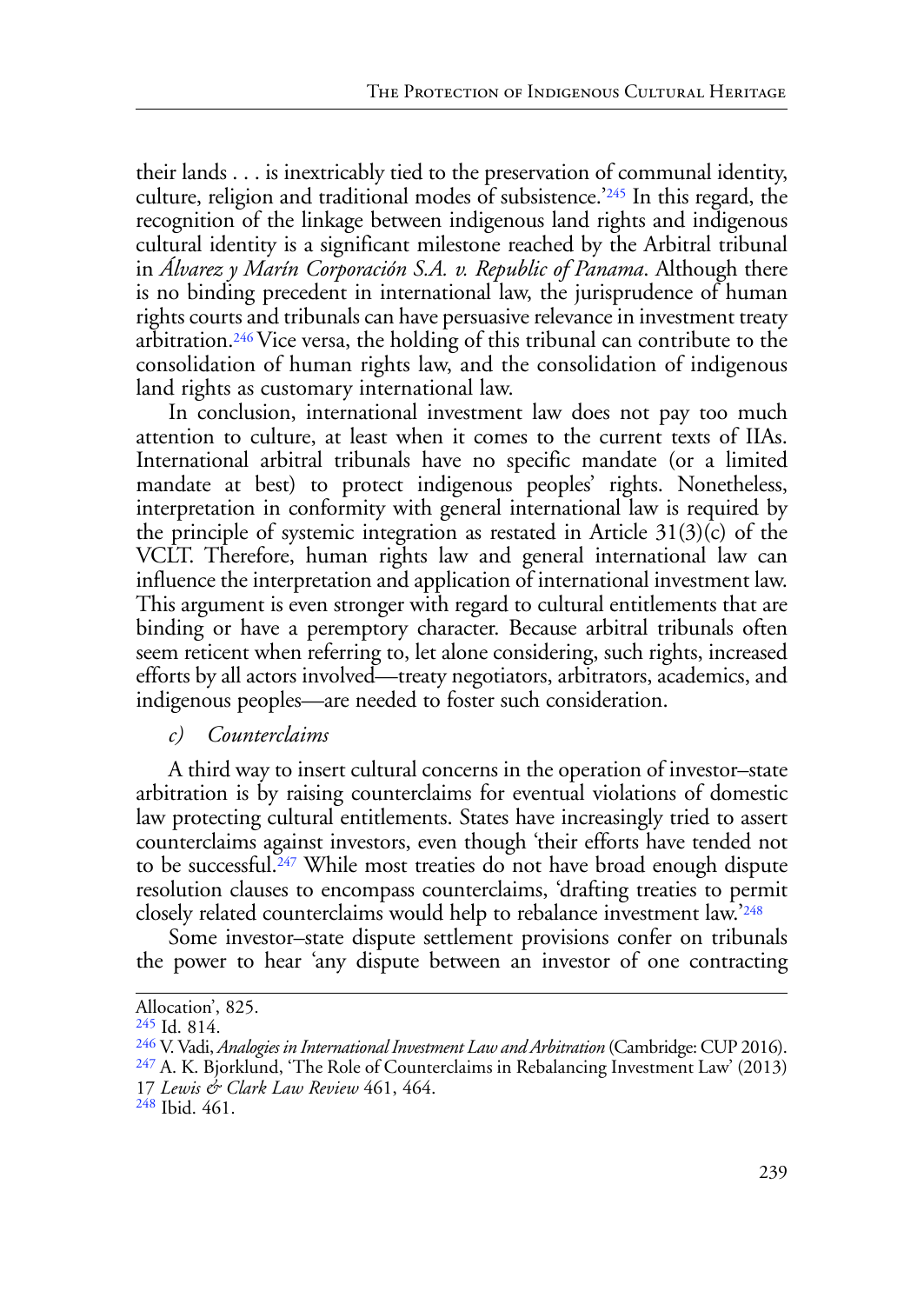their lands . . . is inextricably tied to the preservation of communal identity, culture, religion and traditional modes of subsistence.'[245] In this regard, the recognition of the linkage between indigenous land rights and indigenous cultural identity is a significant milestone reached by the Arbitral tribunal in *Álvarez y Marín Corporación S.A. v. Republic of Panama*. Although there is no binding precedent in international law, the jurisprudence of human rights courts and tribunals can have persuasive relevance in investment treaty arbitration.[246] Vice versa, the holding of this tribunal can contribute to the consolidation of human rights law, and the consolidation of indigenous land rights as customary international law.

In conclusion, international investment law does not pay too much attention to culture, at least when it comes to the current texts of IIAs. International arbitral tribunals have no specific mandate (or a limited mandate at best) to protect indigenous peoples' rights. Nonetheless, interpretation in conformity with general international law is required by the principle of systemic integration as restated in Article 31(3)(c) of the VCLT. Therefore, human rights law and general international law can influence the interpretation and application of international investment law. This argument is even stronger with regard to cultural entitlements that are binding or have a peremptory character. Because arbitral tribunals often seem reticent when referring to, let alone considering, such rights, increased efforts by all actors involved—treaty negotiators, arbitrators, academics, and indigenous peoples—are needed to foster such consideration.

### *c) Counterclaims*

A third way to insert cultural concerns in the operation of investor–state arbitration is by raising counterclaims for eventual violations of domestic law protecting cultural entitlements. States have increasingly tried to assert counterclaims against investors, even though 'their efforts have tended not to be successful.'[247] While most treaties do not have broad enough dispute resolution clauses to encompass counterclaims, 'drafting treaties to permit closely related counterclaims would help to rebalance investment law.'[248]

Some investor–state dispute settlement provisions confer on tribunals the power to hear 'any dispute between an investor of one contracting

---

Allocation', 825.

[245] Id. 814.

[246] V. Vadi, *Analogies in International Investment Law and Arbitration* (Cambridge: CUP 2016).

[247] A. K. Bjorklund, 'The Role of Counterclaims in Rebalancing Investment Law' (2013) 17 *Lewis & Clark Law Review* 461, 464.

[248] Ibid. 461.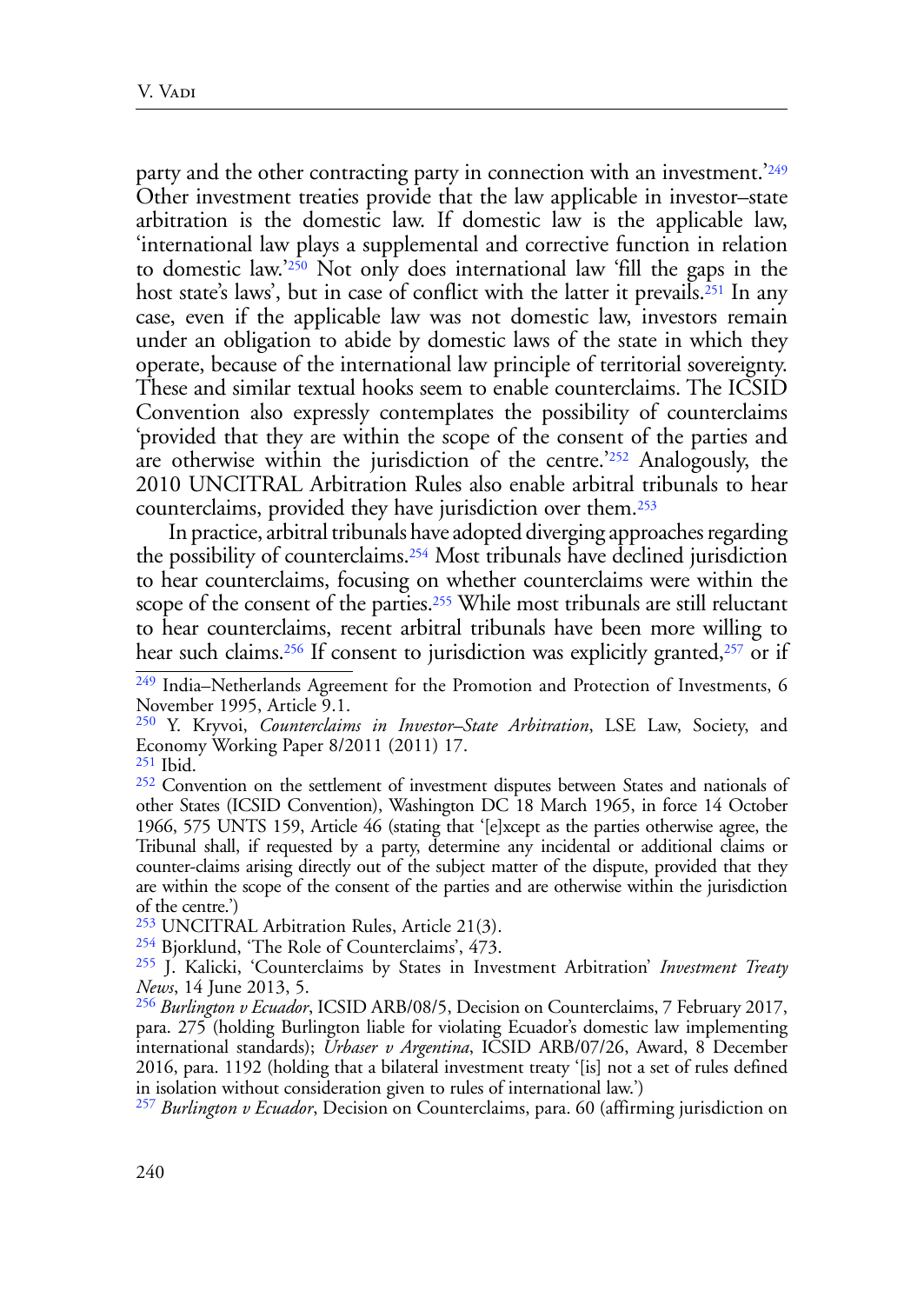party and the other contracting party in connection with an investment.'[249] Other investment treaties provide that the law applicable in investor–state arbitration is the domestic law. If domestic law is the applicable law, 'international law plays a supplemental and corrective function in relation to domestic law.'[250] Not only does international law 'fill the gaps in the host state's laws', but in case of conflict with the latter it prevails.[251] In any case, even if the applicable law was not domestic law, investors remain under an obligation to abide by domestic laws of the state in which they operate, because of the international law principle of territorial sovereignty. These and similar textual hooks seem to enable counterclaims. The ICSID Convention also expressly contemplates the possibility of counterclaims 'provided that they are within the scope of the consent of the parties and are otherwise within the jurisdiction of the centre.'[252] Analogously, the 2010 UNCITRAL Arbitration Rules also enable arbitral tribunals to hear counterclaims, provided they have jurisdiction over them.[253]

In practice, arbitral tribunals have adopted diverging approaches regarding the possibility of counterclaims.[254] Most tribunals have declined jurisdiction to hear counterclaims, focusing on whether counterclaims were within the scope of the consent of the parties.[255] While most tribunals are still reluctant to hear counterclaims, recent arbitral tribunals have been more willing to hear such claims.[256] If consent to jurisdiction was explicitly granted,[257] or if

[249] India–Netherlands Agreement for the Promotion and Protection of Investments, 6 November 1995, Article 9.1.

[250] Y. Kryvoi, *Counterclaims in Investor–State Arbitration*, LSE Law, Society, and Economy Working Paper 8/2011 (2011) 17.

[251] Ibid.

[252] Convention on the settlement of investment disputes between States and nationals of other States (ICSID Convention), Washington DC 18 March 1965, in force 14 October 1966, 575 UNTS 159, Article 46 (stating that '[e]xcept as the parties otherwise agree, the Tribunal shall, if requested by a party, determine any incidental or additional claims or counter-claims arising directly out of the subject matter of the dispute, provided that they are within the scope of the consent of the parties and are otherwise within the jurisdiction of the centre.')

[253] UNCITRAL Arbitration Rules, Article 21(3).

[254] Bjorklund, 'The Role of Counterclaims', 473.

[255] J. Kalicki, 'Counterclaims by States in Investment Arbitration' *Investment Treaty News*, 14 June 2013, 5.

[256] *Burlington v Ecuador*, ICSID ARB/08/5, Decision on Counterclaims, 7 February 2017, para. 275 (holding Burlington liable for violating Ecuador's domestic law implementing international standards); *Urbaser v Argentina*, ICSID ARB/07/26, Award, 8 December 2016, para. 1192 (holding that a bilateral investment treaty '[is] not a set of rules defined in isolation without consideration given to rules of international law.')

[257] *Burlington v Ecuador*, Decision on Counterclaims, para. 60 (affirming jurisdiction on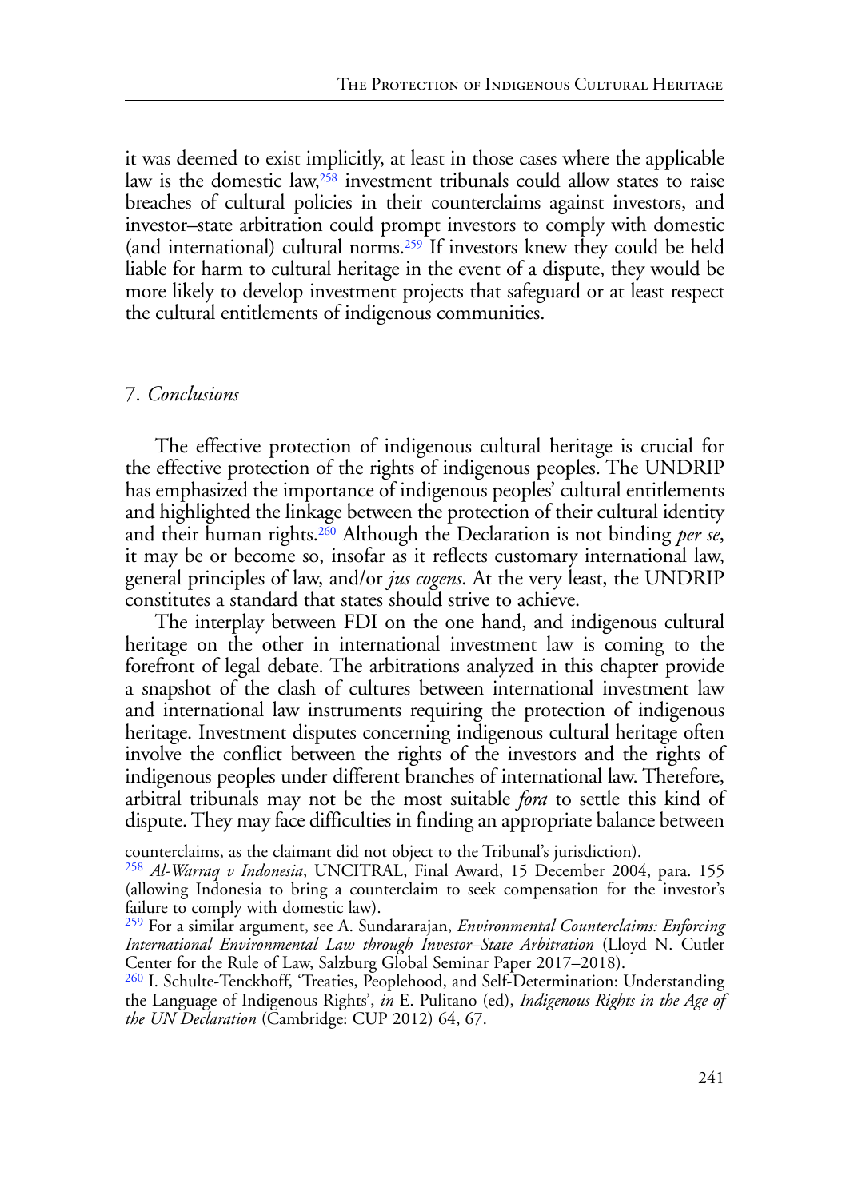it was deemed to exist implicitly, at least in those cases where the applicable law is the domestic law,[258] investment tribunals could allow states to raise breaches of cultural policies in their counterclaims against investors, and investor–state arbitration could prompt investors to comply with domestic (and international) cultural norms.[259] If investors knew they could be held liable for harm to cultural heritage in the event of a dispute, they would be more likely to develop investment projects that safeguard or at least respect the cultural entitlements of indigenous communities.

## 7. *Conclusions*

The effective protection of indigenous cultural heritage is crucial for the effective protection of the rights of indigenous peoples. The UNDRIP has emphasized the importance of indigenous peoples' cultural entitlements and highlighted the linkage between the protection of their cultural identity and their human rights.[260] Although the Declaration is not binding *per se*, it may be or become so, insofar as it reflects customary international law, general principles of law, and/or *jus cogens*. At the very least, the UNDRIP constitutes a standard that states should strive to achieve.

The interplay between FDI on the one hand, and indigenous cultural heritage on the other in international investment law is coming to the forefront of legal debate. The arbitrations analyzed in this chapter provide a snapshot of the clash of cultures between international investment law and international law instruments requiring the protection of indigenous heritage. Investment disputes concerning indigenous cultural heritage often involve the conflict between the rights of the investors and the rights of indigenous peoples under different branches of international law. Therefore, arbitral tribunals may not be the most suitable *fora* to settle this kind of dispute. They may face difficulties in finding an appropriate balance between

---

counterclaims, as the claimant did not object to the Tribunal's jurisdiction).

[258] *Al-Warraq v Indonesia*, UNCITRAL, Final Award, 15 December 2004, para. 155 (allowing Indonesia to bring a counterclaim to seek compensation for the investor's failure to comply with domestic law).

[259] For a similar argument, see A. Sundararajan, *Environmental Counterclaims: Enforcing International Environmental Law through Investor–State Arbitration* (Lloyd N. Cutler Center for the Rule of Law, Salzburg Global Seminar Paper 2017–2018).

[260] I. Schulte-Tenckhoff, 'Treaties, Peoplehood, and Self-Determination: Understanding the Language of Indigenous Rights', *in* E. Pulitano (ed), *Indigenous Rights in the Age of the UN Declaration* (Cambridge: CUP 2012) 64, 67.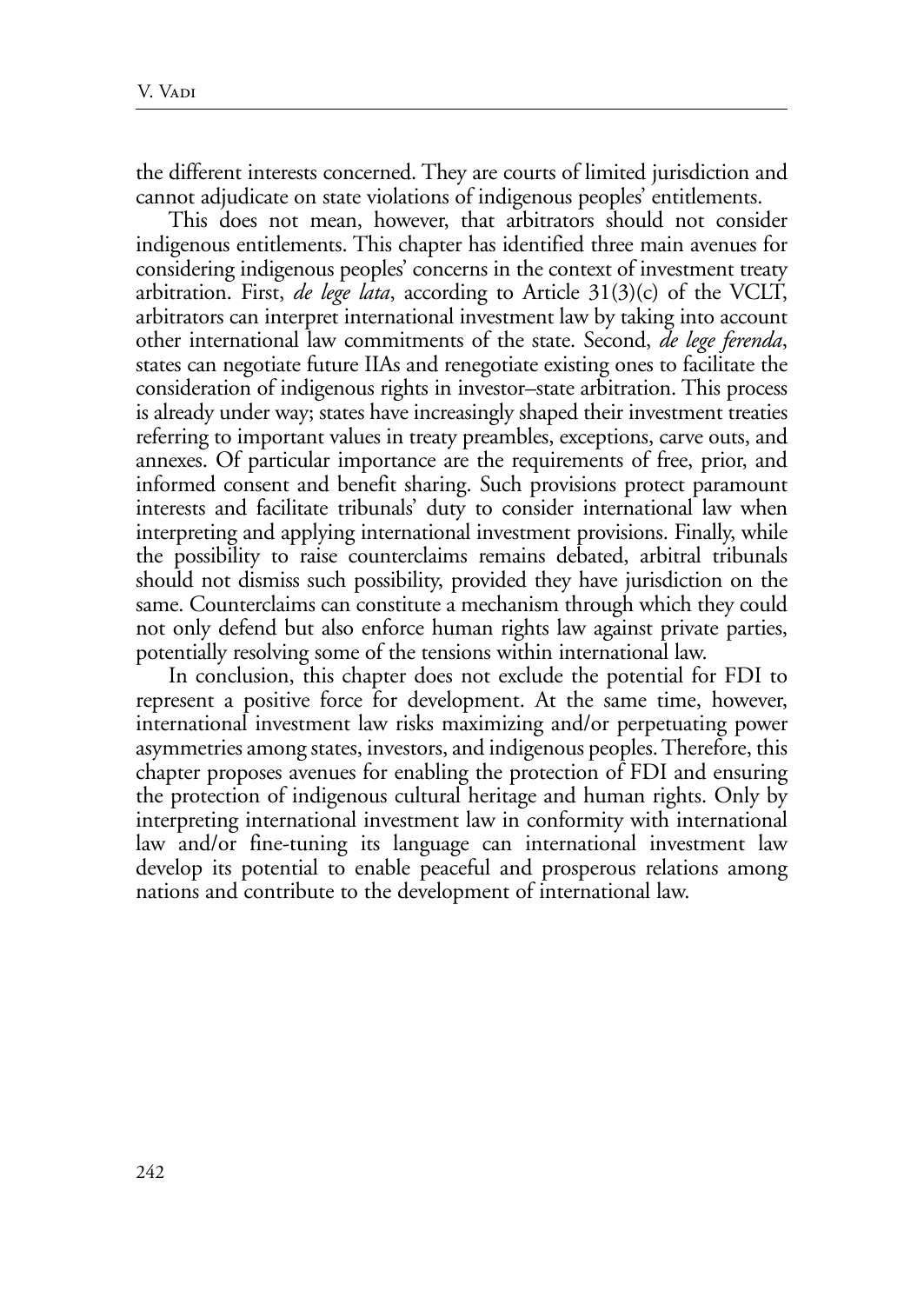the different interests concerned. They are courts of limited jurisdiction and cannot adjudicate on state violations of indigenous peoples' entitlements.

This does not mean, however, that arbitrators should not consider indigenous entitlements. This chapter has identified three main avenues for considering indigenous peoples' concerns in the context of investment treaty arbitration. First, *de lege lata*, according to Article 31(3)(c) of the VCLT, arbitrators can interpret international investment law by taking into account other international law commitments of the state. Second, *de lege ferenda*, states can negotiate future IIAs and renegotiate existing ones to facilitate the consideration of indigenous rights in investor–state arbitration. This process is already under way; states have increasingly shaped their investment treaties referring to important values in treaty preambles, exceptions, carve outs, and annexes. Of particular importance are the requirements of free, prior, and informed consent and benefit sharing. Such provisions protect paramount interests and facilitate tribunals' duty to consider international law when interpreting and applying international investment provisions. Finally, while the possibility to raise counterclaims remains debated, arbitral tribunals should not dismiss such possibility, provided they have jurisdiction on the same. Counterclaims can constitute a mechanism through which they could not only defend but also enforce human rights law against private parties, potentially resolving some of the tensions within international law.

In conclusion, this chapter does not exclude the potential for FDI to represent a positive force for development. At the same time, however, international investment law risks maximizing and/or perpetuating power asymmetries among states, investors, and indigenous peoples. Therefore, this chapter proposes avenues for enabling the protection of FDI and ensuring the protection of indigenous cultural heritage and human rights. Only by interpreting international investment law in conformity with international law and/or fine-tuning its language can international investment law develop its potential to enable peaceful and prosperous relations among nations and contribute to the development of international law.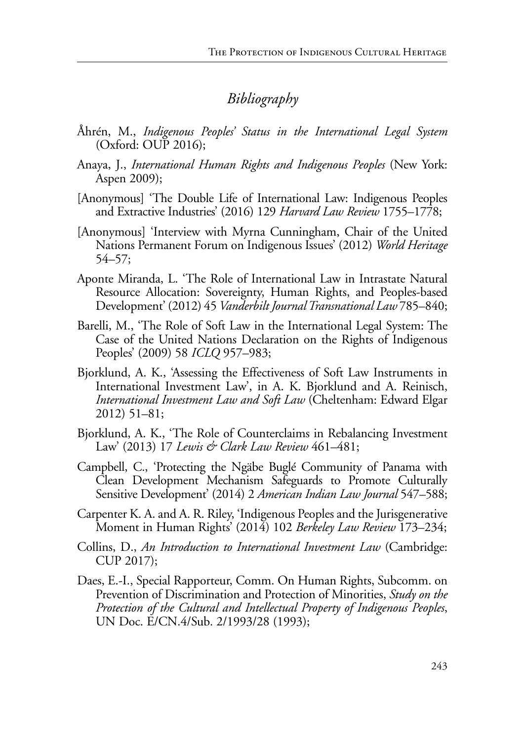## *Bibliography*

Åhrén, M., *Indigenous Peoples' Status in the International Legal System* (Oxford: OUP 2016);

Anaya, J., *International Human Rights and Indigenous Peoples* (New York: Aspen 2009);

[Anonymous] 'The Double Life of International Law: Indigenous Peoples and Extractive Industries' (2016) 129 *Harvard Law Review* 1755–1778;

[Anonymous] 'Interview with Myrna Cunningham, Chair of the United Nations Permanent Forum on Indigenous Issues' (2012) *World Heritage* 54–57;

Aponte Miranda, L. 'The Role of International Law in Intrastate Natural Resource Allocation: Sovereignty, Human Rights, and Peoples-based Development' (2012) 45 *Vanderbilt Journal Transnational Law* 785–840;

Barelli, M., 'The Role of Soft Law in the International Legal System: The Case of the United Nations Declaration on the Rights of Indigenous Peoples' (2009) 58 *ICLQ* 957–983;

Bjorklund, A. K., 'Assessing the Effectiveness of Soft Law Instruments in International Investment Law', in A. K. Bjorklund and A. Reinisch, *International Investment Law and Soft Law* (Cheltenham: Edward Elgar 2012) 51–81;

Bjorklund, A. K., 'The Role of Counterclaims in Rebalancing Investment Law' (2013) 17 *Lewis & Clark Law Review* 461–481;

Campbell, C., 'Protecting the Ngäbe Buglé Community of Panama with Clean Development Mechanism Safeguards to Promote Culturally Sensitive Development' (2014) 2 *American Indian Law Journal* 547–588;

Carpenter K. A. and A. R. Riley, 'Indigenous Peoples and the Jurisgenerative Moment in Human Rights' (2014) 102 *Berkeley Law Review* 173–234;

Collins, D., *An Introduction to International Investment Law* (Cambridge: CUP 2017);

Daes, E.-I., Special Rapporteur, Comm. On Human Rights, Subcomm. on Prevention of Discrimination and Protection of Minorities, *Study on the Protection of the Cultural and Intellectual Property of Indigenous Peoples*, UN Doc. E/CN.4/Sub. 2/1993/28 (1993);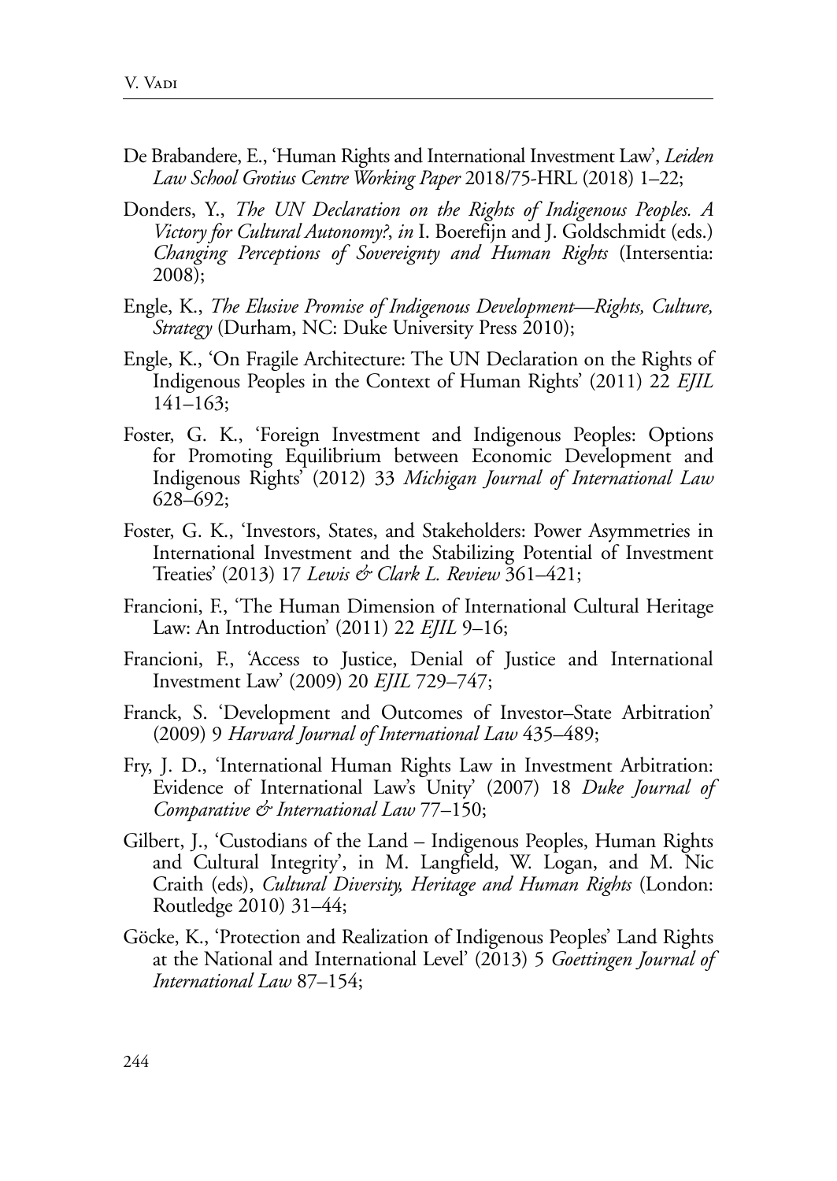De Brabandere, E., 'Human Rights and International Investment Law', *Leiden Law School Grotius Centre Working Paper* 2018/75-HRL (2018) 1–22;

Donders, Y., *The UN Declaration on the Rights of Indigenous Peoples. A Victory for Cultural Autonomy?*, *in* I. Boerefijn and J. Goldschmidt (eds.) *Changing Perceptions of Sovereignty and Human Rights* (Intersentia: 2008);

Engle, K., *The Elusive Promise of Indigenous Development—Rights, Culture, Strategy* (Durham, NC: Duke University Press 2010);

Engle, K., 'On Fragile Architecture: The UN Declaration on the Rights of Indigenous Peoples in the Context of Human Rights' (2011) 22 *EJIL* 141–163;

Foster, G. K., 'Foreign Investment and Indigenous Peoples: Options for Promoting Equilibrium between Economic Development and Indigenous Rights' (2012) 33 *Michigan Journal of International Law* 628–692;

Foster, G. K., 'Investors, States, and Stakeholders: Power Asymmetries in International Investment and the Stabilizing Potential of Investment Treaties' (2013) 17 *Lewis & Clark L. Review* 361–421;

Francioni, F., 'The Human Dimension of International Cultural Heritage Law: An Introduction' (2011) 22 *EJIL* 9–16;

Francioni, F., 'Access to Justice, Denial of Justice and International Investment Law' (2009) 20 *EJIL* 729–747;

Franck, S. 'Development and Outcomes of Investor–State Arbitration' (2009) 9 *Harvard Journal of International Law* 435–489;

Fry, J. D., 'International Human Rights Law in Investment Arbitration: Evidence of International Law's Unity' (2007) 18 *Duke Journal of Comparative & International Law* 77–150;

Gilbert, J., 'Custodians of the Land – Indigenous Peoples, Human Rights and Cultural Integrity', in M. Langfield, W. Logan, and M. Nic Craith (eds), *Cultural Diversity, Heritage and Human Rights* (London: Routledge 2010) 31–44;

Göcke, K., 'Protection and Realization of Indigenous Peoples' Land Rights at the National and International Level' (2013) 5 *Goettingen Journal of International Law* 87–154;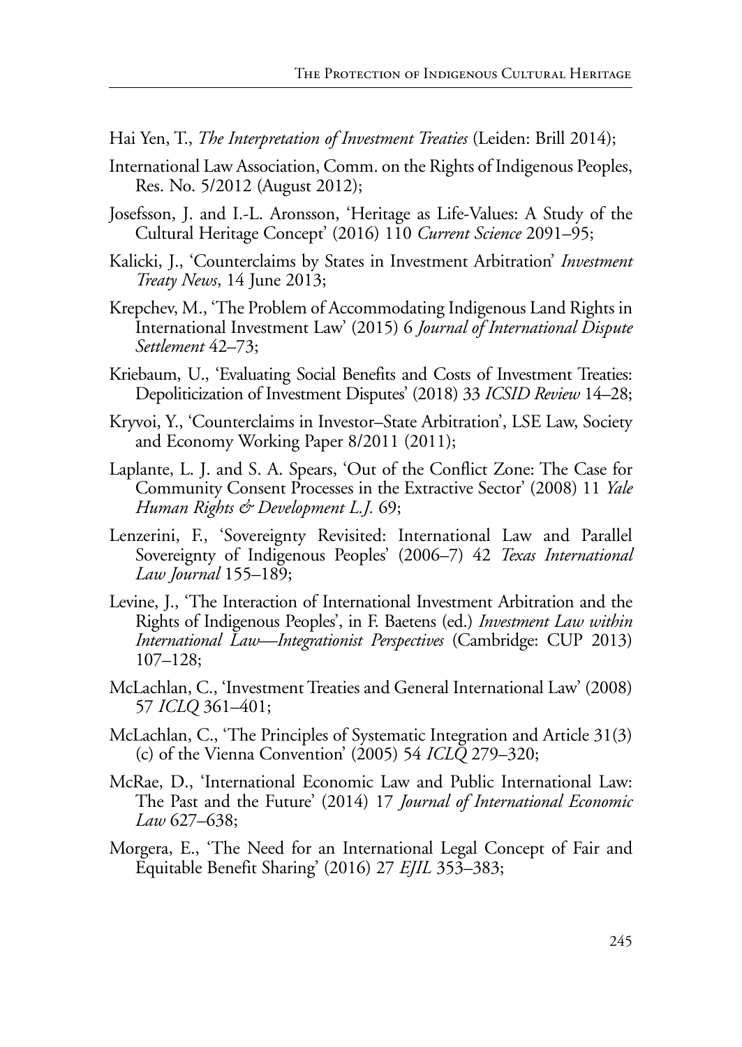Hai Yen, T., *The Interpretation of Investment Treaties* (Leiden: Brill 2014);

International Law Association, Comm. on the Rights of Indigenous Peoples, Res. No. 5/2012 (August 2012);

Josefsson, J. and I.-L. Aronsson, 'Heritage as Life-Values: A Study of the Cultural Heritage Concept' (2016) 110 *Current Science* 2091–95;

Kalicki, J., 'Counterclaims by States in Investment Arbitration' *Investment Treaty News*, 14 June 2013;

Krepchev, M., 'The Problem of Accommodating Indigenous Land Rights in International Investment Law' (2015) 6 *Journal of International Dispute Settlement* 42–73;

Kriebaum, U., 'Evaluating Social Benefits and Costs of Investment Treaties: Depoliticization of Investment Disputes' (2018) 33 *ICSID Review* 14–28;

Kryvoi, Y., 'Counterclaims in Investor–State Arbitration', LSE Law, Society and Economy Working Paper 8/2011 (2011);

Laplante, L. J. and S. A. Spears, 'Out of the Conflict Zone: The Case for Community Consent Processes in the Extractive Sector' (2008) 11 *Yale Human Rights & Development L.J.* 69;

Lenzerini, F., 'Sovereignty Revisited: International Law and Parallel Sovereignty of Indigenous Peoples' (2006–7) 42 *Texas International Law Journal* 155–189;

Levine, J., 'The Interaction of International Investment Arbitration and the Rights of Indigenous Peoples', in F. Baetens (ed.) *Investment Law within International Law—Integrationist Perspectives* (Cambridge: CUP 2013) 107–128;

McLachlan, C., 'Investment Treaties and General International Law' (2008) 57 *ICLQ* 361–401;

McLachlan, C., 'The Principles of Systematic Integration and Article 31(3)(c) of the Vienna Convention' (2005) 54 *ICLQ* 279–320;

McRae, D., 'International Economic Law and Public International Law: The Past and the Future' (2014) 17 *Journal of International Economic Law* 627–638;

Morgera, E., 'The Need for an International Legal Concept of Fair and Equitable Benefit Sharing' (2016) 27 *EJIL* 353–383;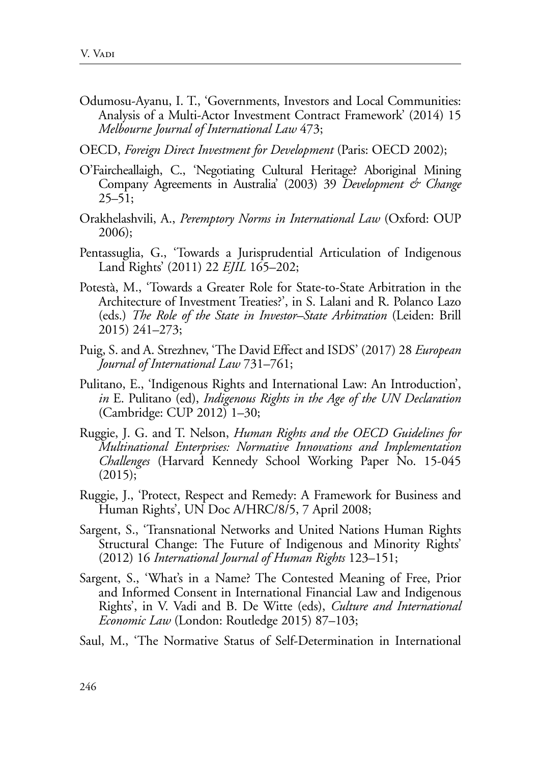Odumosu-Ayanu, I. T., 'Governments, Investors and Local Communities: Analysis of a Multi-Actor Investment Contract Framework' (2014) 15 *Melbourne Journal of International Law* 473;

OECD, *Foreign Direct Investment for Development* (Paris: OECD 2002);

O'Faircheallaigh, C., 'Negotiating Cultural Heritage? Aboriginal Mining Company Agreements in Australia' (2003) 39 *Development & Change* 25–51;

Orakhelashvili, A., *Peremptory Norms in International Law* (Oxford: OUP 2006);

Pentassuglia, G., 'Towards a Jurisprudential Articulation of Indigenous Land Rights' (2011) 22 *EJIL* 165–202;

Potestà, M., 'Towards a Greater Role for State-to-State Arbitration in the Architecture of Investment Treaties?', in S. Lalani and R. Polanco Lazo (eds.) *The Role of the State in Investor–State Arbitration* (Leiden: Brill 2015) 241–273;

Puig, S. and A. Strezhnev, 'The David Effect and ISDS' (2017) 28 *European Journal of International Law* 731–761;

Pulitano, E., 'Indigenous Rights and International Law: An Introduction', *in* E. Pulitano (ed), *Indigenous Rights in the Age of the UN Declaration* (Cambridge: CUP 2012) 1–30;

Ruggie, J. G. and T. Nelson, *Human Rights and the OECD Guidelines for Multinational Enterprises: Normative Innovations and Implementation Challenges* (Harvard Kennedy School Working Paper No. 15-045 (2015);

Ruggie, J., 'Protect, Respect and Remedy: A Framework for Business and Human Rights', UN Doc A/HRC/8/5, 7 April 2008;

Sargent, S., 'Transnational Networks and United Nations Human Rights Structural Change: The Future of Indigenous and Minority Rights' (2012) 16 *International Journal of Human Rights* 123–151;

Sargent, S., 'What's in a Name? The Contested Meaning of Free, Prior and Informed Consent in International Financial Law and Indigenous Rights', in V. Vadi and B. De Witte (eds), *Culture and International Economic Law* (London: Routledge 2015) 87–103;

Saul, M., 'The Normative Status of Self-Determination in International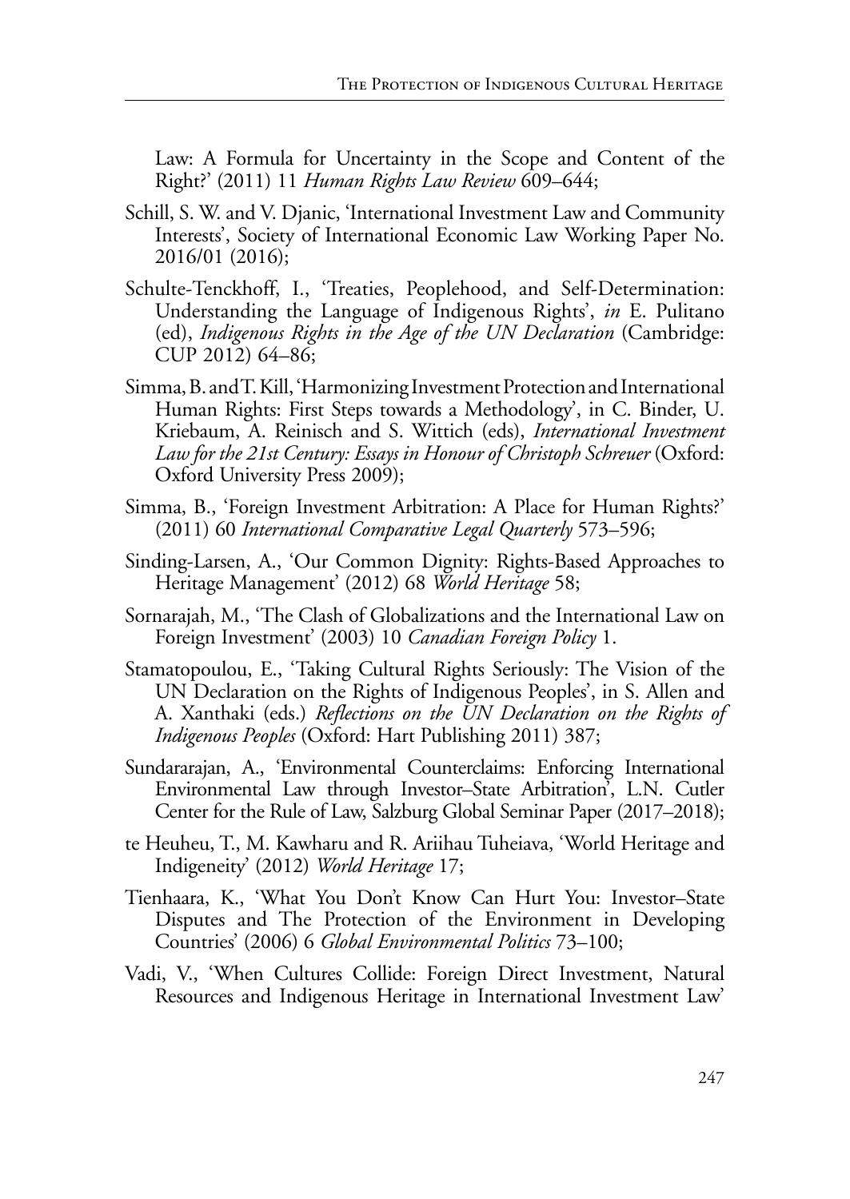Law: A Formula for Uncertainty in the Scope and Content of the Right?' (2011) 11 *Human Rights Law Review* 609–644;

Schill, S. W. and V. Djanic, 'International Investment Law and Community Interests', Society of International Economic Law Working Paper No. 2016/01 (2016);

Schulte-Tenckhoff, I., 'Treaties, Peoplehood, and Self-Determination: Understanding the Language of Indigenous Rights', *in* E. Pulitano (ed), *Indigenous Rights in the Age of the UN Declaration* (Cambridge: CUP 2012) 64–86;

Simma, B. and T. Kill, 'Harmonizing Investment Protection and International Human Rights: First Steps towards a Methodology', in C. Binder, U. Kriebaum, A. Reinisch and S. Wittich (eds), *International Investment Law for the 21st Century: Essays in Honour of Christoph Schreuer* (Oxford: Oxford University Press 2009);

Simma, B., 'Foreign Investment Arbitration: A Place for Human Rights?' (2011) 60 *International Comparative Legal Quarterly* 573–596;

Sinding-Larsen, A., 'Our Common Dignity: Rights-Based Approaches to Heritage Management' (2012) 68 *World Heritage* 58;

Sornarajah, M., 'The Clash of Globalizations and the International Law on Foreign Investment' (2003) 10 *Canadian Foreign Policy* 1.

Stamatopoulou, E., 'Taking Cultural Rights Seriously: The Vision of the UN Declaration on the Rights of Indigenous Peoples', in S. Allen and A. Xanthaki (eds.) *Reflections on the UN Declaration on the Rights of Indigenous Peoples* (Oxford: Hart Publishing 2011) 387;

Sundararajan, A., 'Environmental Counterclaims: Enforcing International Environmental Law through Investor–State Arbitration', L.N. Cutler Center for the Rule of Law, Salzburg Global Seminar Paper (2017–2018);

te Heuheu, T., M. Kawharu and R. Ariihau Tuheiava, 'World Heritage and Indigeneity' (2012) *World Heritage* 17;

Tienhaara, K., 'What You Don't Know Can Hurt You: Investor–State Disputes and The Protection of the Environment in Developing Countries' (2006) 6 *Global Environmental Politics* 73–100;

Vadi, V., 'When Cultures Collide: Foreign Direct Investment, Natural Resources and Indigenous Heritage in International Investment Law'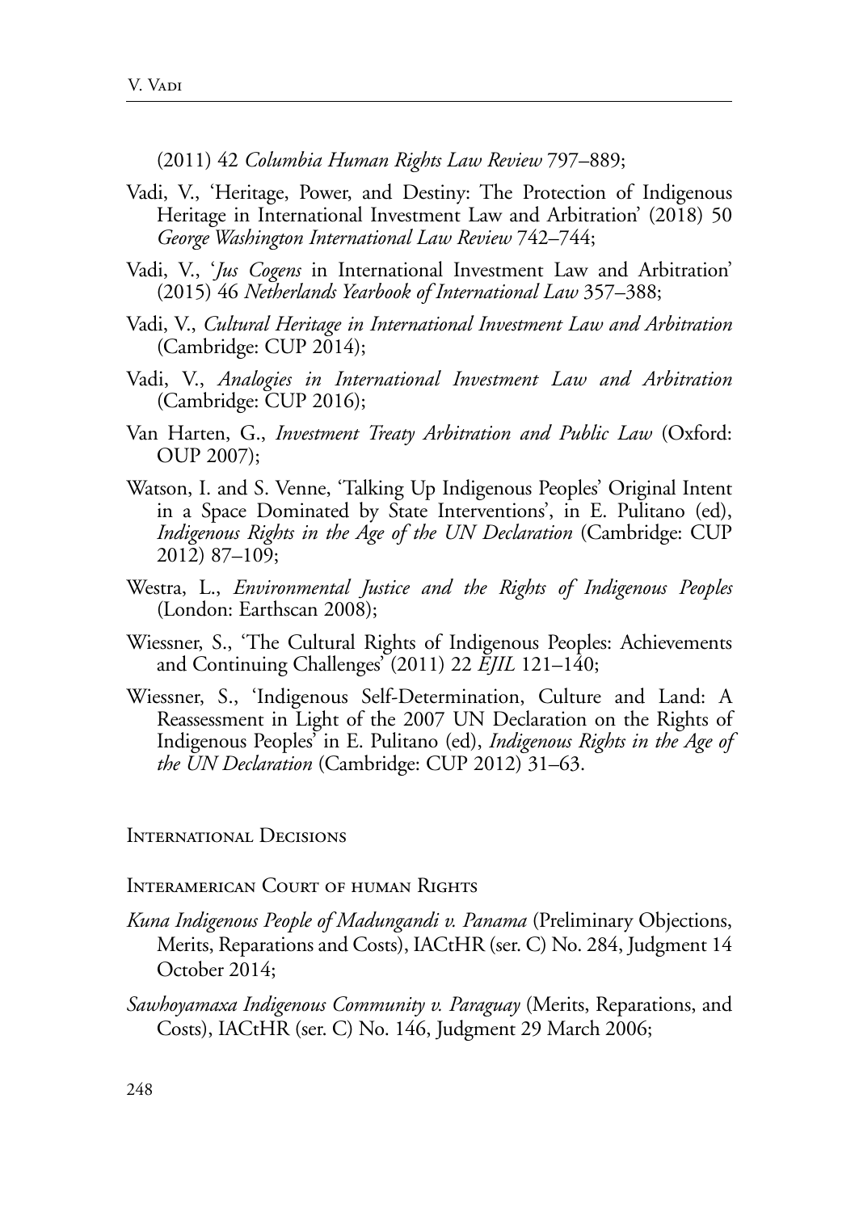(2011) 42 *Columbia Human Rights Law Review* 797–889;

Vadi, V., 'Heritage, Power, and Destiny: The Protection of Indigenous Heritage in International Investment Law and Arbitration' (2018) 50 *George Washington International Law Review* 742–744;

Vadi, V., '*Jus Cogens* in International Investment Law and Arbitration' (2015) 46 *Netherlands Yearbook of International Law* 357–388;

Vadi, V., *Cultural Heritage in International Investment Law and Arbitration* (Cambridge: CUP 2014);

Vadi, V., *Analogies in International Investment Law and Arbitration* (Cambridge: CUP 2016);

Van Harten, G., *Investment Treaty Arbitration and Public Law* (Oxford: OUP 2007);

Watson, I. and S. Venne, 'Talking Up Indigenous Peoples' Original Intent in a Space Dominated by State Interventions', in E. Pulitano (ed), *Indigenous Rights in the Age of the UN Declaration* (Cambridge: CUP 2012) 87–109;

Westra, L., *Environmental Justice and the Rights of Indigenous Peoples* (London: Earthscan 2008);

Wiessner, S., 'The Cultural Rights of Indigenous Peoples: Achievements and Continuing Challenges' (2011) 22 *EJIL* 121–140;

Wiessner, S., 'Indigenous Self-Determination, Culture and Land: A Reassessment in Light of the 2007 UN Declaration on the Rights of Indigenous Peoples' in E. Pulitano (ed), *Indigenous Rights in the Age of the UN Declaration* (Cambridge: CUP 2012) 31–63.

## International Decisions

### Interamerican Court of human Rights

*Kuna Indigenous People of Madungandi v. Panama* (Preliminary Objections, Merits, Reparations and Costs), IACtHR (ser. C) No. 284, Judgment 14 October 2014;

*Sawhoyamaxa Indigenous Community v. Paraguay* (Merits, Reparations, and Costs), IACtHR (ser. C) No. 146, Judgment 29 March 2006;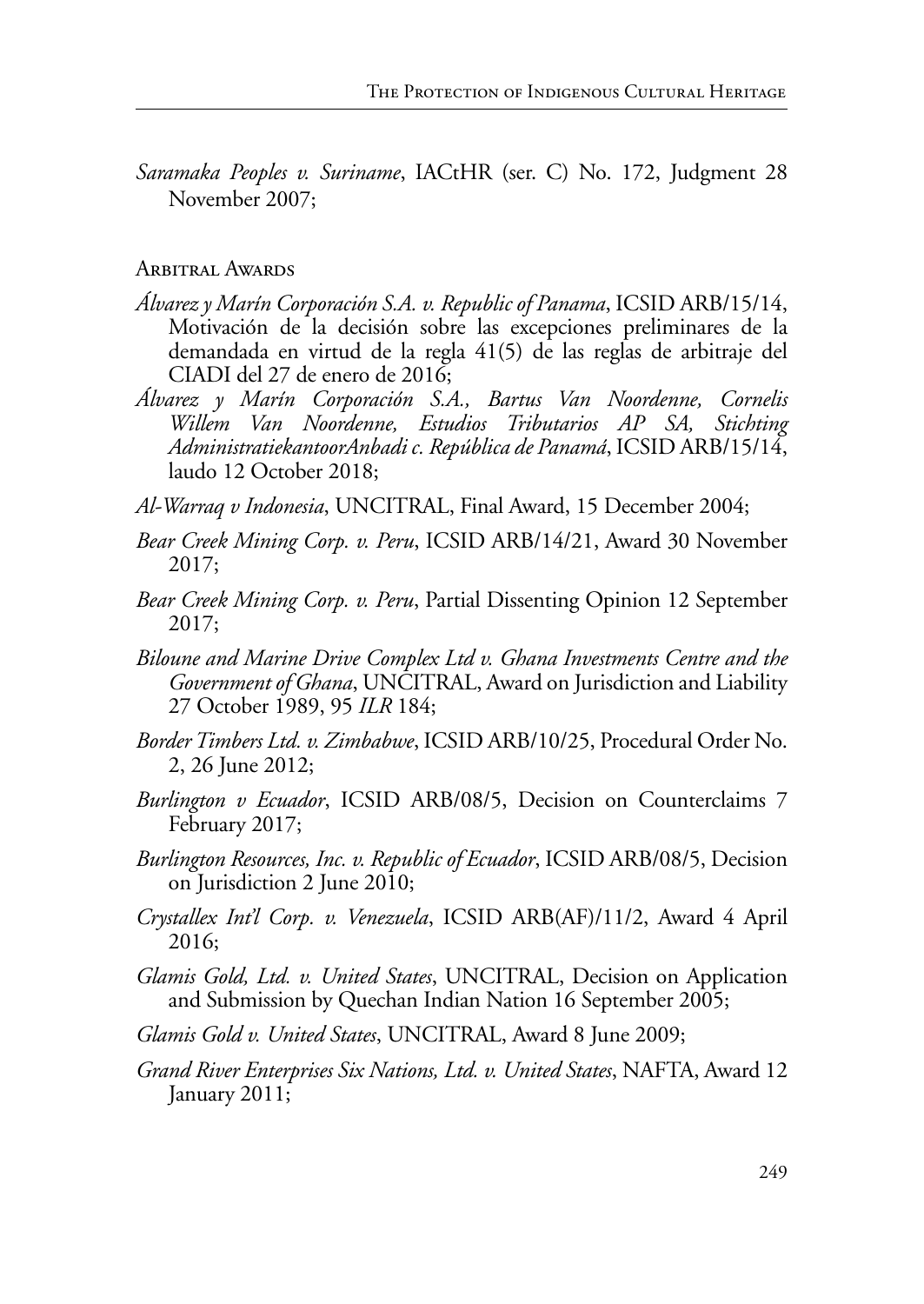*Saramaka Peoples v. Suriname*, IACtHR (ser. C) No. 172, Judgment 28 November 2007;

### Arbitral Awards

*Álvarez y Marín Corporación S.A. v. Republic of Panama*, ICSID ARB/15/14, Motivación de la decisión sobre las excepciones preliminares de la demandada en virtud de la regla 41(5) de las reglas de arbitraje del CIADI del 27 de enero de 2016;

*Álvarez y Marín Corporación S.A., Bartus Van Noordenne, Cornelis Willem Van Noordenne, Estudios Tributarios AP SA, Stichting AdministratiekantoorAnbadi c. República de Panamá*, ICSID ARB/15/14, laudo 12 October 2018;

*Al-Warraq v Indonesia*, UNCITRAL, Final Award, 15 December 2004;

*Bear Creek Mining Corp. v. Peru*, ICSID ARB/14/21, Award 30 November 2017;

*Bear Creek Mining Corp. v. Peru*, Partial Dissenting Opinion 12 September 2017;

*Biloune and Marine Drive Complex Ltd v. Ghana Investments Centre and the Government of Ghana*, UNCITRAL, Award on Jurisdiction and Liability 27 October 1989, 95 *ILR* 184;

*Border Timbers Ltd. v. Zimbabwe*, ICSID ARB/10/25, Procedural Order No. 2, 26 June 2012;

*Burlington v Ecuador*, ICSID ARB/08/5, Decision on Counterclaims 7 February 2017;

*Burlington Resources, Inc. v. Republic of Ecuador*, ICSID ARB/08/5, Decision on Jurisdiction 2 June 2010;

*Crystallex Int'l Corp. v. Venezuela*, ICSID ARB(AF)/11/2, Award 4 April 2016;

*Glamis Gold, Ltd. v. United States*, UNCITRAL, Decision on Application and Submission by Quechan Indian Nation 16 September 2005;

*Glamis Gold v. United States*, UNCITRAL, Award 8 June 2009;

*Grand River Enterprises Six Nations, Ltd. v. United States*, NAFTA, Award 12 January 2011;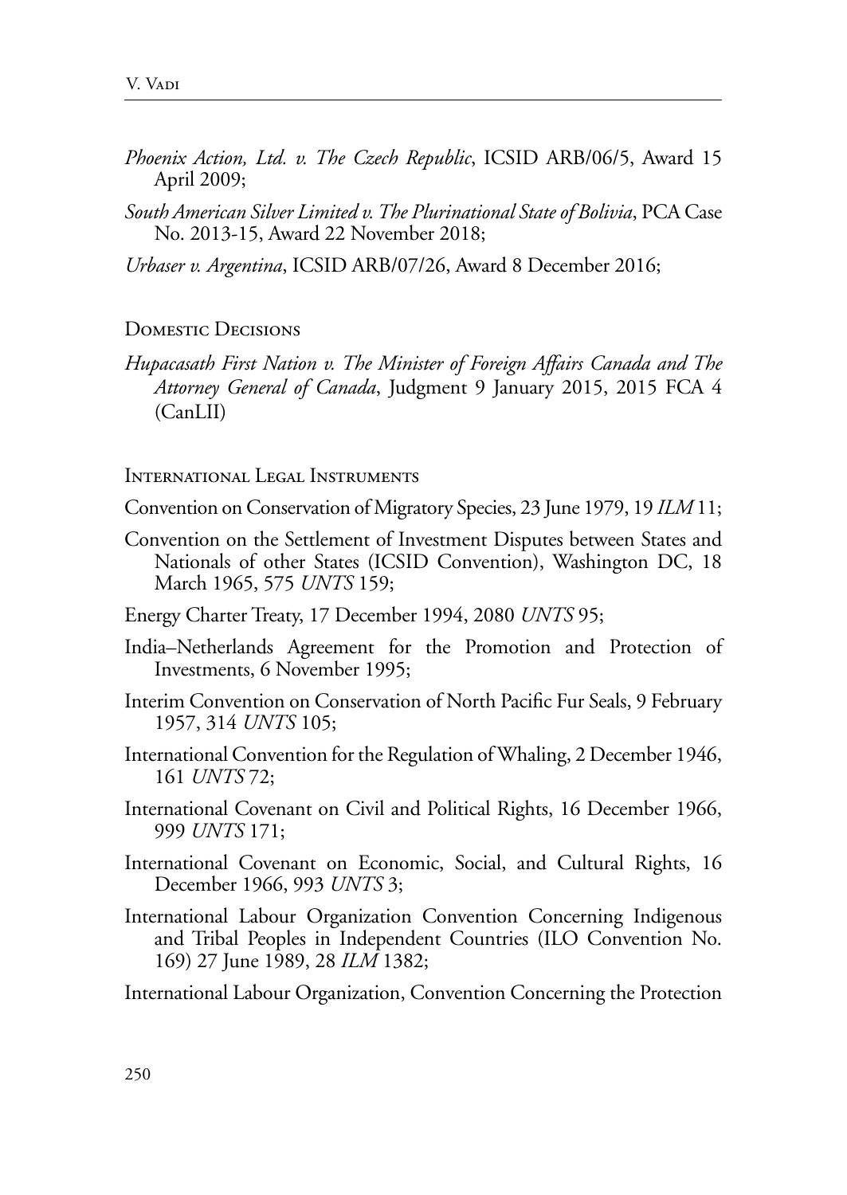*Phoenix Action, Ltd. v. The Czech Republic*, ICSID ARB/06/5, Award 15 April 2009;

*South American Silver Limited v. The Plurinational State of Bolivia*, PCA Case No. 2013-15, Award 22 November 2018;

*Urbaser v. Argentina*, ICSID ARB/07/26, Award 8 December 2016;

## Domestic Decisions

*Hupacasath First Nation v. The Minister of Foreign Affairs Canada and The Attorney General of Canada*, Judgment 9 January 2015, 2015 FCA 4 (CanLII)

## International Legal Instruments

Convention on Conservation of Migratory Species, 23 June 1979, 19 *ILM* 11;

Convention on the Settlement of Investment Disputes between States and Nationals of other States (ICSID Convention), Washington DC, 18 March 1965, 575 *UNTS* 159;

Energy Charter Treaty, 17 December 1994, 2080 *UNTS* 95;

India–Netherlands Agreement for the Promotion and Protection of Investments, 6 November 1995;

Interim Convention on Conservation of North Pacific Fur Seals, 9 February 1957, 314 *UNTS* 105;

International Convention for the Regulation of Whaling, 2 December 1946, 161 *UNTS* 72;

International Covenant on Civil and Political Rights, 16 December 1966, 999 *UNTS* 171;

International Covenant on Economic, Social, and Cultural Rights, 16 December 1966, 993 *UNTS* 3;

International Labour Organization Convention Concerning Indigenous and Tribal Peoples in Independent Countries (ILO Convention No. 169) 27 June 1989, 28 *ILM* 1382;

International Labour Organization, Convention Concerning the Protection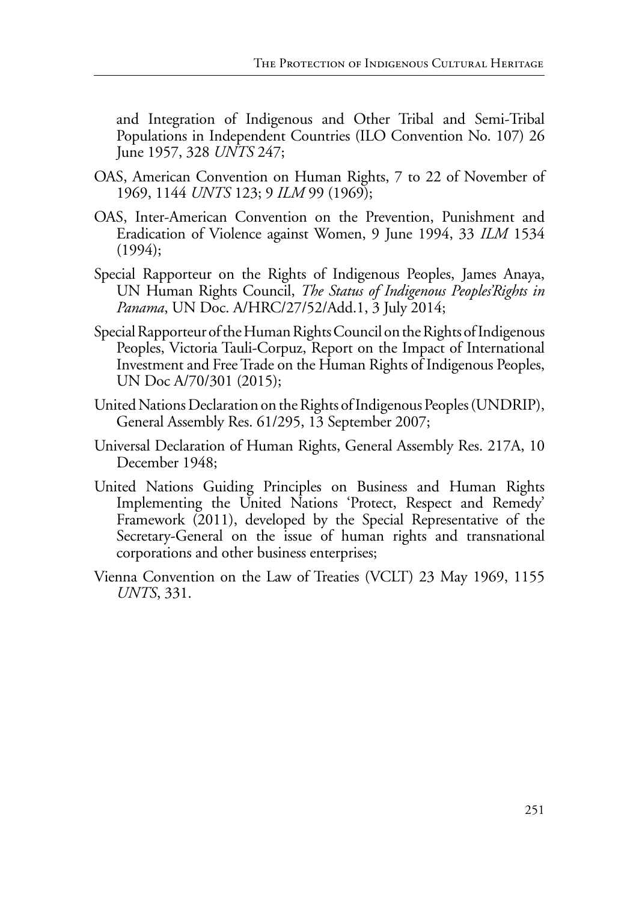and Integration of Indigenous and Other Tribal and Semi-Tribal Populations in Independent Countries (ILO Convention No. 107) 26 June 1957, 328 *UNTS* 247;

OAS, American Convention on Human Rights, 7 to 22 of November of 1969, 1144 *UNTS* 123; 9 *ILM* 99 (1969);

OAS, Inter-American Convention on the Prevention, Punishment and Eradication of Violence against Women, 9 June 1994, 33 *ILM* 1534 (1994);

Special Rapporteur on the Rights of Indigenous Peoples, James Anaya, UN Human Rights Council, *The Status of Indigenous Peoples'Rights in Panama*, UN Doc. A/HRC/27/52/Add.1, 3 July 2014;

Special Rapporteur of the Human Rights Council on the Rights of Indigenous Peoples, Victoria Tauli-Corpuz, Report on the Impact of International Investment and Free Trade on the Human Rights of Indigenous Peoples, UN Doc A/70/301 (2015);

United Nations Declaration on the Rights of Indigenous Peoples (UNDRIP), General Assembly Res. 61/295, 13 September 2007;

Universal Declaration of Human Rights, General Assembly Res. 217A, 10 December 1948;

United Nations Guiding Principles on Business and Human Rights Implementing the United Nations 'Protect, Respect and Remedy' Framework (2011), developed by the Special Representative of the Secretary-General on the issue of human rights and transnational corporations and other business enterprises;

Vienna Convention on the Law of Treaties (VCLT) 23 May 1969, 1155 *UNTS*, 331.